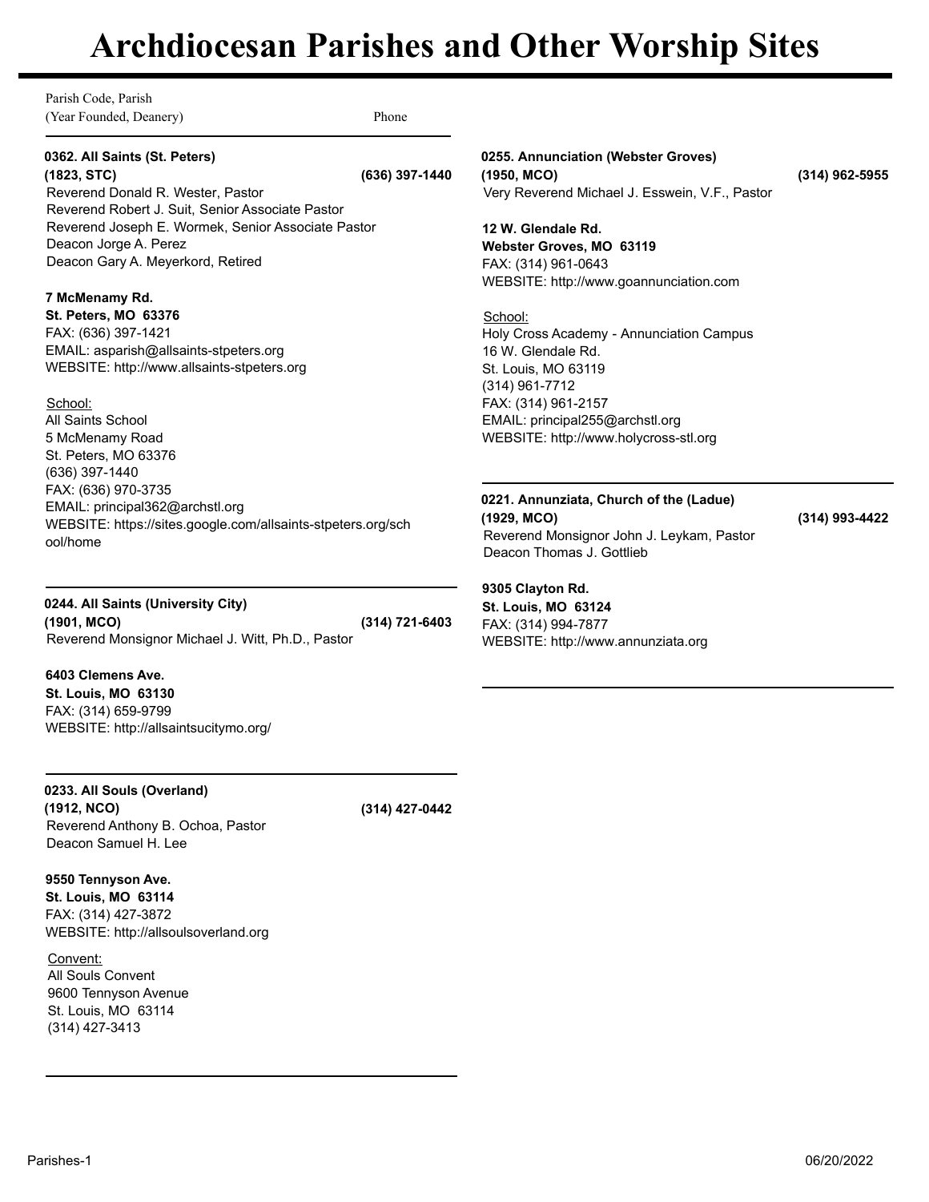# Archdiocesan Parishes and Other Worship Sites

Parish Code, Parish
(Year Founded, Deanery) Phone

---

**0362. All Saints (St. Peters)**
**(1823, STC)** **(636) 397-1440**

Reverend Donald R. Wester, Pastor
Reverend Robert J. Suit, Senior Associate Pastor
Reverend Joseph E. Wormek, Senior Associate Pastor
Deacon Jorge A. Perez
Deacon Gary A. Meyerkord, Retired

**7 McMenamy Rd.**
**St. Peters, MO 63376**
FAX: (636) 397-1421
EMAIL: asparish@allsaints-stpeters.org
WEBSITE: http://www.allsaints-stpeters.org

School:
All Saints School
5 McMenamy Road
St. Peters, MO 63376
(636) 397-1440
FAX: (636) 970-3735
EMAIL: principal362@archstl.org
WEBSITE: https://sites.google.com/allsaints-stpeters.org/school/home

---

**0244. All Saints (University City)**
**(1901, MCO)** **(314) 721-6403**

Reverend Monsignor Michael J. Witt, Ph.D., Pastor

**6403 Clemens Ave.**
**St. Louis, MO 63130**
FAX: (314) 659-9799
WEBSITE: http://allsaintsucitymo.org/

---

**0233. All Souls (Overland)**
**(1912, NCO)** **(314) 427-0442**

Reverend Anthony B. Ochoa, Pastor
Deacon Samuel H. Lee

**9550 Tennyson Ave.**
**St. Louis, MO 63114**
FAX: (314) 427-3872
WEBSITE: http://allsoulsoverland.org

Convent:
All Souls Convent
9600 Tennyson Avenue
St. Louis, MO 63114
(314) 427-3413

---

**0255. Annunciation (Webster Groves)**
**(1950, MCO)** **(314) 962-5955**

Very Reverend Michael J. Esswein, V.F., Pastor

**12 W. Glendale Rd.**
**Webster Groves, MO 63119**
FAX: (314) 961-0643
WEBSITE: http://www.goannunciation.com

School:
Holy Cross Academy - Annunciation Campus
16 W. Glendale Rd.
St. Louis, MO 63119
(314) 961-7712
FAX: (314) 961-2157
EMAIL: principal255@archstl.org
WEBSITE: http://www.holycross-stl.org

---

**0221. Annunziata, Church of the (Ladue)**
**(1929, MCO)** **(314) 993-4422**

Reverend Monsignor John J. Leykam, Pastor
Deacon Thomas J. Gottlieb

**9305 Clayton Rd.**
**St. Louis, MO 63124**
FAX: (314) 994-7877
WEBSITE: http://www.annunziata.org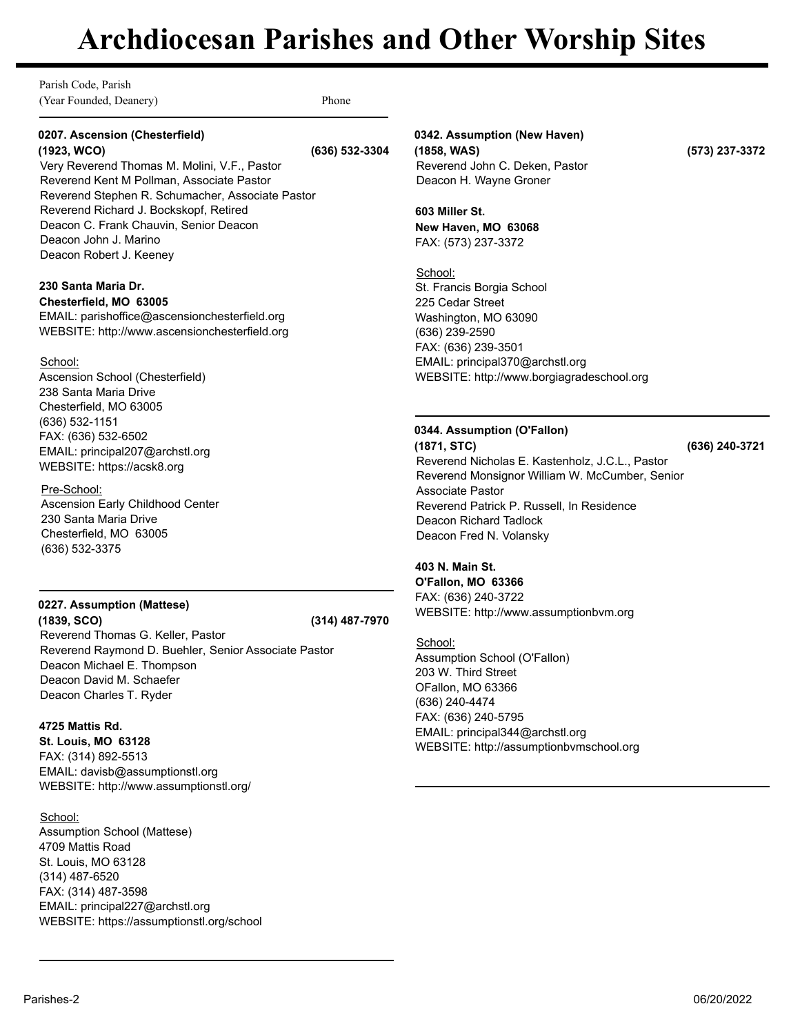# Archdiocesan Parishes and Other Worship Sites

Parish Code, Parish
(Year Founded, Deanery) Phone

**0207. Ascension (Chesterfield)**
**(1923, WCO) (636) 532-3304**
Very Reverend Thomas M. Molini, V.F., Pastor
Reverend Kent M Pollman, Associate Pastor
Reverend Stephen R. Schumacher, Associate Pastor
Reverend Richard J. Bockskopf, Retired
Deacon C. Frank Chauvin, Senior Deacon
Deacon John J. Marino
Deacon Robert J. Keeney

**230 Santa Maria Dr.**
**Chesterfield, MO 63005**
EMAIL: parishoffice@ascensionchesterfield.org
WEBSITE: http://www.ascensionchesterfield.org

School:
Ascension School (Chesterfield)
238 Santa Maria Drive
Chesterfield, MO 63005
(636) 532-1151
FAX: (636) 532-6502
EMAIL: principal207@archstl.org
WEBSITE: https://acsk8.org

Pre-School:
Ascension Early Childhood Center
230 Santa Maria Drive
Chesterfield, MO 63005
(636) 532-3375

---

**0227. Assumption (Mattese)**
**(1839, SCO) (314) 487-7970**
Reverend Thomas G. Keller, Pastor
Reverend Raymond D. Buehler, Senior Associate Pastor
Deacon Michael E. Thompson
Deacon David M. Schaefer
Deacon Charles T. Ryder

**4725 Mattis Rd.**
**St. Louis, MO 63128**
FAX: (314) 892-5513
EMAIL: davisb@assumptionstl.org
WEBSITE: http://www.assumptionstl.org/

School:
Assumption School (Mattese)
4709 Mattis Road
St. Louis, MO 63128
(314) 487-6520
FAX: (314) 487-3598
EMAIL: principal227@archstl.org
WEBSITE: https://assumptionstl.org/school

---

**0342. Assumption (New Haven)**
**(1858, WAS) (573) 237-3372**
Reverend John C. Deken, Pastor
Deacon H. Wayne Groner

**603 Miller St.**
**New Haven, MO 63068**
FAX: (573) 237-3372

School:
St. Francis Borgia School
225 Cedar Street
Washington, MO 63090
(636) 239-2590
FAX: (636) 239-3501
EMAIL: principal370@archstl.org
WEBSITE: http://www.borgiagradeschool.org

---

**0344. Assumption (O'Fallon)**
**(1871, STC) (636) 240-3721**
Reverend Nicholas E. Kastenholz, J.C.L., Pastor
Reverend Monsignor William W. McCumber, Senior Associate Pastor
Reverend Patrick P. Russell, In Residence
Deacon Richard Tadlock
Deacon Fred N. Volansky

**403 N. Main St.**
**O'Fallon, MO 63366**
FAX: (636) 240-3722
WEBSITE: http://www.assumptionbvm.org

School:
Assumption School (O'Fallon)
203 W. Third Street
OFallon, MO 63366
(636) 240-4474
FAX: (636) 240-5795
EMAIL: principal344@archstl.org
WEBSITE: http://assumptionbvmschool.org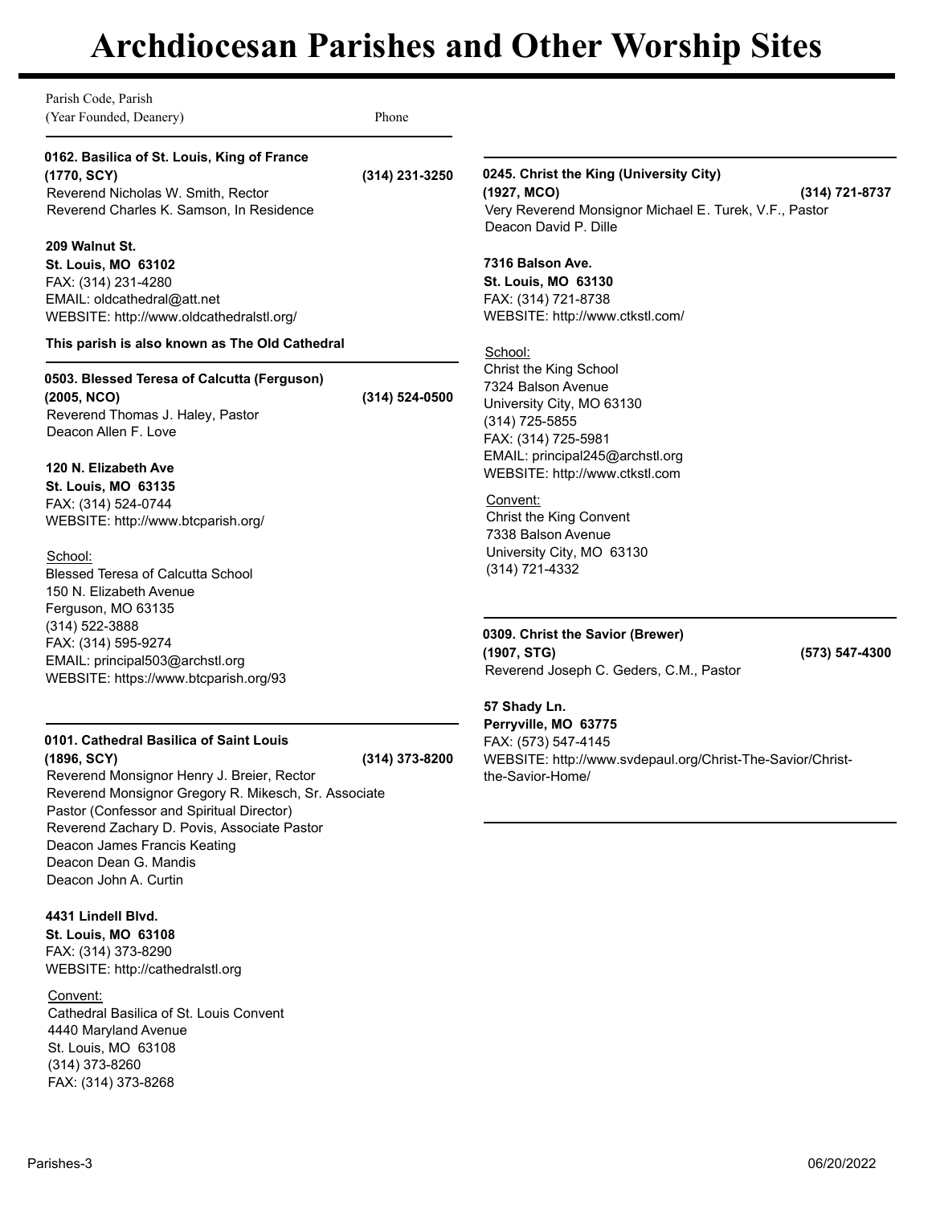# Archdiocesan Parishes and Other Worship Sites

Parish Code, Parish
(Year Founded, Deanery) Phone

**0162. Basilica of St. Louis, King of France**
**(1770, SCY)** **(314) 231-3250**
Reverend Nicholas W. Smith, Rector
Reverend Charles K. Samson, In Residence

**209 Walnut St.**
**St. Louis, MO 63102**
FAX: (314) 231-4280
EMAIL: oldcathedral@att.net
WEBSITE: http://www.oldcathedralstl.org/

**This parish is also known as The Old Cathedral**

---

**0503. Blessed Teresa of Calcutta (Ferguson)**
**(2005, NCO)** **(314) 524-0500**
Reverend Thomas J. Haley, Pastor
Deacon Allen F. Love

**120 N. Elizabeth Ave**
**St. Louis, MO 63135**
FAX: (314) 524-0744
WEBSITE: http://www.btcparish.org/

School:
Blessed Teresa of Calcutta School
150 N. Elizabeth Avenue
Ferguson, MO 63135
(314) 522-3888
FAX: (314) 595-9274
EMAIL: principal503@archstl.org
WEBSITE: https://www.btcparish.org/93

---

**0101. Cathedral Basilica of Saint Louis**
**(1896, SCY)** **(314) 373-8200**
Reverend Monsignor Henry J. Breier, Rector
Reverend Monsignor Gregory R. Mikesch, Sr. Associate Pastor (Confessor and Spiritual Director)
Reverend Zachary D. Povis, Associate Pastor
Deacon James Francis Keating
Deacon Dean G. Mandis
Deacon John A. Curtin

**4431 Lindell Blvd.**
**St. Louis, MO 63108**
FAX: (314) 373-8290
WEBSITE: http://cathedralstl.org

Convent:
Cathedral Basilica of St. Louis Convent
4440 Maryland Avenue
St. Louis, MO 63108
(314) 373-8260
FAX: (314) 373-8268

---

**0245. Christ the King (University City)**
**(1927, MCO)** **(314) 721-8737**
Very Reverend Monsignor Michael E. Turek, V.F., Pastor
Deacon David P. Dille

**7316 Balson Ave.**
**St. Louis, MO 63130**
FAX: (314) 721-8738
WEBSITE: http://www.ctkstl.com/

School:
Christ the King School
7324 Balson Avenue
University City, MO 63130
(314) 725-5855
FAX: (314) 725-5981
EMAIL: principal245@archstl.org
WEBSITE: http://www.ctkstl.com

Convent:
Christ the King Convent
7338 Balson Avenue
University City, MO 63130
(314) 721-4332

---

**0309. Christ the Savior (Brewer)**
**(1907, STG)** **(573) 547-4300**
Reverend Joseph C. Geders, C.M., Pastor

**57 Shady Ln.**
**Perryville, MO 63775**
FAX: (573) 547-4145
WEBSITE: http://www.svdepaul.org/Christ-The-Savior/Christ-the-Savior-Home/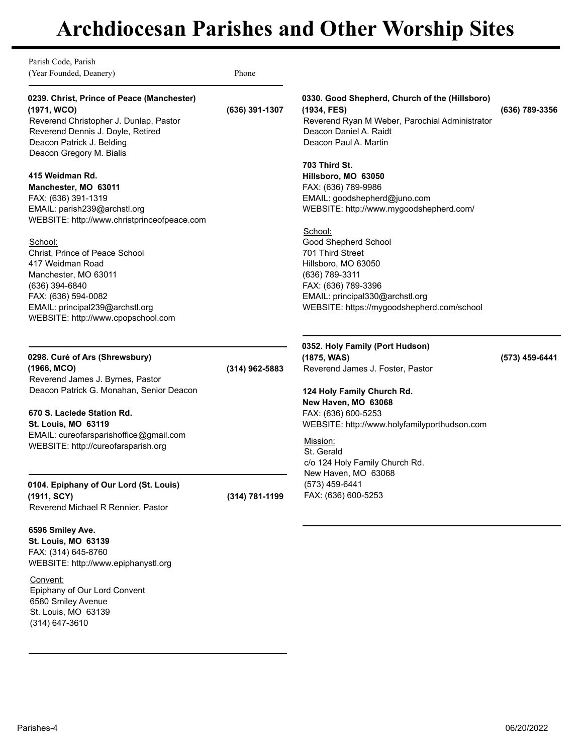# Archdiocesan Parishes and Other Worship Sites

Parish Code, Parish
(Year Founded, Deanery) Phone

**0239. Christ, Prince of Peace (Manchester)**
**(1971, WCO)** **(636) 391-1307**
Reverend Christopher J. Dunlap, Pastor
Reverend Dennis J. Doyle, Retired
Deacon Patrick J. Belding
Deacon Gregory M. Bialis

**415 Weidman Rd.**
**Manchester, MO 63011**
FAX: (636) 391-1319
EMAIL: parish239@archstl.org
WEBSITE: http://www.christprinceofpeace.com

School:
Christ, Prince of Peace School
417 Weidman Road
Manchester, MO 63011
(636) 394-6840
FAX: (636) 594-0082
EMAIL: principal239@archstl.org
WEBSITE: http://www.cpopschool.com

---

**0298. Curé of Ars (Shrewsbury)**
**(1966, MCO)** **(314) 962-5883**
Reverend James J. Byrnes, Pastor
Deacon Patrick G. Monahan, Senior Deacon

**670 S. Laclede Station Rd.**
**St. Louis, MO 63119**
EMAIL: cureofarsparishoffice@gmail.com
WEBSITE: http://cureofarsparish.org

---

**0104. Epiphany of Our Lord (St. Louis)**
**(1911, SCY)** **(314) 781-1199**
Reverend Michael R Rennier, Pastor

**6596 Smiley Ave.**
**St. Louis, MO 63139**
FAX: (314) 645-8760
WEBSITE: http://www.epiphanystl.org

Convent:
Epiphany of Our Lord Convent
6580 Smiley Avenue
St. Louis, MO 63139
(314) 647-3610

---

**0330. Good Shepherd, Church of the (Hillsboro)**
**(1934, FES)** **(636) 789-3356**
Reverend Ryan M Weber, Parochial Administrator
Deacon Daniel A. Raidt
Deacon Paul A. Martin

**703 Third St.**
**Hillsboro, MO 63050**
FAX: (636) 789-9986
EMAIL: goodshepherd@juno.com
WEBSITE: http://www.mygoodshepherd.com/

School:
Good Shepherd School
701 Third Street
Hillsboro, MO 63050
(636) 789-3311
FAX: (636) 789-3396
EMAIL: principal330@archstl.org
WEBSITE: https://mygoodshepherd.com/school

---

**0352. Holy Family (Port Hudson)**
**(1875, WAS)** **(573) 459-6441**
Reverend James J. Foster, Pastor

**124 Holy Family Church Rd.**
**New Haven, MO 63068**
FAX: (636) 600-5253
WEBSITE: http://www.holyfamilyporthudson.com

Mission:
St. Gerald
c/o 124 Holy Family Church Rd.
New Haven, MO 63068
(573) 459-6441
FAX: (636) 600-5253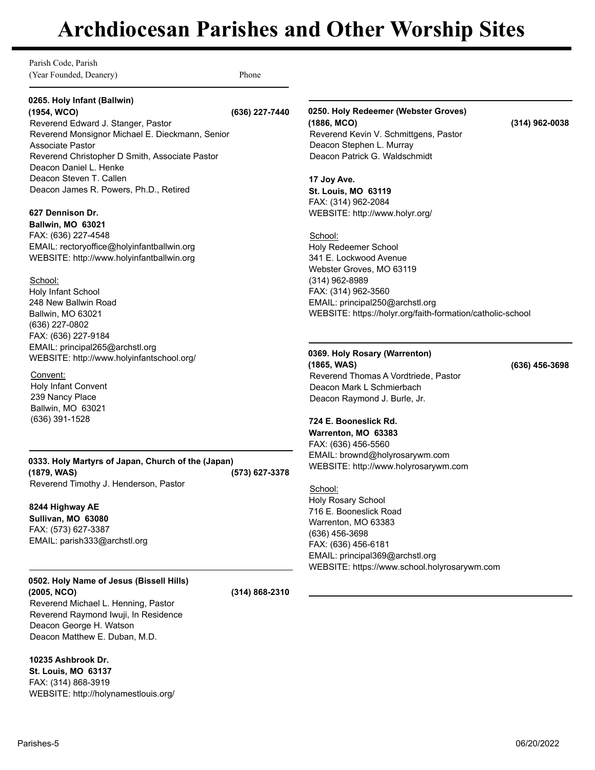# Archdiocesan Parishes and Other Worship Sites

Parish Code, Parish
(Year Founded, Deanery) Phone

**0265. Holy Infant (Ballwin)**
**(1954, WCO) (636) 227-7440**
Reverend Edward J. Stanger, Pastor
Reverend Monsignor Michael E. Dieckmann, Senior Associate Pastor
Reverend Christopher D Smith, Associate Pastor
Deacon Daniel L. Henke
Deacon Steven T. Callen
Deacon James R. Powers, Ph.D., Retired

**627 Dennison Dr.**
**Ballwin, MO 63021**
FAX: (636) 227-4548
EMAIL: rectoryoffice@holyinfantballwin.org
WEBSITE: http://www.holyinfantballwin.org

School:
Holy Infant School
248 New Ballwin Road
Ballwin, MO 63021
(636) 227-0802
FAX: (636) 227-9184
EMAIL: principal265@archstl.org
WEBSITE: http://www.holyinfantschool.org/

Convent:
Holy Infant Convent
239 Nancy Place
Ballwin, MO 63021
(636) 391-1528

---

**0333. Holy Martyrs of Japan, Church of the (Japan)**
**(1879, WAS) (573) 627-3378**
Reverend Timothy J. Henderson, Pastor

**8244 Highway AE**
**Sullivan, MO 63080**
FAX: (573) 627-3387
EMAIL: parish333@archstl.org

---

**0502. Holy Name of Jesus (Bissell Hills)**
**(2005, NCO) (314) 868-2310**
Reverend Michael L. Henning, Pastor
Reverend Raymond Iwuji, In Residence
Deacon George H. Watson
Deacon Matthew E. Duban, M.D.

**10235 Ashbrook Dr.**
**St. Louis, MO 63137**
FAX: (314) 868-3919
WEBSITE: http://holynamestlouis.org/

---

**0250. Holy Redeemer (Webster Groves)**
**(1886, MCO) (314) 962-0038**
Reverend Kevin V. Schmittgens, Pastor
Deacon Stephen L. Murray
Deacon Patrick G. Waldschmidt

**17 Joy Ave.**
**St. Louis, MO 63119**
FAX: (314) 962-2084
WEBSITE: http://www.holyr.org/

School:
Holy Redeemer School
341 E. Lockwood Avenue
Webster Groves, MO 63119
(314) 962-8989
FAX: (314) 962-3560
EMAIL: principal250@archstl.org
WEBSITE: https://holyr.org/faith-formation/catholic-school

---

**0369. Holy Rosary (Warrenton)**
**(1865, WAS) (636) 456-3698**
Reverend Thomas A Vordtriede, Pastor
Deacon Mark L Schmierbach
Deacon Raymond J. Burle, Jr.

**724 E. Booneslick Rd.**
**Warrenton, MO 63383**
FAX: (636) 456-5560
EMAIL: brownd@holyrosarywm.com
WEBSITE: http://www.holyrosarywm.com

School:
Holy Rosary School
716 E. Booneslick Road
Warrenton, MO 63383
(636) 456-3698
FAX: (636) 456-6181
EMAIL: principal369@archstl.org
WEBSITE: https://www.school.holyrosarywm.com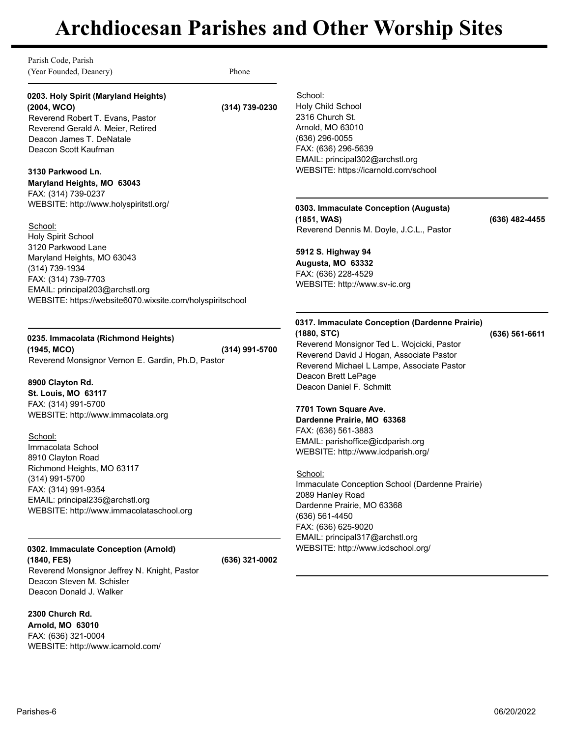# Archdiocesan Parishes and Other Worship Sites

Parish Code, Parish
(Year Founded, Deanery) Phone

**0203. Holy Spirit (Maryland Heights)**
**(2004, WCO)** **(314) 739-0230**
Reverend Robert T. Evans, Pastor
Reverend Gerald A. Meier, Retired
Deacon James T. DeNatale
Deacon Scott Kaufman

**3130 Parkwood Ln.**
**Maryland Heights, MO 63043**
FAX: (314) 739-0237
WEBSITE: http://www.holyspiritstl.org/

School:
Holy Spirit School
3120 Parkwood Lane
Maryland Heights, MO 63043
(314) 739-1934
FAX: (314) 739-7703
EMAIL: principal203@archstl.org
WEBSITE: https://website6070.wixsite.com/holyspiritschool

---

**0235. Immacolata (Richmond Heights)**
**(1945, MCO)** **(314) 991-5700**
Reverend Monsignor Vernon E. Gardin, Ph.D, Pastor

**8900 Clayton Rd.**
**St. Louis, MO 63117**
FAX: (314) 991-5700
WEBSITE: http://www.immacolata.org

School:
Immacolata School
8910 Clayton Road
Richmond Heights, MO 63117
(314) 991-5700
FAX: (314) 991-9354
EMAIL: principal235@archstl.org
WEBSITE: http://www.immacolataschool.org

---

**0302. Immaculate Conception (Arnold)**
**(1840, FES)** **(636) 321-0002**
Reverend Monsignor Jeffrey N. Knight, Pastor
Deacon Steven M. Schisler
Deacon Donald J. Walker

**2300 Church Rd.**
**Arnold, MO 63010**
FAX: (636) 321-0004
WEBSITE: http://www.icarnold.com/

School:
Holy Child School
2316 Church St.
Arnold, MO 63010
(636) 296-0055
FAX: (636) 296-5639
EMAIL: principal302@archstl.org
WEBSITE: https://icarnold.com/school

---

**0303. Immaculate Conception (Augusta)**
**(1851, WAS)** **(636) 482-4455**
Reverend Dennis M. Doyle, J.C.L., Pastor

**5912 S. Highway 94**
**Augusta, MO 63332**
FAX: (636) 228-4529
WEBSITE: http://www.sv-ic.org

---

**0317. Immaculate Conception (Dardenne Prairie)**
**(1880, STC)** **(636) 561-6611**
Reverend Monsignor Ted L. Wojcicki, Pastor
Reverend David J Hogan, Associate Pastor
Reverend Michael L Lampe, Associate Pastor
Deacon Brett LePage
Deacon Daniel F. Schmitt

**7701 Town Square Ave.**
**Dardenne Prairie, MO 63368**
FAX: (636) 561-3883
EMAIL: parishoffice@icdparish.org
WEBSITE: http://www.icdparish.org/

School:
Immaculate Conception School (Dardenne Prairie)
2089 Hanley Road
Dardenne Prairie, MO 63368
(636) 561-4450
FAX: (636) 625-9020
EMAIL: principal317@archstl.org
WEBSITE: http://www.icdschool.org/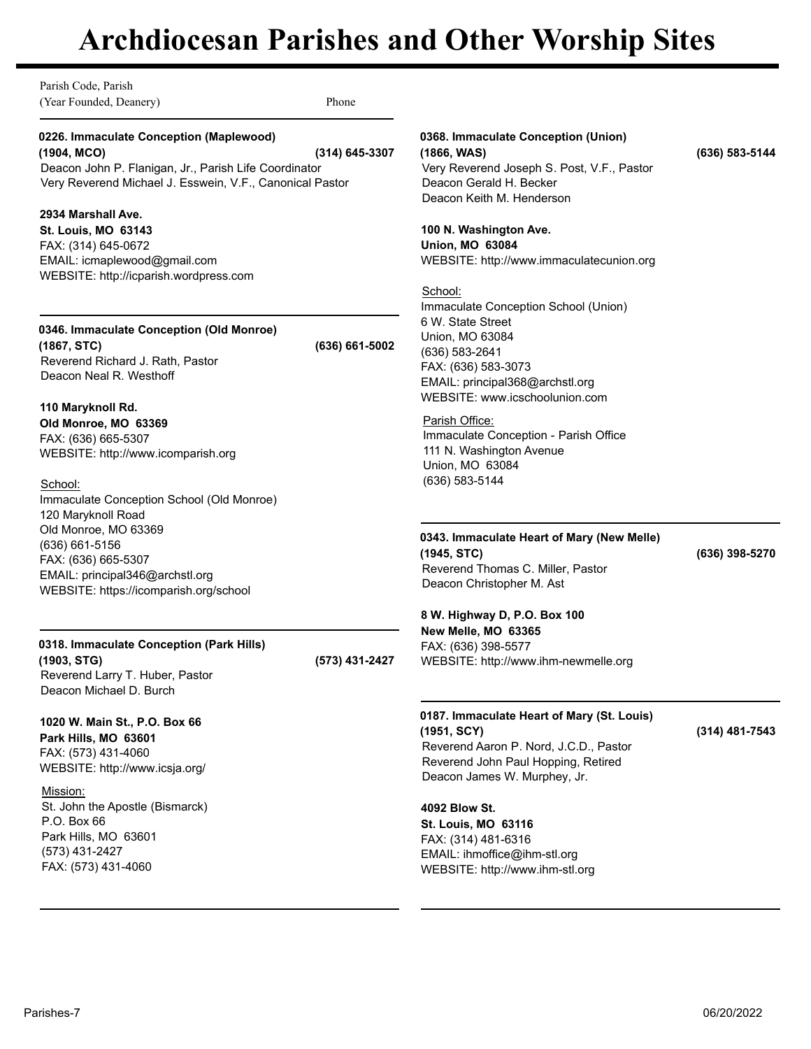# Archdiocesan Parishes and Other Worship Sites

Parish Code, Parish
(Year Founded, Deanery) Phone

**0226. Immaculate Conception (Maplewood)**
**(1904, MCO)** **(314) 645-3307**
Deacon John P. Flanigan, Jr., Parish Life Coordinator
Very Reverend Michael J. Esswein, V.F., Canonical Pastor

**2934 Marshall Ave.**
**St. Louis, MO 63143**
FAX: (314) 645-0672
EMAIL: icmaplewood@gmail.com
WEBSITE: http://icparish.wordpress.com

---

**0346. Immaculate Conception (Old Monroe)**
**(1867, STC)** **(636) 661-5002**
Reverend Richard J. Rath, Pastor
Deacon Neal R. Westhoff

**110 Maryknoll Rd.**
**Old Monroe, MO 63369**
FAX: (636) 665-5307
WEBSITE: http://www.icomparish.org

School:
Immaculate Conception School (Old Monroe)
120 Maryknoll Road
Old Monroe, MO 63369
(636) 661-5156
FAX: (636) 665-5307
EMAIL: principal346@archstl.org
WEBSITE: https://icomparish.org/school

---

**0318. Immaculate Conception (Park Hills)**
**(1903, STG)** **(573) 431-2427**
Reverend Larry T. Huber, Pastor
Deacon Michael D. Burch

**1020 W. Main St., P.O. Box 66**
**Park Hills, MO 63601**
FAX: (573) 431-4060
WEBSITE: http://www.icsja.org/

Mission:
St. John the Apostle (Bismarck)
P.O. Box 66
Park Hills, MO 63601
(573) 431-2427
FAX: (573) 431-4060

---

**0368. Immaculate Conception (Union)**
**(1866, WAS)** **(636) 583-5144**
Very Reverend Joseph S. Post, V.F., Pastor
Deacon Gerald H. Becker
Deacon Keith M. Henderson

**100 N. Washington Ave.**
**Union, MO 63084**
WEBSITE: http://www.immaculatecunion.org

School:
Immaculate Conception School (Union)
6 W. State Street
Union, MO 63084
(636) 583-2641
FAX: (636) 583-3073
EMAIL: principal368@archstl.org
WEBSITE: www.icschoolunion.com

Parish Office:
Immaculate Conception - Parish Office
111 N. Washington Avenue
Union, MO 63084
(636) 583-5144

---

**0343. Immaculate Heart of Mary (New Melle)**
**(1945, STC)** **(636) 398-5270**
Reverend Thomas C. Miller, Pastor
Deacon Christopher M. Ast

**8 W. Highway D, P.O. Box 100**
**New Melle, MO 63365**
FAX: (636) 398-5577
WEBSITE: http://www.ihm-newmelle.org

---

**0187. Immaculate Heart of Mary (St. Louis)**
**(1951, SCY)** **(314) 481-7543**
Reverend Aaron P. Nord, J.C.D., Pastor
Reverend John Paul Hopping, Retired
Deacon James W. Murphey, Jr.

**4092 Blow St.**
**St. Louis, MO 63116**
FAX: (314) 481-6316
EMAIL: ihmoffice@ihm-stl.org
WEBSITE: http://www.ihm-stl.org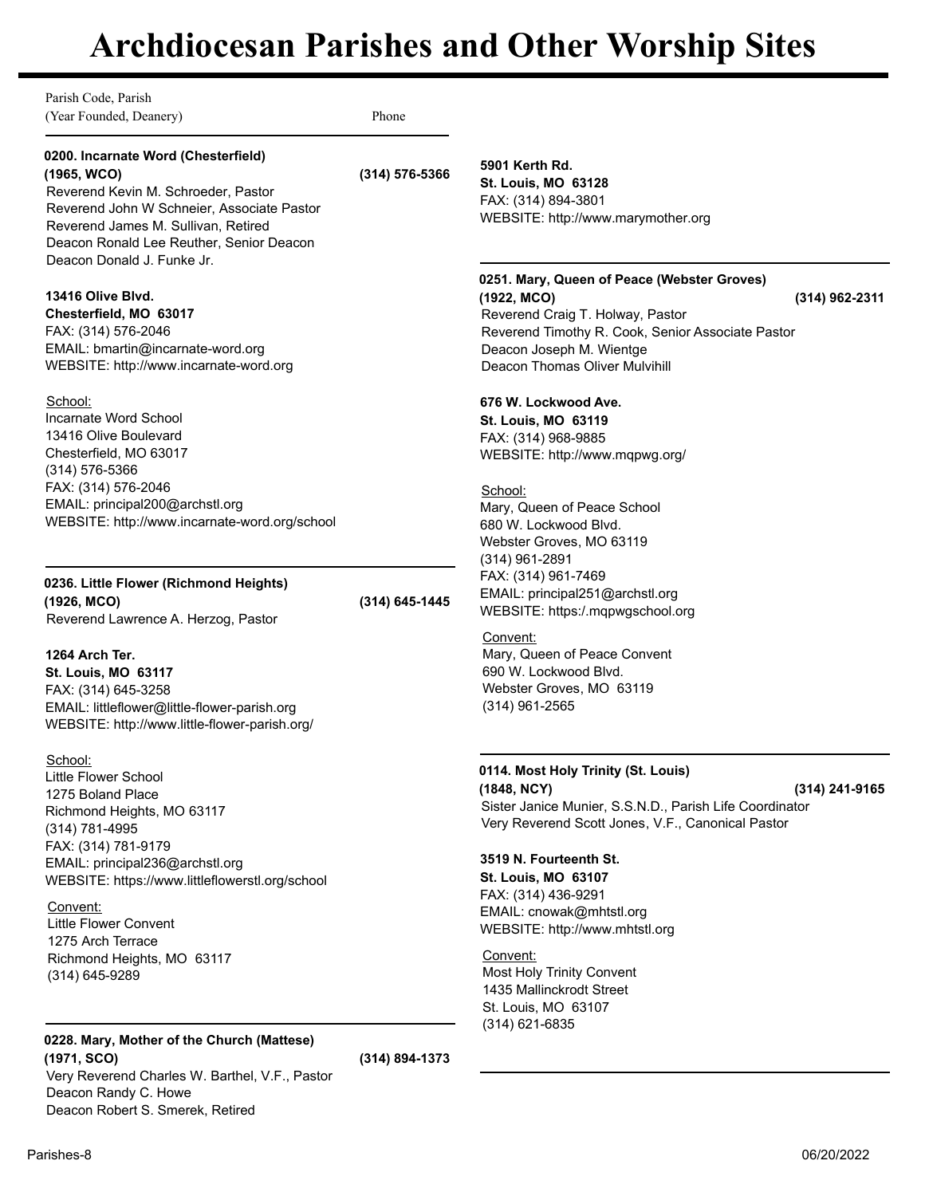# Archdiocesan Parishes and Other Worship Sites

Parish Code, Parish
(Year Founded, Deanery) — Phone

---

**0200. Incarnate Word (Chesterfield)**
**(1965, WCO)** — **(314) 576-5366**

Reverend Kevin M. Schroeder, Pastor
Reverend John W Schneier, Associate Pastor
Reverend James M. Sullivan, Retired
Deacon Ronald Lee Reuther, Senior Deacon
Deacon Donald J. Funke Jr.

**13416 Olive Blvd.**
**Chesterfield, MO 63017**
FAX: (314) 576-2046
EMAIL: bmartin@incarnate-word.org
WEBSITE: http://www.incarnate-word.org

School:
Incarnate Word School
13416 Olive Boulevard
Chesterfield, MO 63017
(314) 576-5366
FAX: (314) 576-2046
EMAIL: principal200@archstl.org
WEBSITE: http://www.incarnate-word.org/school

---

**0236. Little Flower (Richmond Heights)**
**(1926, MCO)** — **(314) 645-1445**

Reverend Lawrence A. Herzog, Pastor

**1264 Arch Ter.**
**St. Louis, MO 63117**
FAX: (314) 645-3258
EMAIL: littleflower@little-flower-parish.org
WEBSITE: http://www.little-flower-parish.org/

School:
Little Flower School
1275 Boland Place
Richmond Heights, MO 63117
(314) 781-4995
FAX: (314) 781-9179
EMAIL: principal236@archstl.org
WEBSITE: https://www.littleflowerstl.org/school

Convent:
Little Flower Convent
1275 Arch Terrace
Richmond Heights, MO 63117
(314) 645-9289

---

**0228. Mary, Mother of the Church (Mattese)**
**(1971, SCO)** — **(314) 894-1373**

Very Reverend Charles W. Barthel, V.F., Pastor
Deacon Randy C. Howe
Deacon Robert S. Smerek, Retired

**5901 Kerth Rd.**
**St. Louis, MO 63128**
FAX: (314) 894-3801
WEBSITE: http://www.marymother.org

---

**0251. Mary, Queen of Peace (Webster Groves)**
**(1922, MCO)** — **(314) 962-2311**

Reverend Craig T. Holway, Pastor
Reverend Timothy R. Cook, Senior Associate Pastor
Deacon Joseph M. Wientge
Deacon Thomas Oliver Mulvihill

**676 W. Lockwood Ave.**
**St. Louis, MO 63119**
FAX: (314) 968-9885
WEBSITE: http://www.mqpwg.org/

School:
Mary, Queen of Peace School
680 W. Lockwood Blvd.
Webster Groves, MO 63119
(314) 961-2891
FAX: (314) 961-7469
EMAIL: principal251@archstl.org
WEBSITE: https:/.mqpwgschool.org

Convent:
Mary, Queen of Peace Convent
690 W. Lockwood Blvd.
Webster Groves, MO 63119
(314) 961-2565

---

**0114. Most Holy Trinity (St. Louis)**
**(1848, NCY)** — **(314) 241-9165**

Sister Janice Munier, S.S.N.D., Parish Life Coordinator
Very Reverend Scott Jones, V.F., Canonical Pastor

**3519 N. Fourteenth St.**
**St. Louis, MO 63107**
FAX: (314) 436-9291
EMAIL: cnowak@mhtstl.org
WEBSITE: http://www.mhtstl.org

Convent:
Most Holy Trinity Convent
1435 Mallinckrodt Street
St. Louis, MO 63107
(314) 621-6835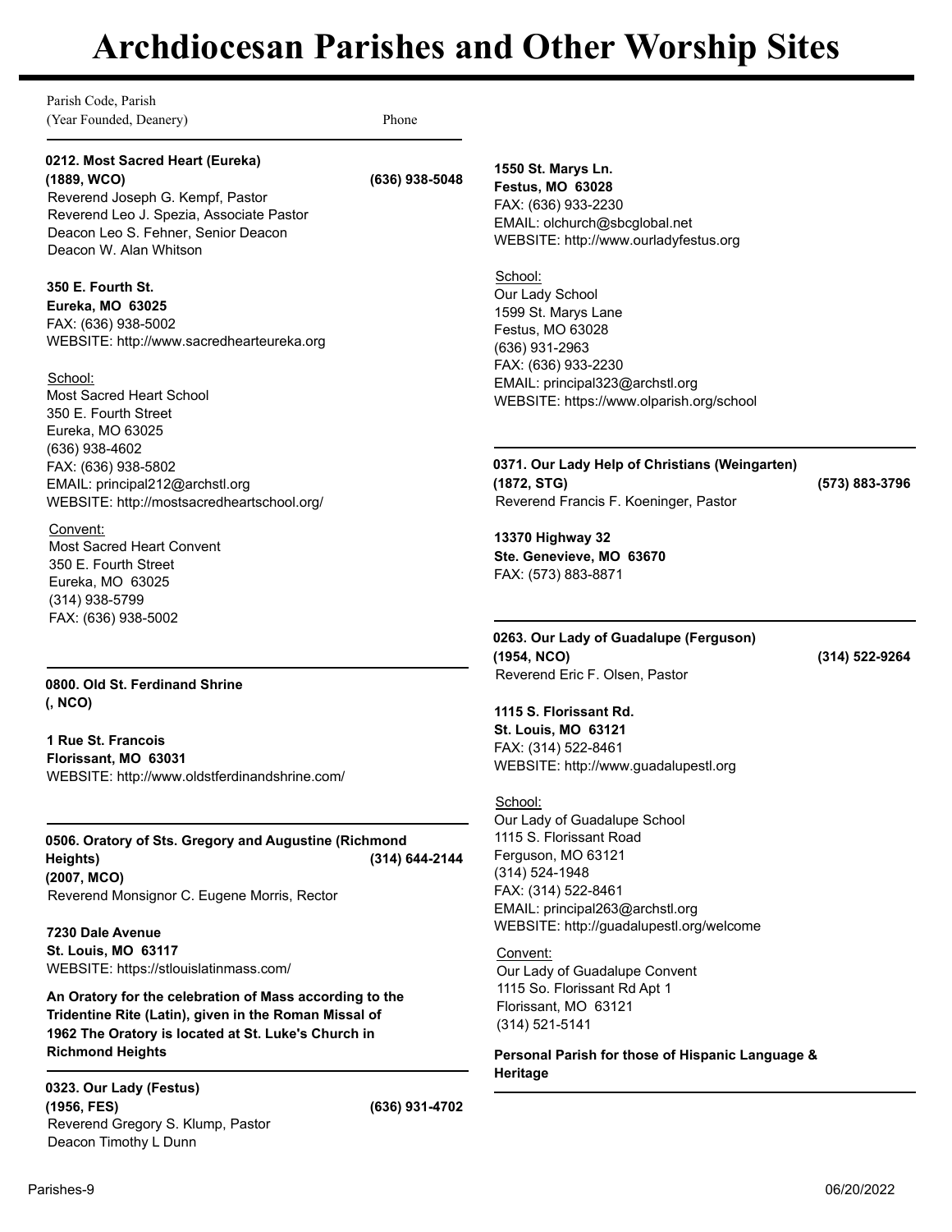# Archdiocesan Parishes and Other Worship Sites

Parish Code, Parish
(Year Founded, Deanery) Phone

**0212. Most Sacred Heart (Eureka)**
**(1889, WCO)** **(636) 938-5048**
Reverend Joseph G. Kempf, Pastor
Reverend Leo J. Spezia, Associate Pastor
Deacon Leo S. Fehner, Senior Deacon
Deacon W. Alan Whitson

**350 E. Fourth St.**
**Eureka, MO 63025**
FAX: (636) 938-5002
WEBSITE: http://www.sacredhearteureka.org

School:
Most Sacred Heart School
350 E. Fourth Street
Eureka, MO 63025
(636) 938-4602
FAX: (636) 938-5802
EMAIL: principal212@archstl.org
WEBSITE: http://mostsacredheartschool.org/

Convent:
Most Sacred Heart Convent
350 E. Fourth Street
Eureka, MO 63025
(314) 938-5799
FAX: (636) 938-5002

---

**0800. Old St. Ferdinand Shrine**
**(, NCO)**

**1 Rue St. Francois**
**Florissant, MO 63031**
WEBSITE: http://www.oldstferdinandshrine.com/

---

**0506. Oratory of Sts. Gregory and Augustine (Richmond Heights)** **(314) 644-2144**
**(2007, MCO)**
Reverend Monsignor C. Eugene Morris, Rector

**7230 Dale Avenue**
**St. Louis, MO 63117**
WEBSITE: https://stlouislatinmass.com/

**An Oratory for the celebration of Mass according to the Tridentine Rite (Latin), given in the Roman Missal of 1962 The Oratory is located at St. Luke's Church in Richmond Heights**

---

**0323. Our Lady (Festus)**
**(1956, FES)** **(636) 931-4702**
Reverend Gregory S. Klump, Pastor
Deacon Timothy L Dunn

**1550 St. Marys Ln.**
**Festus, MO 63028**
FAX: (636) 933-2230
EMAIL: olchurch@sbcglobal.net
WEBSITE: http://www.ourladyfestus.org

School:
Our Lady School
1599 St. Marys Lane
Festus, MO 63028
(636) 931-2963
FAX: (636) 933-2230
EMAIL: principal323@archstl.org
WEBSITE: https://www.olparish.org/school

---

**0371. Our Lady Help of Christians (Weingarten)**
**(1872, STG)** **(573) 883-3796**
Reverend Francis F. Koeninger, Pastor

**13370 Highway 32**
**Ste. Genevieve, MO 63670**
FAX: (573) 883-8871

---

**0263. Our Lady of Guadalupe (Ferguson)**
**(1954, NCO)** **(314) 522-9264**
Reverend Eric F. Olsen, Pastor

**1115 S. Florissant Rd.**
**St. Louis, MO 63121**
FAX: (314) 522-8461
WEBSITE: http://www.guadalupestl.org

School:
Our Lady of Guadalupe School
1115 S. Florissant Road
Ferguson, MO 63121
(314) 524-1948
FAX: (314) 522-8461
EMAIL: principal263@archstl.org
WEBSITE: http://guadalupestl.org/welcome

Convent:
Our Lady of Guadalupe Convent
1115 So. Florissant Rd Apt 1
Florissant, MO 63121
(314) 521-5141

**Personal Parish for those of Hispanic Language & Heritage**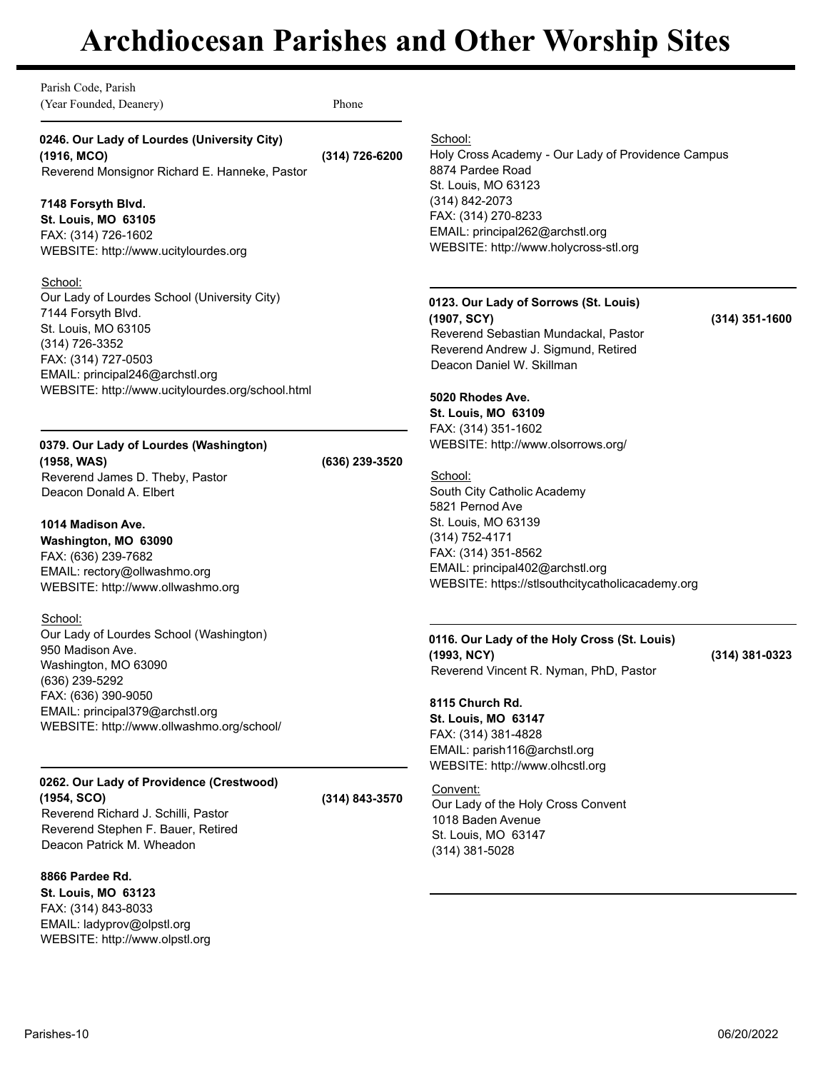# Archdiocesan Parishes and Other Worship Sites

Parish Code, Parish
(Year Founded, Deanery) Phone

**0246. Our Lady of Lourdes (University City)**
**(1916, MCO)** **(314) 726-6200**
Reverend Monsignor Richard E. Hanneke, Pastor

**7148 Forsyth Blvd.**
**St. Louis, MO 63105**
FAX: (314) 726-1602
WEBSITE: http://www.ucitylourdes.org

School:
Our Lady of Lourdes School (University City)
7144 Forsyth Blvd.
St. Louis, MO 63105
(314) 726-3352
FAX: (314) 727-0503
EMAIL: principal246@archstl.org
WEBSITE: http://www.ucitylourdes.org/school.html

---

**0379. Our Lady of Lourdes (Washington)**
**(1958, WAS)** **(636) 239-3520**
Reverend James D. Theby, Pastor
Deacon Donald A. Elbert

**1014 Madison Ave.**
**Washington, MO 63090**
FAX: (636) 239-7682
EMAIL: rectory@ollwashmo.org
WEBSITE: http://www.ollwashmo.org

School:
Our Lady of Lourdes School (Washington)
950 Madison Ave.
Washington, MO 63090
(636) 239-5292
FAX: (636) 390-9050
EMAIL: principal379@archstl.org
WEBSITE: http://www.ollwashmo.org/school/

---

**0262. Our Lady of Providence (Crestwood)**
**(1954, SCO)** **(314) 843-3570**
Reverend Richard J. Schilli, Pastor
Reverend Stephen F. Bauer, Retired
Deacon Patrick M. Wheadon

**8866 Pardee Rd.**
**St. Louis, MO 63123**
FAX: (314) 843-8033
EMAIL: ladyprov@olpstl.org
WEBSITE: http://www.olpstl.org

School:
Holy Cross Academy - Our Lady of Providence Campus
8874 Pardee Road
St. Louis, MO 63123
(314) 842-2073
FAX: (314) 270-8233
EMAIL: principal262@archstl.org
WEBSITE: http://www.holycross-stl.org

---

**0123. Our Lady of Sorrows (St. Louis)**
**(1907, SCY)** **(314) 351-1600**
Reverend Sebastian Mundackal, Pastor
Reverend Andrew J. Sigmund, Retired
Deacon Daniel W. Skillman

**5020 Rhodes Ave.**
**St. Louis, MO 63109**
FAX: (314) 351-1602
WEBSITE: http://www.olsorrows.org/

School:
South City Catholic Academy
5821 Pernod Ave
St. Louis, MO 63139
(314) 752-4171
FAX: (314) 351-8562
EMAIL: principal402@archstl.org
WEBSITE: https://stlsouthcitycatholicacademy.org

---

**0116. Our Lady of the Holy Cross (St. Louis)**
**(1993, NCY)** **(314) 381-0323**
Reverend Vincent R. Nyman, PhD, Pastor

**8115 Church Rd.**
**St. Louis, MO 63147**
FAX: (314) 381-4828
EMAIL: parish116@archstl.org
WEBSITE: http://www.olhcstl.org

Convent:
Our Lady of the Holy Cross Convent
1018 Baden Avenue
St. Louis, MO 63147
(314) 381-5028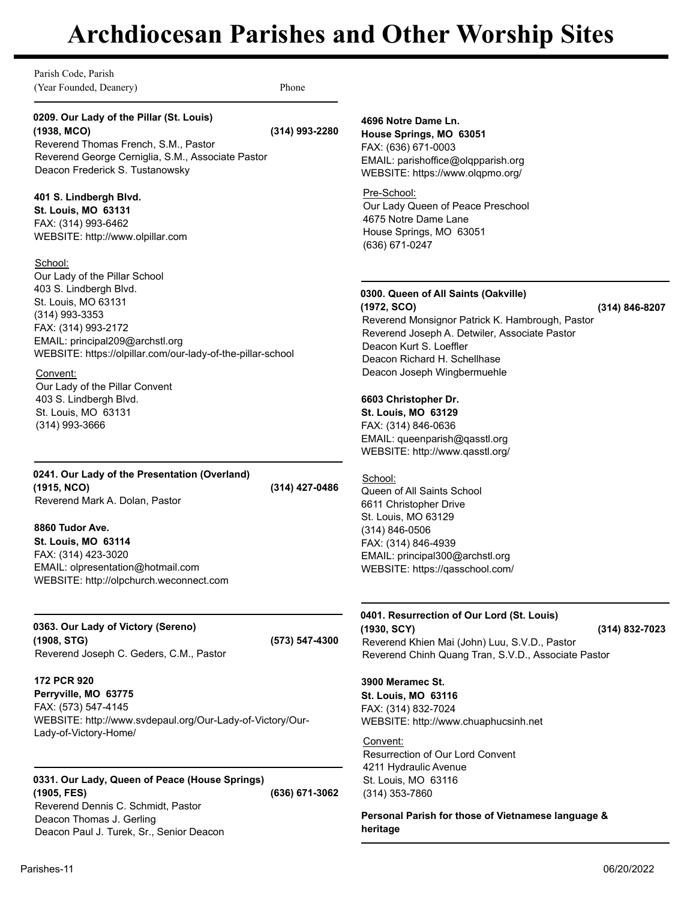# Archdiocesan Parishes and Other Worship Sites

Parish Code, Parish
(Year Founded, Deanery) Phone

---

**0209. Our Lady of the Pillar (St. Louis)**
**(1938, MCO)** **(314) 993-2280**
Reverend Thomas French, S.M., Pastor
Reverend George Cerniglia, S.M., Associate Pastor
Deacon Frederick S. Tustanowsky

**401 S. Lindbergh Blvd.**
**St. Louis, MO 63131**
FAX: (314) 993-6462
WEBSITE: http://www.olpillar.com

School:
Our Lady of the Pillar School
403 S. Lindbergh Blvd.
St. Louis, MO 63131
(314) 993-3353
FAX: (314) 993-2172
EMAIL: principal209@archstl.org
WEBSITE: https://olpillar.com/our-lady-of-the-pillar-school

Convent:
Our Lady of the Pillar Convent
403 S. Lindbergh Blvd.
St. Louis, MO 63131
(314) 993-3666

---

**0241. Our Lady of the Presentation (Overland)**
**(1915, NCO)** **(314) 427-0486**
Reverend Mark A. Dolan, Pastor

**8860 Tudor Ave.**
**St. Louis, MO 63114**
FAX: (314) 423-3020
EMAIL: olpresentation@hotmail.com
WEBSITE: http://olpchurch.weconnect.com

---

**0363. Our Lady of Victory (Sereno)**
**(1908, STG)** **(573) 547-4300**
Reverend Joseph C. Geders, C.M., Pastor

**172 PCR 920**
**Perryville, MO 63775**
FAX: (573) 547-4145
WEBSITE: http://www.svdepaul.org/Our-Lady-of-Victory/Our-Lady-of-Victory-Home/

---

**0331. Our Lady, Queen of Peace (House Springs)**
**(1905, FES)** **(636) 671-3062**
Reverend Dennis C. Schmidt, Pastor
Deacon Thomas J. Gerling
Deacon Paul J. Turek, Sr., Senior Deacon

**4696 Notre Dame Ln.**
**House Springs, MO 63051**
FAX: (636) 671-0003
EMAIL: parishoffice@olqpparish.org
WEBSITE: https://www.olqpmo.org/

Pre-School:
Our Lady Queen of Peace Preschool
4675 Notre Dame Lane
House Springs, MO 63051
(636) 671-0247

---

**0300. Queen of All Saints (Oakville)**
**(1972, SCO)** **(314) 846-8207**
Reverend Monsignor Patrick K. Hambrough, Pastor
Reverend Joseph A. Detwiler, Associate Pastor
Deacon Kurt S. Loeffler
Deacon Richard H. Schellhase
Deacon Joseph Wingbermuehle

**6603 Christopher Dr.**
**St. Louis, MO 63129**
FAX: (314) 846-0636
EMAIL: queenparish@qasstl.org
WEBSITE: http://www.qasstl.org/

School:
Queen of All Saints School
6611 Christopher Drive
St. Louis, MO 63129
(314) 846-0506
FAX: (314) 846-4939
EMAIL: principal300@archstl.org
WEBSITE: https://qasschool.com/

---

**0401. Resurrection of Our Lord (St. Louis)**
**(1930, SCY)** **(314) 832-7023**
Reverend Khien Mai (John) Luu, S.V.D., Pastor
Reverend Chinh Quang Tran, S.V.D., Associate Pastor

**3900 Meramec St.**
**St. Louis, MO 63116**
FAX: (314) 832-7024
WEBSITE: http://www.chuaphucsinh.net

Convent:
Resurrection of Our Lord Convent
4211 Hydraulic Avenue
St. Louis, MO 63116
(314) 353-7860

**Personal Parish for those of Vietnamese language & heritage**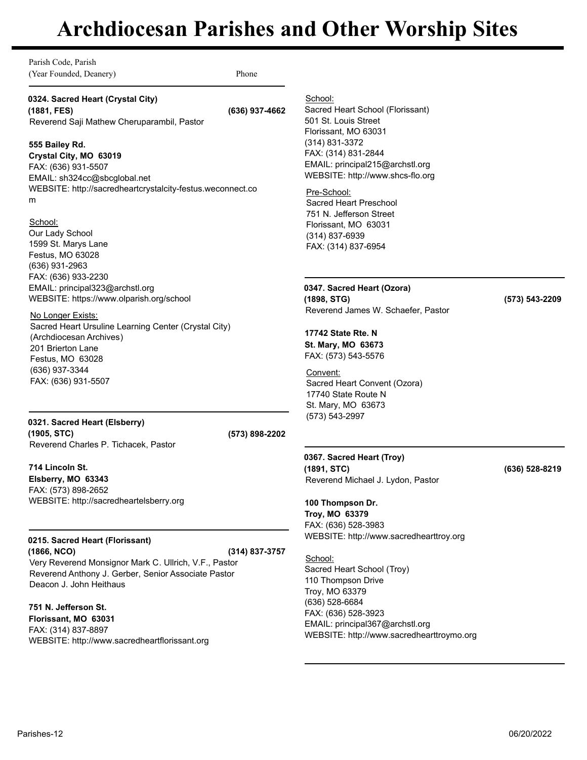# Archdiocesan Parishes and Other Worship Sites

Parish Code, Parish
(Year Founded, Deanery) Phone

**0324. Sacred Heart (Crystal City)**
**(1881, FES)** **(636) 937-4662**
Reverend Saji Mathew Cheruparambil, Pastor

**555 Bailey Rd.**
**Crystal City, MO 63019**
FAX: (636) 931-5507
EMAIL: sh324cc@sbcglobal.net
WEBSITE: http://sacredheartcrystalcity-festus.weconnect.com

School:
Our Lady School
1599 St. Marys Lane
Festus, MO 63028
(636) 931-2963
FAX: (636) 933-2230
EMAIL: principal323@archstl.org
WEBSITE: https://www.olparish.org/school

No Longer Exists:
Sacred Heart Ursuline Learning Center (Crystal City)
(Archdiocesan Archives)
201 Brierton Lane
Festus, MO 63028
(636) 937-3344
FAX: (636) 931-5507

---

**0321. Sacred Heart (Elsberry)**
**(1905, STC)** **(573) 898-2202**
Reverend Charles P. Tichacek, Pastor

**714 Lincoln St.**
**Elsberry, MO 63343**
FAX: (573) 898-2652
WEBSITE: http://sacredheartelsberry.org

---

**0215. Sacred Heart (Florissant)**
**(1866, NCO)** **(314) 837-3757**
Very Reverend Monsignor Mark C. Ullrich, V.F., Pastor
Reverend Anthony J. Gerber, Senior Associate Pastor
Deacon J. John Heithaus

**751 N. Jefferson St.**
**Florissant, MO 63031**
FAX: (314) 837-8897
WEBSITE: http://www.sacredheartflorissant.org

School:
Sacred Heart School (Florissant)
501 St. Louis Street
Florissant, MO 63031
(314) 831-3372
FAX: (314) 831-2844
EMAIL: principal215@archstl.org
WEBSITE: http://www.shcs-flo.org

Pre-School:
Sacred Heart Preschool
751 N. Jefferson Street
Florissant, MO 63031
(314) 837-6939
FAX: (314) 837-6954

---

**0347. Sacred Heart (Ozora)**
**(1898, STG)** **(573) 543-2209**
Reverend James W. Schaefer, Pastor

**17742 State Rte. N**
**St. Mary, MO 63673**
FAX: (573) 543-5576

Convent:
Sacred Heart Convent (Ozora)
17740 State Route N
St. Mary, MO 63673
(573) 543-2997

---

**0367. Sacred Heart (Troy)**
**(1891, STC)** **(636) 528-8219**
Reverend Michael J. Lydon, Pastor

**100 Thompson Dr.**
**Troy, MO 63379**
FAX: (636) 528-3983
WEBSITE: http://www.sacredhearttroy.org

School:
Sacred Heart School (Troy)
110 Thompson Drive
Troy, MO 63379
(636) 528-6684
FAX: (636) 528-3923
EMAIL: principal367@archstl.org
WEBSITE: http://www.sacredhearttroymo.org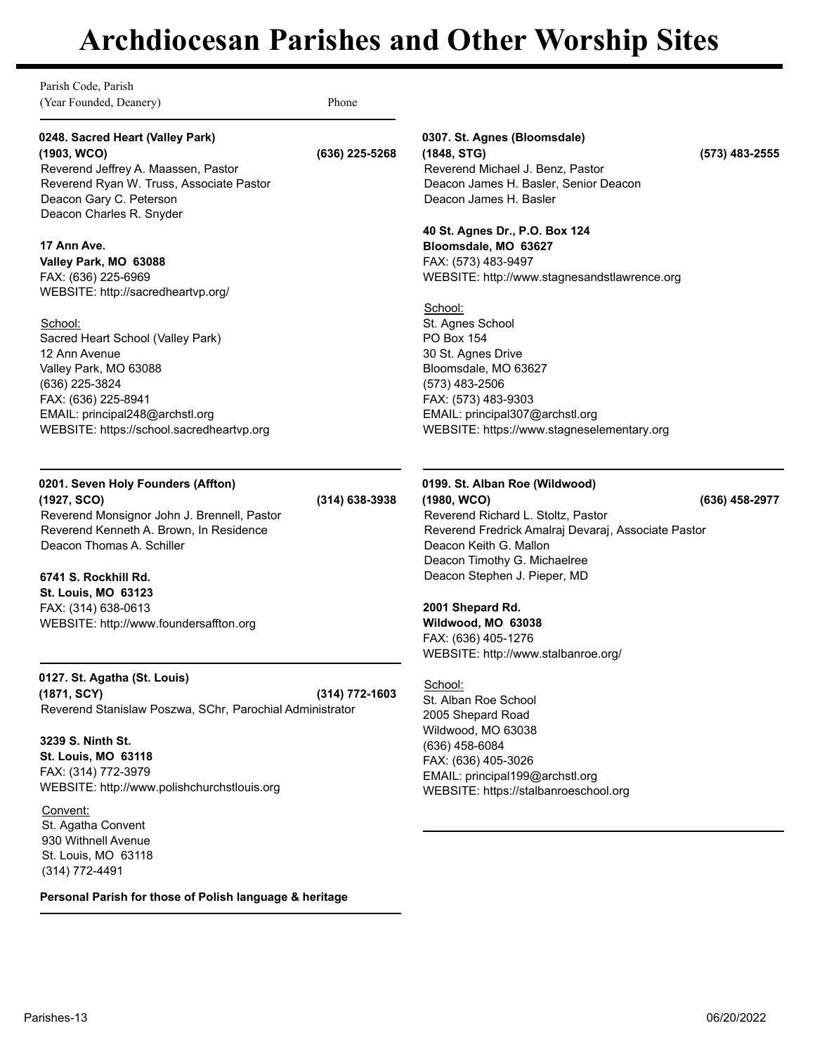# Archdiocesan Parishes and Other Worship Sites

Parish Code, Parish
(Year Founded, Deanery) Phone

**0248. Sacred Heart (Valley Park)**
**(1903, WCO)** **(636) 225-5268**
Reverend Jeffrey A. Maassen, Pastor
Reverend Ryan W. Truss, Associate Pastor
Deacon Gary C. Peterson
Deacon Charles R. Snyder

**17 Ann Ave.**
**Valley Park, MO 63088**
FAX: (636) 225-6969
WEBSITE: http://sacredheartvp.org/

School:
Sacred Heart School (Valley Park)
12 Ann Avenue
Valley Park, MO 63088
(636) 225-3824
FAX: (636) 225-8941
EMAIL: principal248@archstl.org
WEBSITE: https://school.sacredheartvp.org

---

**0201. Seven Holy Founders (Affton)**
**(1927, SCO)** **(314) 638-3938**
Reverend Monsignor John J. Brennell, Pastor
Reverend Kenneth A. Brown, In Residence
Deacon Thomas A. Schiller

**6741 S. Rockhill Rd.**
**St. Louis, MO 63123**
FAX: (314) 638-0613
WEBSITE: http://www.foundersaffton.org

---

**0127. St. Agatha (St. Louis)**
**(1871, SCY)** **(314) 772-1603**
Reverend Stanislaw Poszwa, SChr, Parochial Administrator

**3239 S. Ninth St.**
**St. Louis, MO 63118**
FAX: (314) 772-3979
WEBSITE: http://www.polishchurchstlouis.org

Convent:
St. Agatha Convent
930 Withnell Avenue
St. Louis, MO 63118
(314) 772-4491

**Personal Parish for those of Polish language & heritage**

---

**0307. St. Agnes (Bloomsdale)**
**(1848, STG)** **(573) 483-2555**
Reverend Michael J. Benz, Pastor
Deacon James H. Basler, Senior Deacon
Deacon James H. Basler

**40 St. Agnes Dr., P.O. Box 124**
**Bloomsdale, MO 63627**
FAX: (573) 483-9497
WEBSITE: http://www.stagnesandstlawrence.org

School:
St. Agnes School
PO Box 154
30 St. Agnes Drive
Bloomsdale, MO 63627
(573) 483-2506
FAX: (573) 483-9303
EMAIL: principal307@archstl.org
WEBSITE: https://www.stagneselementary.org

---

**0199. St. Alban Roe (Wildwood)**
**(1980, WCO)** **(636) 458-2977**
Reverend Richard L. Stoltz, Pastor
Reverend Fredrick Amalraj Devaraj, Associate Pastor
Deacon Keith G. Mallon
Deacon Timothy G. Michaelree
Deacon Stephen J. Pieper, MD

**2001 Shepard Rd.**
**Wildwood, MO 63038**
FAX: (636) 405-1276
WEBSITE: http://www.stalbanroe.org/

School:
St. Alban Roe School
2005 Shepard Road
Wildwood, MO 63038
(636) 458-6084
FAX: (636) 405-3026
EMAIL: principal199@archstl.org
WEBSITE: https://stalbanroeschool.org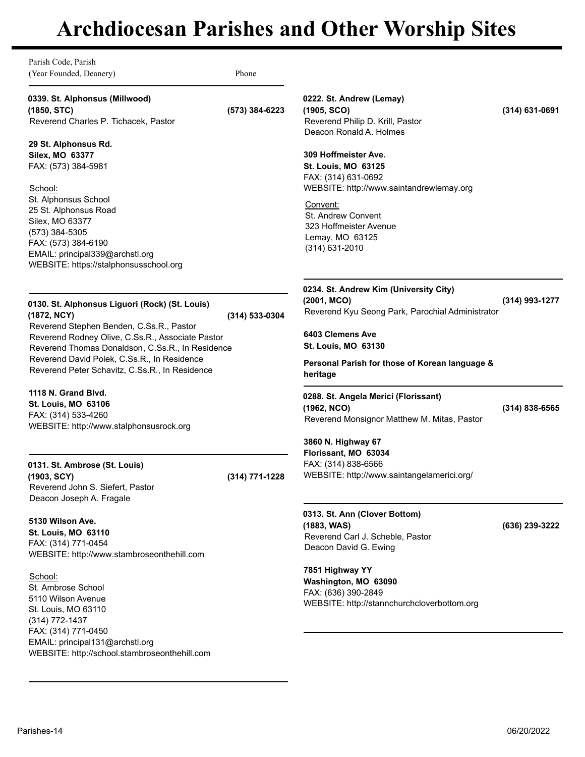# Archdiocesan Parishes and Other Worship Sites

Parish Code, Parish
(Year Founded, Deanery) — Phone

---

**0339. St. Alphonsus (Millwood)**
**(1850, STC)** — **(573) 384-6223**
Reverend Charles P. Tichacek, Pastor

**29 St. Alphonsus Rd.**
**Silex, MO 63377**
FAX: (573) 384-5981

School:
St. Alphonsus School
25 St. Alphonsus Road
Silex, MO 63377
(573) 384-5305
FAX: (573) 384-6190
EMAIL: principal339@archstl.org
WEBSITE: https://stalphonsusschool.org

---

**0130. St. Alphonsus Liguori (Rock) (St. Louis)**
**(1872, NCY)** — **(314) 533-0304**
Reverend Stephen Benden, C.Ss.R., Pastor
Reverend Rodney Olive, C.Ss.R., Associate Pastor
Reverend Thomas Donaldson, C.Ss.R., In Residence
Reverend David Polek, C.Ss.R., In Residence
Reverend Peter Schavitz, C.Ss.R., In Residence

**1118 N. Grand Blvd.**
**St. Louis, MO 63106**
FAX: (314) 533-4260
WEBSITE: http://www.stalphonsusrock.org

---

**0131. St. Ambrose (St. Louis)**
**(1903, SCY)** — **(314) 771-1228**
Reverend John S. Siefert, Pastor
Deacon Joseph A. Fragale

**5130 Wilson Ave.**
**St. Louis, MO 63110**
FAX: (314) 771-0454
WEBSITE: http://www.stambroseonthehill.com

School:
St. Ambrose School
5110 Wilson Avenue
St. Louis, MO 63110
(314) 772-1437
FAX: (314) 771-0450
EMAIL: principal131@archstl.org
WEBSITE: http://school.stambroseonthehill.com

---

**0222. St. Andrew (Lemay)**
**(1905, SCO)** — **(314) 631-0691**
Reverend Philip D. Krill, Pastor
Deacon Ronald A. Holmes

**309 Hoffmeister Ave.**
**St. Louis, MO 63125**
FAX: (314) 631-0692
WEBSITE: http://www.saintandrewlemay.org

Convent:
St. Andrew Convent
323 Hoffmeister Avenue
Lemay, MO 63125
(314) 631-2010

---

**0234. St. Andrew Kim (University City)**
**(2001, MCO)** — **(314) 993-1277**
Reverend Kyu Seong Park, Parochial Administrator

**6403 Clemens Ave**
**St. Louis, MO 63130**

**Personal Parish for those of Korean language & heritage**

---

**0288. St. Angela Merici (Florissant)**
**(1962, NCO)** — **(314) 838-6565**
Reverend Monsignor Matthew M. Mitas, Pastor

**3860 N. Highway 67**
**Florissant, MO 63034**
FAX: (314) 838-6566
WEBSITE: http://www.saintangelamerici.org/

---

**0313. St. Ann (Clover Bottom)**
**(1883, WAS)** — **(636) 239-3222**
Reverend Carl J. Scheble, Pastor
Deacon David G. Ewing

**7851 Highway YY**
**Washington, MO 63090**
FAX: (636) 390-2849
WEBSITE: http://stannchurchcloverbottom.org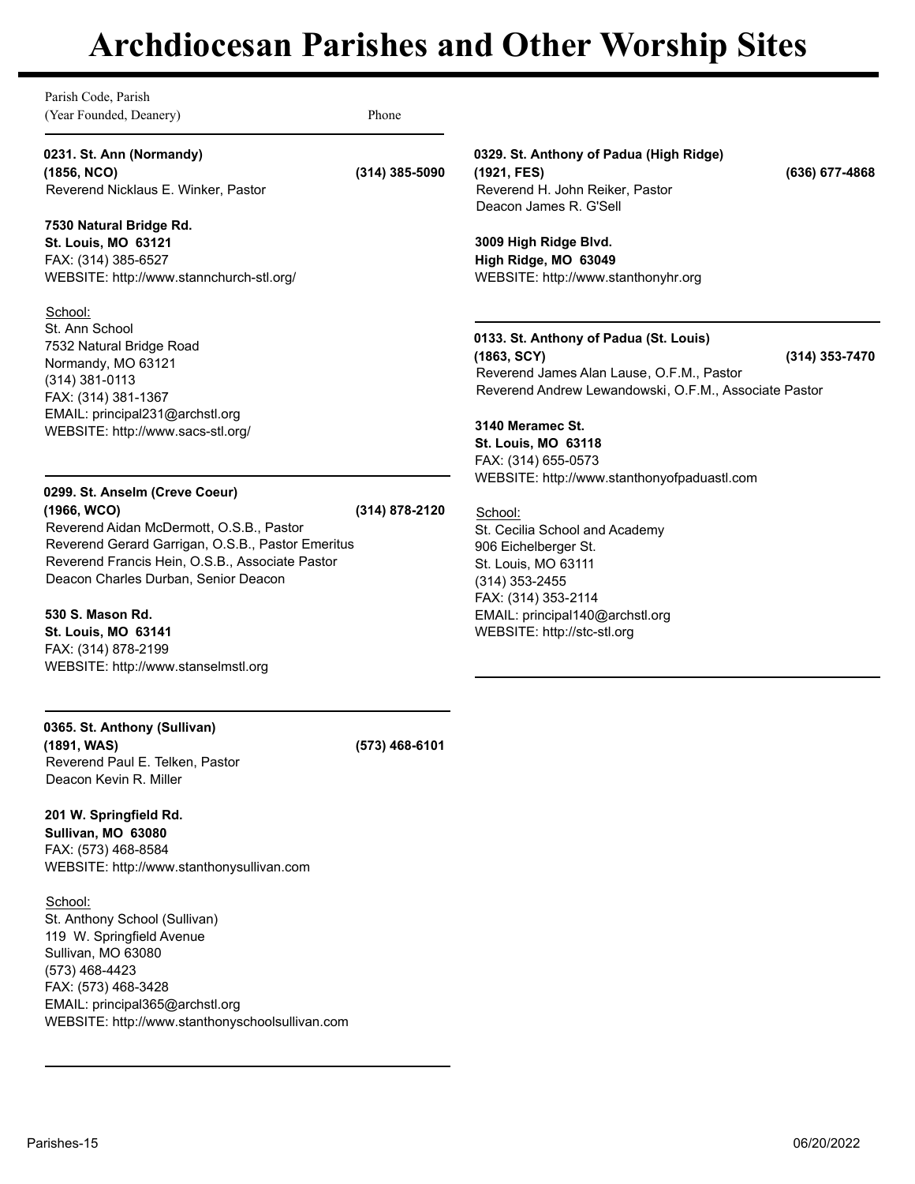# Archdiocesan Parishes and Other Worship Sites

Parish Code, Parish
(Year Founded, Deanery) Phone

**0231. St. Ann (Normandy)**
**(1856, NCO)** **(314) 385-5090**
Reverend Nicklaus E. Winker, Pastor

**7530 Natural Bridge Rd.**
**St. Louis, MO 63121**
FAX: (314) 385-6527
WEBSITE: http://www.stannchurch-stl.org/

School:
St. Ann School
7532 Natural Bridge Road
Normandy, MO 63121
(314) 381-0113
FAX: (314) 381-1367
EMAIL: principal231@archstl.org
WEBSITE: http://www.sacs-stl.org/

---

**0299. St. Anselm (Creve Coeur)**
**(1966, WCO)** **(314) 878-2120**
Reverend Aidan McDermott, O.S.B., Pastor
Reverend Gerard Garrigan, O.S.B., Pastor Emeritus
Reverend Francis Hein, O.S.B., Associate Pastor
Deacon Charles Durban, Senior Deacon

**530 S. Mason Rd.**
**St. Louis, MO 63141**
FAX: (314) 878-2199
WEBSITE: http://www.stanselmstl.org

---

**0365. St. Anthony (Sullivan)**
**(1891, WAS)** **(573) 468-6101**
Reverend Paul E. Telken, Pastor
Deacon Kevin R. Miller

**201 W. Springfield Rd.**
**Sullivan, MO 63080**
FAX: (573) 468-8584
WEBSITE: http://www.stanthonysullivan.com

School:
St. Anthony School (Sullivan)
119 W. Springfield Avenue
Sullivan, MO 63080
(573) 468-4423
FAX: (573) 468-3428
EMAIL: principal365@archstl.org
WEBSITE: http://www.stanthonyschoolsullivan.com

---

**0329. St. Anthony of Padua (High Ridge)**
**(1921, FES)** **(636) 677-4868**
Reverend H. John Reiker, Pastor
Deacon James R. G'Sell

**3009 High Ridge Blvd.**
**High Ridge, MO 63049**
WEBSITE: http://www.stanthonyhr.org

---

**0133. St. Anthony of Padua (St. Louis)**
**(1863, SCY)** **(314) 353-7470**
Reverend James Alan Lause, O.F.M., Pastor
Reverend Andrew Lewandowski, O.F.M., Associate Pastor

**3140 Meramec St.**
**St. Louis, MO 63118**
FAX: (314) 655-0573
WEBSITE: http://www.stanthonyofpaduastl.com

School:
St. Cecilia School and Academy
906 Eichelberger St.
St. Louis, MO 63111
(314) 353-2455
FAX: (314) 353-2114
EMAIL: principal140@archstl.org
WEBSITE: http://stc-stl.org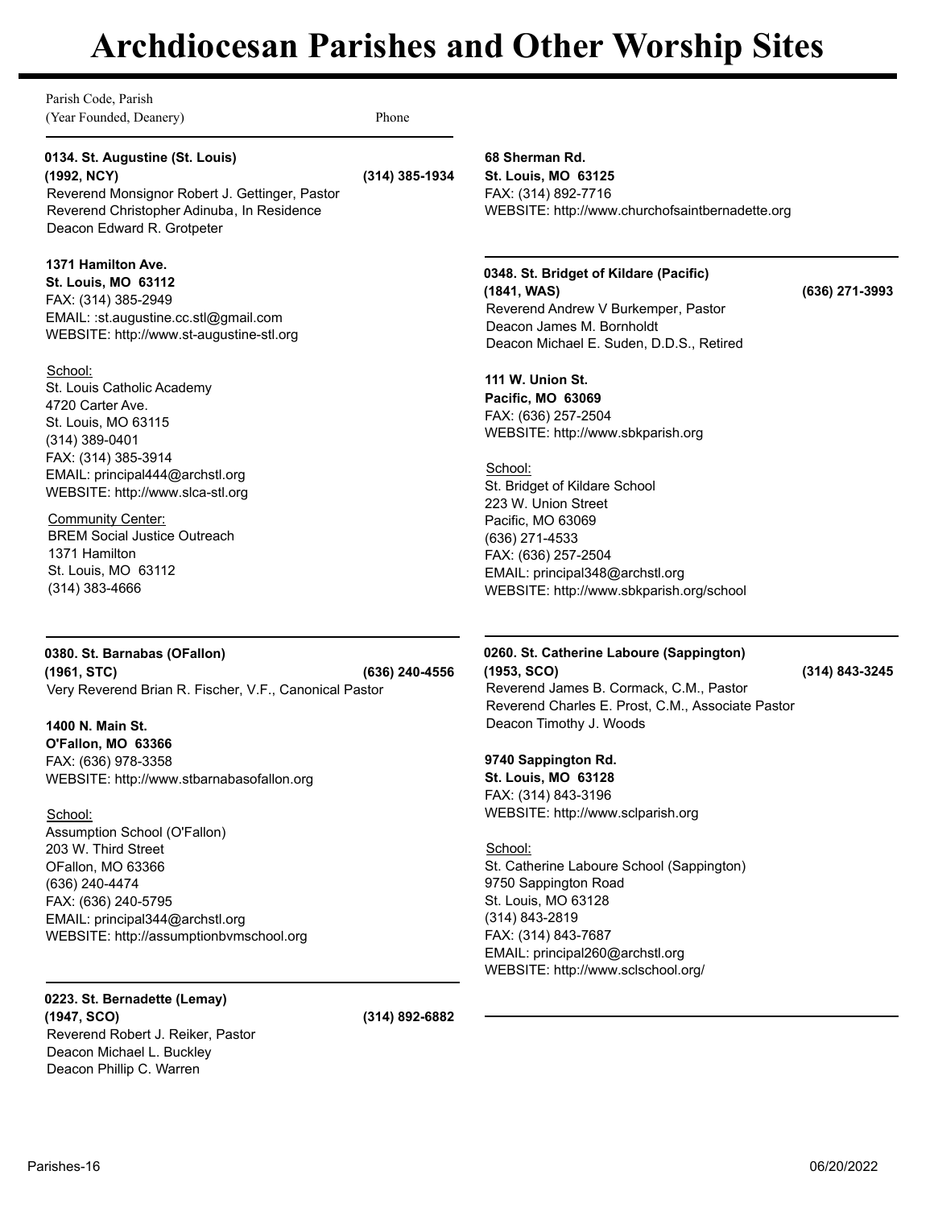# Archdiocesan Parishes and Other Worship Sites

Parish Code, Parish
(Year Founded, Deanery) Phone

**0134. St. Augustine (St. Louis)**
**(1992, NCY)** **(314) 385-1934**
Reverend Monsignor Robert J. Gettinger, Pastor
Reverend Christopher Adinuba, In Residence
Deacon Edward R. Grotpeter

**1371 Hamilton Ave.**
**St. Louis, MO 63112**
FAX: (314) 385-2949
EMAIL: :st.augustine.cc.stl@gmail.com
WEBSITE: http://www.st-augustine-stl.org

School:
St. Louis Catholic Academy
4720 Carter Ave.
St. Louis, MO 63115
(314) 389-0401
FAX: (314) 385-3914
EMAIL: principal444@archstl.org
WEBSITE: http://www.slca-stl.org

Community Center:
BREM Social Justice Outreach
1371 Hamilton
St. Louis, MO 63112
(314) 383-4666

---

**0380. St. Barnabas (OFallon)**
**(1961, STC)** **(636) 240-4556**
Very Reverend Brian R. Fischer, V.F., Canonical Pastor

**1400 N. Main St.**
**O'Fallon, MO 63366**
FAX: (636) 978-3358
WEBSITE: http://www.stbarnabasofallon.org

School:
Assumption School (O'Fallon)
203 W. Third Street
OFallon, MO 63366
(636) 240-4474
FAX: (636) 240-5795
EMAIL: principal344@archstl.org
WEBSITE: http://assumptionbvmschool.org

---

**0223. St. Bernadette (Lemay)**
**(1947, SCO)** **(314) 892-6882**
Reverend Robert J. Reiker, Pastor
Deacon Michael L. Buckley
Deacon Phillip C. Warren

**68 Sherman Rd.**
**St. Louis, MO 63125**
FAX: (314) 892-7716
WEBSITE: http://www.churchofsaintbernadette.org

---

**0348. St. Bridget of Kildare (Pacific)**
**(1841, WAS)** **(636) 271-3993**
Reverend Andrew V Burkemper, Pastor
Deacon James M. Bornholdt
Deacon Michael E. Suden, D.D.S., Retired

**111 W. Union St.**
**Pacific, MO 63069**
FAX: (636) 257-2504
WEBSITE: http://www.sbkparish.org

School:
St. Bridget of Kildare School
223 W. Union Street
Pacific, MO 63069
(636) 271-4533
FAX: (636) 257-2504
EMAIL: principal348@archstl.org
WEBSITE: http://www.sbkparish.org/school

---

**0260. St. Catherine Laboure (Sappington)**
**(1953, SCO)** **(314) 843-3245**
Reverend James B. Cormack, C.M., Pastor
Reverend Charles E. Prost, C.M., Associate Pastor
Deacon Timothy J. Woods

**9740 Sappington Rd.**
**St. Louis, MO 63128**
FAX: (314) 843-3196
WEBSITE: http://www.sclparish.org

School:
St. Catherine Laboure School (Sappington)
9750 Sappington Road
St. Louis, MO 63128
(314) 843-2819
FAX: (314) 843-7687
EMAIL: principal260@archstl.org
WEBSITE: http://www.sclschool.org/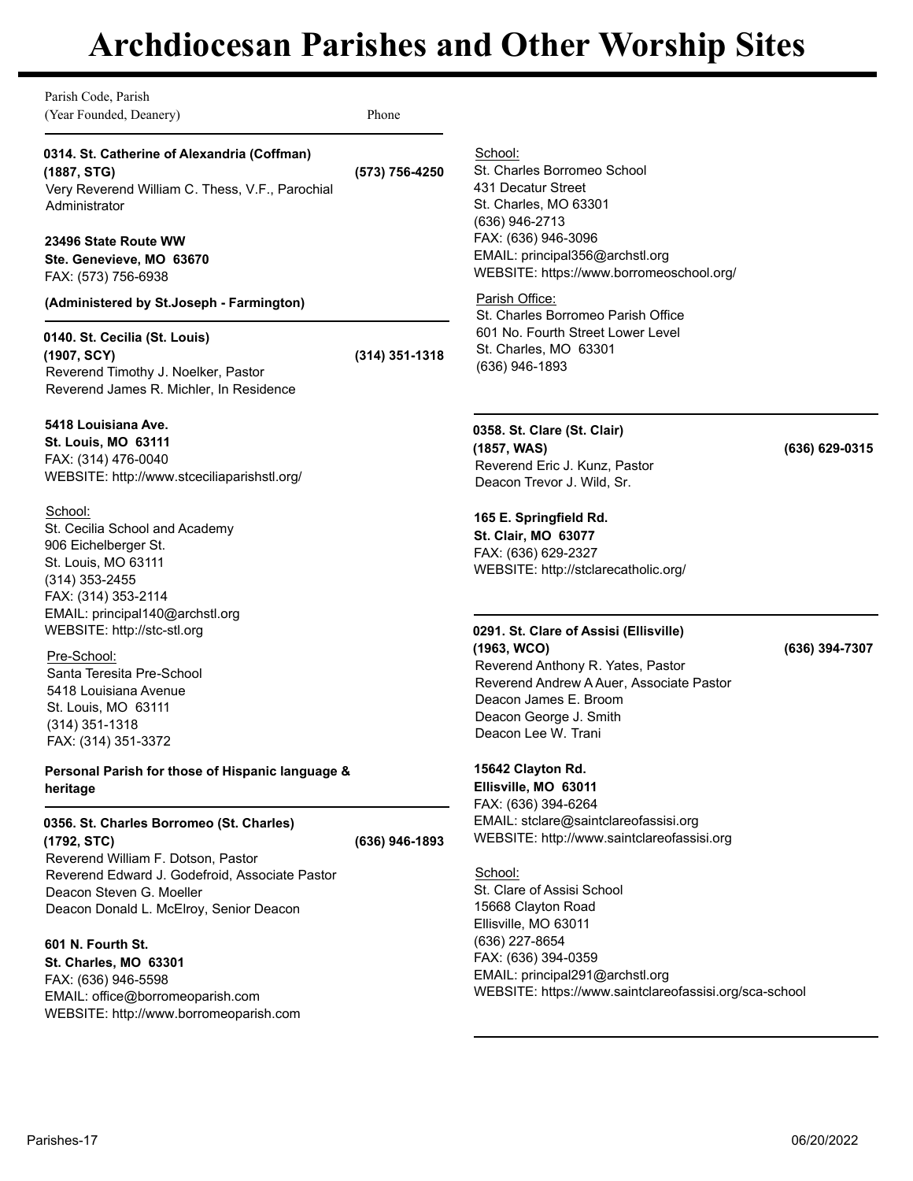# Archdiocesan Parishes and Other Worship Sites

Parish Code, Parish
(Year Founded, Deanery) Phone

---

**0314. St. Catherine of Alexandria (Coffman)**
**(1887, STG)** **(573) 756-4250**
Very Reverend William C. Thess, V.F., Parochial Administrator

**23496 State Route WW**
**Ste. Genevieve, MO 63670**
FAX: (573) 756-6938

**(Administered by St.Joseph - Farmington)**

---

**0140. St. Cecilia (St. Louis)**
**(1907, SCY)** **(314) 351-1318**
Reverend Timothy J. Noelker, Pastor
Reverend James R. Michler, In Residence

**5418 Louisiana Ave.**
**St. Louis, MO 63111**
FAX: (314) 476-0040
WEBSITE: http://www.stceciliaparishstl.org/

School:
St. Cecilia School and Academy
906 Eichelberger St.
St. Louis, MO 63111
(314) 353-2455
FAX: (314) 353-2114
EMAIL: principal140@archstl.org
WEBSITE: http://stc-stl.org

Pre-School:
Santa Teresita Pre-School
5418 Louisiana Avenue
St. Louis, MO 63111
(314) 351-1318
FAX: (314) 351-3372

**Personal Parish for those of Hispanic language & heritage**

---

**0356. St. Charles Borromeo (St. Charles)**
**(1792, STC)** **(636) 946-1893**
Reverend William F. Dotson, Pastor
Reverend Edward J. Godefroid, Associate Pastor
Deacon Steven G. Moeller
Deacon Donald L. McElroy, Senior Deacon

**601 N. Fourth St.**
**St. Charles, MO 63301**
FAX: (636) 946-5598
EMAIL: office@borromeoparish.com
WEBSITE: http://www.borromeoparish.com

School:
St. Charles Borromeo School
431 Decatur Street
St. Charles, MO 63301
(636) 946-2713
FAX: (636) 946-3096
EMAIL: principal356@archstl.org
WEBSITE: https://www.borromeoschool.org/

Parish Office:
St. Charles Borromeo Parish Office
601 No. Fourth Street Lower Level
St. Charles, MO 63301
(636) 946-1893

---

**0358. St. Clare (St. Clair)**
**(1857, WAS)** **(636) 629-0315**
Reverend Eric J. Kunz, Pastor
Deacon Trevor J. Wild, Sr.

**165 E. Springfield Rd.**
**St. Clair, MO 63077**
FAX: (636) 629-2327
WEBSITE: http://stclarecatholic.org/

---

**0291. St. Clare of Assisi (Ellisville)**
**(1963, WCO)** **(636) 394-7307**
Reverend Anthony R. Yates, Pastor
Reverend Andrew A Auer, Associate Pastor
Deacon James E. Broom
Deacon George J. Smith
Deacon Lee W. Trani

**15642 Clayton Rd.**
**Ellisville, MO 63011**
FAX: (636) 394-6264
EMAIL: stclare@saintclareofassisi.org
WEBSITE: http://www.saintclareofassisi.org

School:
St. Clare of Assisi School
15668 Clayton Road
Ellisville, MO 63011
(636) 227-8654
FAX: (636) 394-0359
EMAIL: principal291@archstl.org
WEBSITE: https://www.saintclareofassisi.org/sca-school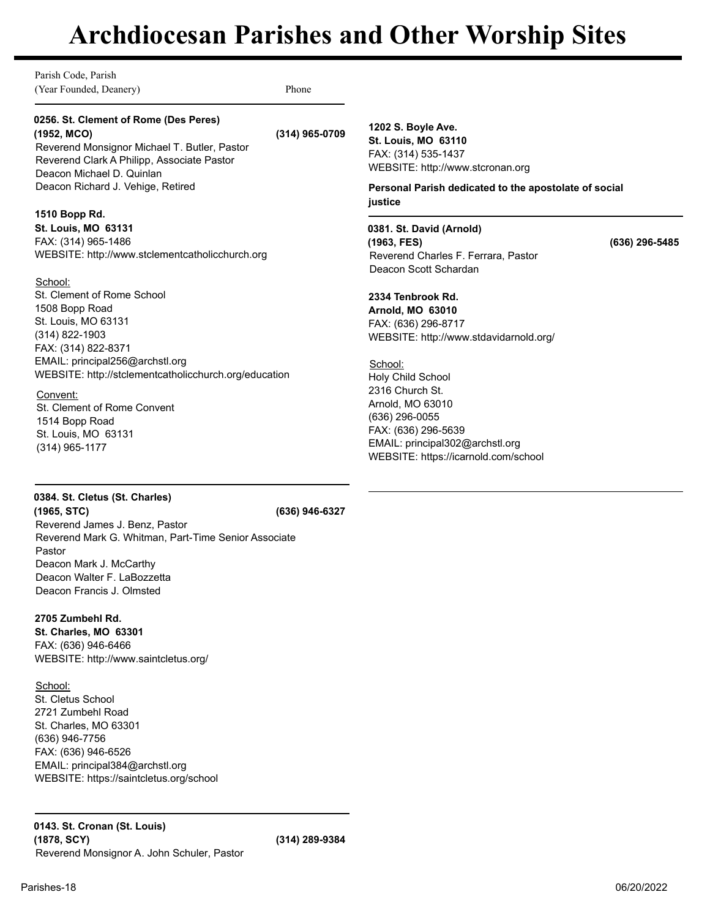# Archdiocesan Parishes and Other Worship Sites

Parish Code, Parish
(Year Founded, Deanery) Phone

**0256. St. Clement of Rome (Des Peres)**
**(1952, MCO)** **(314) 965-0709**
Reverend Monsignor Michael T. Butler, Pastor
Reverend Clark A Philipp, Associate Pastor
Deacon Michael D. Quinlan
Deacon Richard J. Vehige, Retired

**1510 Bopp Rd.**
**St. Louis, MO 63131**
FAX: (314) 965-1486
WEBSITE: http://www.stclementcatholicchurch.org

School:
St. Clement of Rome School
1508 Bopp Road
St. Louis, MO 63131
(314) 822-1903
FAX: (314) 822-8371
EMAIL: principal256@archstl.org
WEBSITE: http://stclementcatholicchurch.org/education

Convent:
St. Clement of Rome Convent
1514 Bopp Road
St. Louis, MO 63131
(314) 965-1177

---

**0384. St. Cletus (St. Charles)**
**(1965, STC)** **(636) 946-6327**
Reverend James J. Benz, Pastor
Reverend Mark G. Whitman, Part-Time Senior Associate Pastor
Deacon Mark J. McCarthy
Deacon Walter F. LaBozzetta
Deacon Francis J. Olmsted

**2705 Zumbehl Rd.**
**St. Charles, MO 63301**
FAX: (636) 946-6466
WEBSITE: http://www.saintcletus.org/

School:
St. Cletus School
2721 Zumbehl Road
St. Charles, MO 63301
(636) 946-7756
FAX: (636) 946-6526
EMAIL: principal384@archstl.org
WEBSITE: https://saintcletus.org/school

---

**0143. St. Cronan (St. Louis)**
**(1878, SCY)** **(314) 289-9384**
Reverend Monsignor A. John Schuler, Pastor

**1202 S. Boyle Ave.**
**St. Louis, MO 63110**
FAX: (314) 535-1437
WEBSITE: http://www.stcronan.org

**Personal Parish dedicated to the apostolate of social justice**

---

**0381. St. David (Arnold)**
**(1963, FES)** **(636) 296-5485**
Reverend Charles F. Ferrara, Pastor
Deacon Scott Schardan

**2334 Tenbrook Rd.**
**Arnold, MO 63010**
FAX: (636) 296-8717
WEBSITE: http://www.stdavidarnold.org/

School:
Holy Child School
2316 Church St.
Arnold, MO 63010
(636) 296-0055
FAX: (636) 296-5639
EMAIL: principal302@archstl.org
WEBSITE: https://icarnold.com/school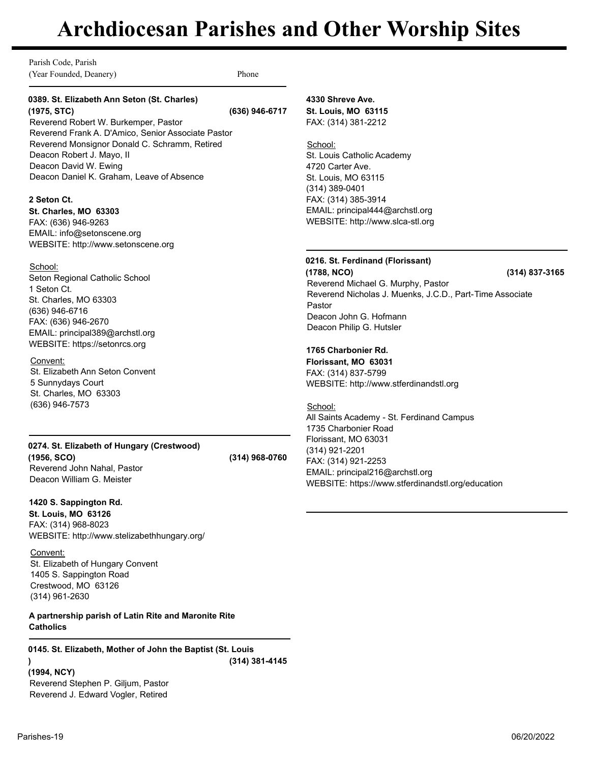# Archdiocesan Parishes and Other Worship Sites

Parish Code, Parish
(Year Founded, Deanery) Phone

**0389. St. Elizabeth Ann Seton (St. Charles)**
**(1975, STC)** **(636) 946-6717**

Reverend Robert W. Burkemper, Pastor
Reverend Frank A. D'Amico, Senior Associate Pastor
Reverend Monsignor Donald C. Schramm, Retired
Deacon Robert J. Mayo, II
Deacon David W. Ewing
Deacon Daniel K. Graham, Leave of Absence

**2 Seton Ct.**
**St. Charles, MO 63303**
FAX: (636) 946-9263
EMAIL: info@setonscene.org
WEBSITE: http://www.setonscene.org

School:
Seton Regional Catholic School
1 Seton Ct.
St. Charles, MO 63303
(636) 946-6716
FAX: (636) 946-2670
EMAIL: principal389@archstl.org
WEBSITE: https://setonrcs.org

Convent:
St. Elizabeth Ann Seton Convent
5 Sunnydays Court
St. Charles, MO 63303
(636) 946-7573

---

**0274. St. Elizabeth of Hungary (Crestwood)**
**(1956, SCO)** **(314) 968-0760**

Reverend John Nahal, Pastor
Deacon William G. Meister

**1420 S. Sappington Rd.**
**St. Louis, MO 63126**
FAX: (314) 968-8023
WEBSITE: http://www.stelizabethhungary.org/

Convent:
St. Elizabeth of Hungary Convent
1405 S. Sappington Road
Crestwood, MO 63126
(314) 961-2630

**A partnership parish of Latin Rite and Maronite Rite Catholics**

---

**0145. St. Elizabeth, Mother of John the Baptist (St. Louis)**
**(1994, NCY)** **(314) 381-4145**

Reverend Stephen P. Giljum, Pastor
Reverend J. Edward Vogler, Retired

**4330 Shreve Ave.**
**St. Louis, MO 63115**
FAX: (314) 381-2212

School:
St. Louis Catholic Academy
4720 Carter Ave.
St. Louis, MO 63115
(314) 389-0401
FAX: (314) 385-3914
EMAIL: principal444@archstl.org
WEBSITE: http://www.slca-stl.org

---

**0216. St. Ferdinand (Florissant)**
**(1788, NCO)** **(314) 837-3165**

Reverend Michael G. Murphy, Pastor
Reverend Nicholas J. Muenks, J.C.D., Part-Time Associate Pastor
Deacon John G. Hofmann
Deacon Philip G. Hutsler

**1765 Charbonier Rd.**
**Florissant, MO 63031**
FAX: (314) 837-5799
WEBSITE: http://www.stferdinandstl.org

School:
All Saints Academy - St. Ferdinand Campus
1735 Charbonier Road
Florissant, MO 63031
(314) 921-2201
FAX: (314) 921-2253
EMAIL: principal216@archstl.org
WEBSITE: https://www.stferdinandstl.org/education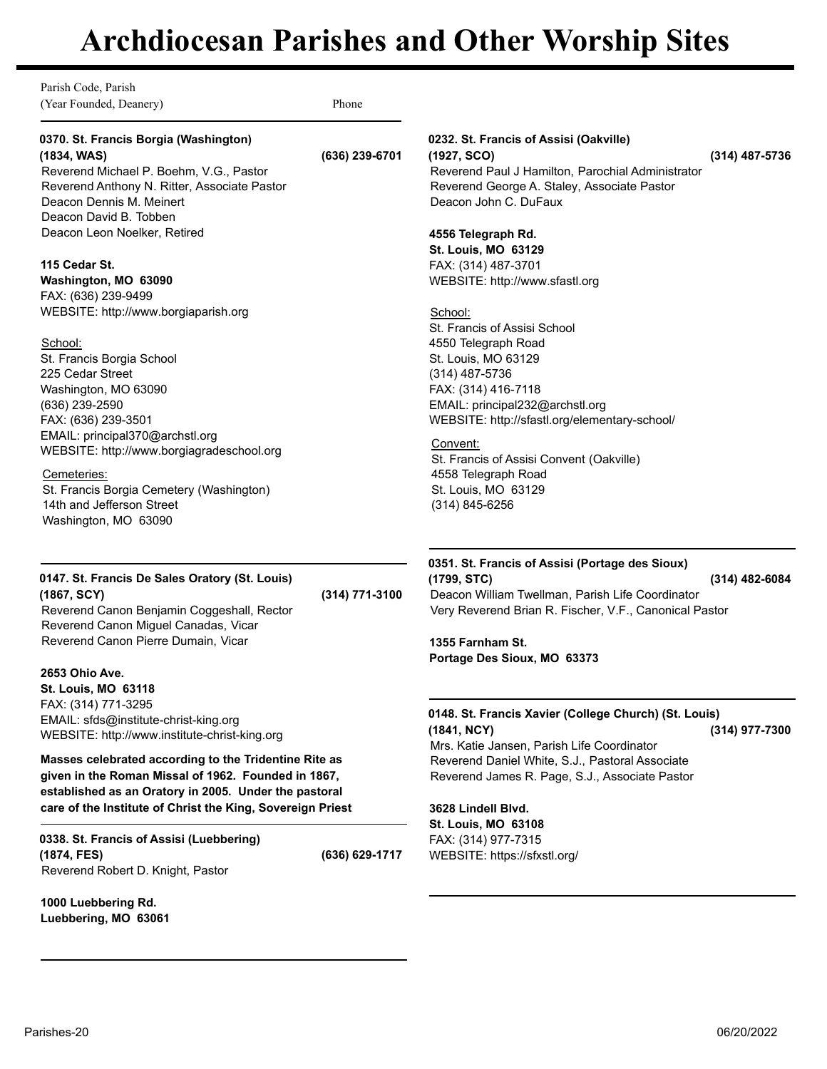# Archdiocesan Parishes and Other Worship Sites

Parish Code, Parish
(Year Founded, Deanery) Phone

**0370. St. Francis Borgia (Washington)**
**(1834, WAS) (636) 239-6701**
Reverend Michael P. Boehm, V.G., Pastor
Reverend Anthony N. Ritter, Associate Pastor
Deacon Dennis M. Meinert
Deacon David B. Tobben
Deacon Leon Noelker, Retired

**115 Cedar St.**
**Washington, MO 63090**
FAX: (636) 239-9499
WEBSITE: http://www.borgiaparish.org

School:
St. Francis Borgia School
225 Cedar Street
Washington, MO 63090
(636) 239-2590
FAX: (636) 239-3501
EMAIL: principal370@archstl.org
WEBSITE: http://www.borgiagradeschool.org

Cemeteries:
St. Francis Borgia Cemetery (Washington)
14th and Jefferson Street
Washington, MO 63090

---

**0147. St. Francis De Sales Oratory (St. Louis)**
**(1867, SCY) (314) 771-3100**
Reverend Canon Benjamin Coggeshall, Rector
Reverend Canon Miguel Canadas, Vicar
Reverend Canon Pierre Dumain, Vicar

**2653 Ohio Ave.**
**St. Louis, MO 63118**
FAX: (314) 771-3295
EMAIL: sfds@institute-christ-king.org
WEBSITE: http://www.institute-christ-king.org

**Masses celebrated according to the Tridentine Rite as given in the Roman Missal of 1962. Founded in 1867, established as an Oratory in 2005. Under the pastoral care of the Institute of Christ the King, Sovereign Priest**

---

**0338. St. Francis of Assisi (Luebbering)**
**(1874, FES) (636) 629-1717**
Reverend Robert D. Knight, Pastor

**1000 Luebbering Rd.**
**Luebbering, MO 63061**

---

**0232. St. Francis of Assisi (Oakville)**
**(1927, SCO) (314) 487-5736**
Reverend Paul J Hamilton, Parochial Administrator
Reverend George A. Staley, Associate Pastor
Deacon John C. DuFaux

**4556 Telegraph Rd.**
**St. Louis, MO 63129**
FAX: (314) 487-3701
WEBSITE: http://www.sfastl.org

School:
St. Francis of Assisi School
4550 Telegraph Road
St. Louis, MO 63129
(314) 487-5736
FAX: (314) 416-7118
EMAIL: principal232@archstl.org
WEBSITE: http://sfastl.org/elementary-school/

Convent:
St. Francis of Assisi Convent (Oakville)
4558 Telegraph Road
St. Louis, MO 63129
(314) 845-6256

---

**0351. St. Francis of Assisi (Portage des Sioux)**
**(1799, STC) (314) 482-6084**
Deacon William Twellman, Parish Life Coordinator
Very Reverend Brian R. Fischer, V.F., Canonical Pastor

**1355 Farnham St.**
**Portage Des Sioux, MO 63373**

---

**0148. St. Francis Xavier (College Church) (St. Louis)**
**(1841, NCY) (314) 977-7300**
Mrs. Katie Jansen, Parish Life Coordinator
Reverend Daniel White, S.J., Pastoral Associate
Reverend James R. Page, S.J., Associate Pastor

**3628 Lindell Blvd.**
**St. Louis, MO 63108**
FAX: (314) 977-7315
WEBSITE: https://sfxstl.org/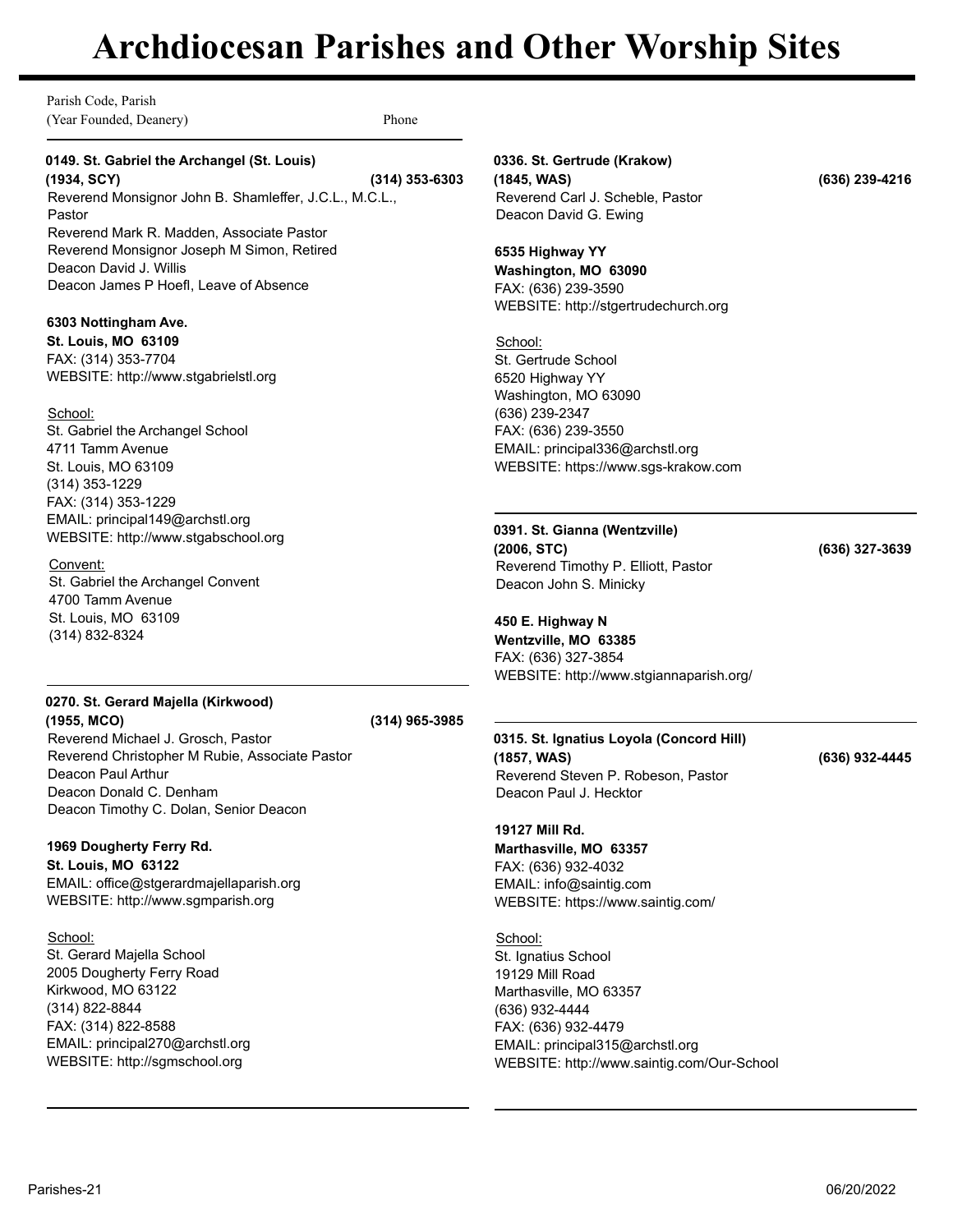# Archdiocesan Parishes and Other Worship Sites

Parish Code, Parish
(Year Founded, Deanery) Phone

**0149. St. Gabriel the Archangel (St. Louis)**
**(1934, SCY) (314) 353-6303**

Reverend Monsignor John B. Shamleffer, J.C.L., M.C.L., Pastor
Reverend Mark R. Madden, Associate Pastor
Reverend Monsignor Joseph M Simon, Retired
Deacon David J. Willis
Deacon James P Hoefl, Leave of Absence

**6303 Nottingham Ave.**
**St. Louis, MO 63109**
FAX: (314) 353-7704
WEBSITE: http://www.stgabrielstl.org

School:
St. Gabriel the Archangel School
4711 Tamm Avenue
St. Louis, MO 63109
(314) 353-1229
FAX: (314) 353-1229
EMAIL: principal149@archstl.org
WEBSITE: http://www.stgabschool.org

Convent:
St. Gabriel the Archangel Convent
4700 Tamm Avenue
St. Louis, MO 63109
(314) 832-8324

---

**0270. St. Gerard Majella (Kirkwood)**
**(1955, MCO) (314) 965-3985**

Reverend Michael J. Grosch, Pastor
Reverend Christopher M Rubie, Associate Pastor
Deacon Paul Arthur
Deacon Donald C. Denham
Deacon Timothy C. Dolan, Senior Deacon

**1969 Dougherty Ferry Rd.**
**St. Louis, MO 63122**
EMAIL: office@stgerardmajellaparish.org
WEBSITE: http://www.sgmparish.org

School:
St. Gerard Majella School
2005 Dougherty Ferry Road
Kirkwood, MO 63122
(314) 822-8844
FAX: (314) 822-8588
EMAIL: principal270@archstl.org
WEBSITE: http://sgmschool.org

---

**0336. St. Gertrude (Krakow)**
**(1845, WAS) (636) 239-4216**

Reverend Carl J. Scheble, Pastor
Deacon David G. Ewing

**6535 Highway YY**
**Washington, MO 63090**
FAX: (636) 239-3590
WEBSITE: http://stgertrudechurch.org

School:
St. Gertrude School
6520 Highway YY
Washington, MO 63090
(636) 239-2347
FAX: (636) 239-3550
EMAIL: principal336@archstl.org
WEBSITE: https://www.sgs-krakow.com

---

**0391. St. Gianna (Wentzville)**
**(2006, STC) (636) 327-3639**

Reverend Timothy P. Elliott, Pastor
Deacon John S. Minicky

**450 E. Highway N**
**Wentzville, MO 63385**
FAX: (636) 327-3854
WEBSITE: http://www.stgiannaparish.org/

---

**0315. St. Ignatius Loyola (Concord Hill)**
**(1857, WAS) (636) 932-4445**

Reverend Steven P. Robeson, Pastor
Deacon Paul J. Hecktor

**19127 Mill Rd.**
**Marthasville, MO 63357**
FAX: (636) 932-4032
EMAIL: info@saintig.com
WEBSITE: https://www.saintig.com/

School:
St. Ignatius School
19129 Mill Road
Marthasville, MO 63357
(636) 932-4444
FAX: (636) 932-4479
EMAIL: principal315@archstl.org
WEBSITE: http://www.saintig.com/Our-School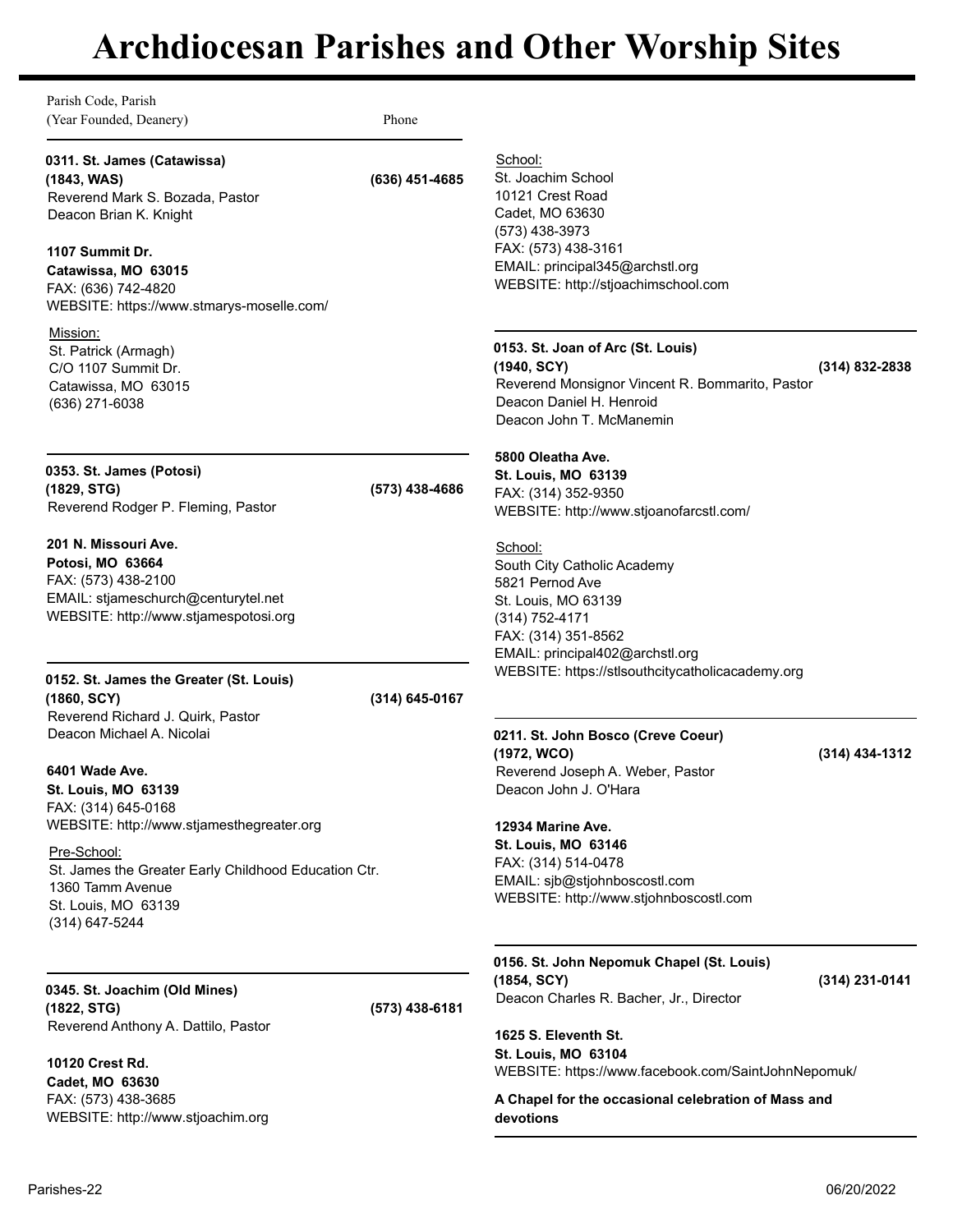# Archdiocesan Parishes and Other Worship Sites

Parish Code, Parish (Year Founded, Deanery) — Phone

**0311. St. James (Catawissa)**
**(1843, WAS)** **(636) 451-4685**
Reverend Mark S. Bozada, Pastor
Deacon Brian K. Knight

**1107 Summit Dr.**
**Catawissa, MO 63015**
FAX: (636) 742-4820
WEBSITE: https://www.stmarys-moselle.com/

Mission:
St. Patrick (Armagh)
C/O 1107 Summit Dr.
Catawissa, MO 63015
(636) 271-6038

---

**0353. St. James (Potosi)**
**(1829, STG)** **(573) 438-4686**
Reverend Rodger P. Fleming, Pastor

**201 N. Missouri Ave.**
**Potosi, MO 63664**
FAX: (573) 438-2100
EMAIL: stjameschurch@centurytel.net
WEBSITE: http://www.stjamespotosi.org

---

**0152. St. James the Greater (St. Louis)**
**(1860, SCY)** **(314) 645-0167**
Reverend Richard J. Quirk, Pastor
Deacon Michael A. Nicolai

**6401 Wade Ave.**
**St. Louis, MO 63139**
FAX: (314) 645-0168
WEBSITE: http://www.stjamesthegreater.org

Pre-School:
St. James the Greater Early Childhood Education Ctr.
1360 Tamm Avenue
St. Louis, MO 63139
(314) 647-5244

---

**0345. St. Joachim (Old Mines)**
**(1822, STG)** **(573) 438-6181**
Reverend Anthony A. Dattilo, Pastor

**10120 Crest Rd.**
**Cadet, MO 63630**
FAX: (573) 438-3685
WEBSITE: http://www.stjoachim.org

School:
St. Joachim School
10121 Crest Road
Cadet, MO 63630
(573) 438-3973
FAX: (573) 438-3161
EMAIL: principal345@archstl.org
WEBSITE: http://stjoachimschool.com

---

**0153. St. Joan of Arc (St. Louis)**
**(1940, SCY)** **(314) 832-2838**
Reverend Monsignor Vincent R. Bommarito, Pastor
Deacon Daniel H. Henroid
Deacon John T. McManemin

**5800 Oleatha Ave.**
**St. Louis, MO 63139**
FAX: (314) 352-9350
WEBSITE: http://www.stjoanofarcstl.com/

School:
South City Catholic Academy
5821 Pernod Ave
St. Louis, MO 63139
(314) 752-4171
FAX: (314) 351-8562
EMAIL: principal402@archstl.org
WEBSITE: https://stlsouthcitycatholicacademy.org

---

**0211. St. John Bosco (Creve Coeur)**
**(1972, WCO)** **(314) 434-1312**
Reverend Joseph A. Weber, Pastor
Deacon John J. O'Hara

**12934 Marine Ave.**
**St. Louis, MO 63146**
FAX: (314) 514-0478
EMAIL: sjb@stjohnboscostl.com
WEBSITE: http://www.stjohnboscostl.com

---

**0156. St. John Nepomuk Chapel (St. Louis)**
**(1854, SCY)** **(314) 231-0141**
Deacon Charles R. Bacher, Jr., Director

**1625 S. Eleventh St.**
**St. Louis, MO 63104**
WEBSITE: https://www.facebook.com/SaintJohnNepomuk/

**A Chapel for the occasional celebration of Mass and devotions**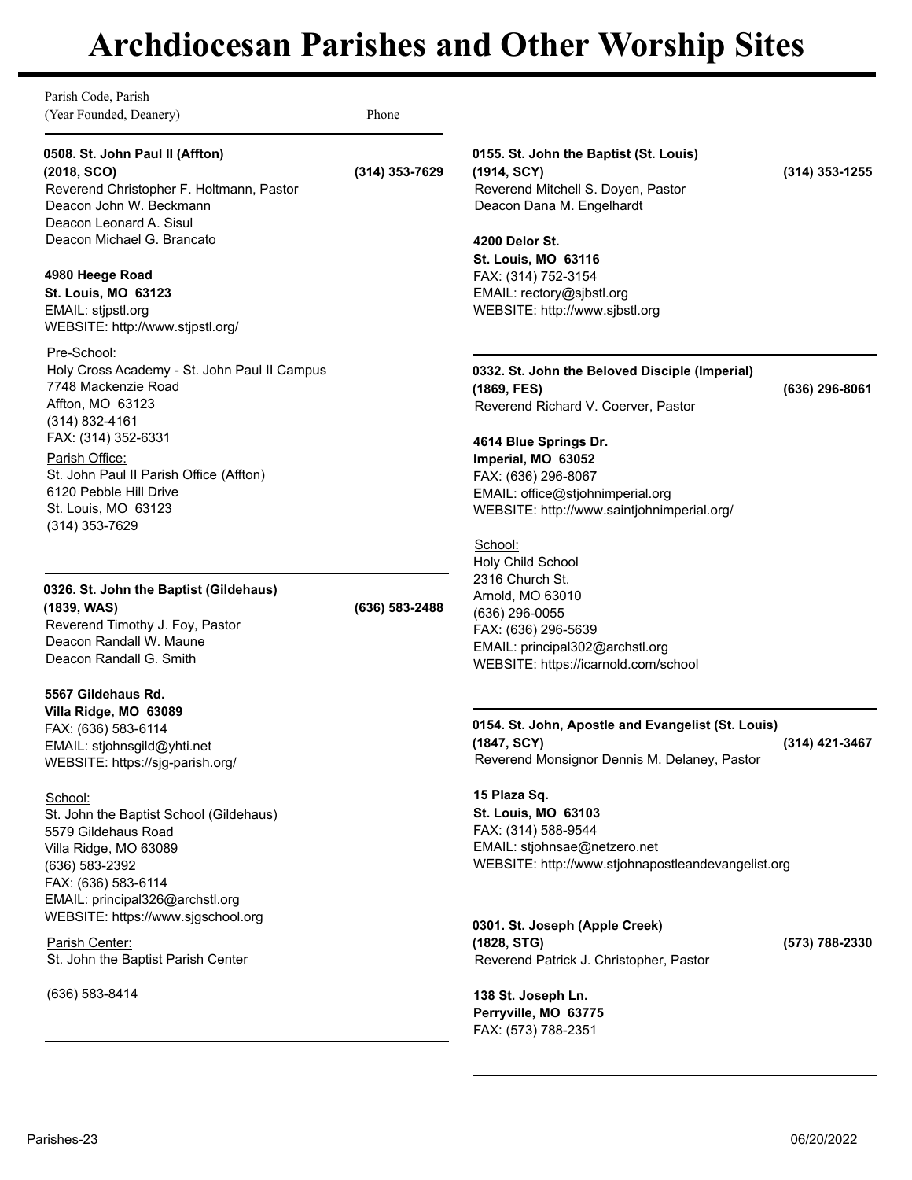# Archdiocesan Parishes and Other Worship Sites

Parish Code, Parish
(Year Founded, Deanery) — Phone

---

**0508. St. John Paul II (Affton)**
**(2018, SCO)** — **(314) 353-7629**
Reverend Christopher F. Holtmann, Pastor
Deacon John W. Beckmann
Deacon Leonard A. Sisul
Deacon Michael G. Brancato

**4980 Heege Road**
**St. Louis, MO 63123**
EMAIL: stjpstl.org
WEBSITE: http://www.stjpstl.org/

Pre-School:
Holy Cross Academy - St. John Paul II Campus
7748 Mackenzie Road
Affton, MO 63123
(314) 832-4161
FAX: (314) 352-6331

Parish Office:
St. John Paul II Parish Office (Affton)
6120 Pebble Hill Drive
St. Louis, MO 63123
(314) 353-7629

---

**0326. St. John the Baptist (Gildehaus)**
**(1839, WAS)** — **(636) 583-2488**
Reverend Timothy J. Foy, Pastor
Deacon Randall W. Maune
Deacon Randall G. Smith

**5567 Gildehaus Rd.**
**Villa Ridge, MO 63089**
FAX: (636) 583-6114
EMAIL: stjohnsgild@yhti.net
WEBSITE: https://sjg-parish.org/

School:
St. John the Baptist School (Gildehaus)
5579 Gildehaus Road
Villa Ridge, MO 63089
(636) 583-2392
FAX: (636) 583-6114
EMAIL: principal326@archstl.org
WEBSITE: https://www.sjgschool.org

Parish Center:
St. John the Baptist Parish Center

(636) 583-8414

---

**0155. St. John the Baptist (St. Louis)**
**(1914, SCY)** — **(314) 353-1255**
Reverend Mitchell S. Doyen, Pastor
Deacon Dana M. Engelhardt

**4200 Delor St.**
**St. Louis, MO 63116**
FAX: (314) 752-3154
EMAIL: rectory@sjbstl.org
WEBSITE: http://www.sjbstl.org

---

**0332. St. John the Beloved Disciple (Imperial)**
**(1869, FES)** — **(636) 296-8061**
Reverend Richard V. Coerver, Pastor

**4614 Blue Springs Dr.**
**Imperial, MO 63052**
FAX: (636) 296-8067
EMAIL: office@stjohnimperial.org
WEBSITE: http://www.saintjohnimperial.org/

School:
Holy Child School
2316 Church St.
Arnold, MO 63010
(636) 296-0055
FAX: (636) 296-5639
EMAIL: principal302@archstl.org
WEBSITE: https://icarnold.com/school

---

**0154. St. John, Apostle and Evangelist (St. Louis)**
**(1847, SCY)** — **(314) 421-3467**
Reverend Monsignor Dennis M. Delaney, Pastor

**15 Plaza Sq.**
**St. Louis, MO 63103**
FAX: (314) 588-9544
EMAIL: stjohnsae@netzero.net
WEBSITE: http://www.stjohnapostleandevangelist.org

---

**0301. St. Joseph (Apple Creek)**
**(1828, STG)** — **(573) 788-2330**
Reverend Patrick J. Christopher, Pastor

**138 St. Joseph Ln.**
**Perryville, MO 63775**
FAX: (573) 788-2351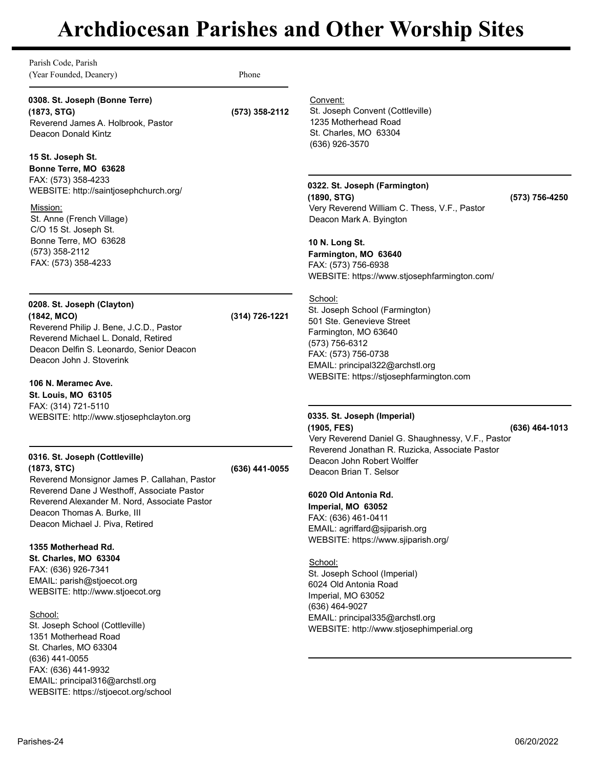# Archdiocesan Parishes and Other Worship Sites

Parish Code, Parish
(Year Founded, Deanery) — Phone

**0308. St. Joseph (Bonne Terre)**
**(1873, STG)** — **(573) 358-2112**
Reverend James A. Holbrook, Pastor
Deacon Donald Kintz

**15 St. Joseph St.**
**Bonne Terre, MO 63628**
FAX: (573) 358-4233
WEBSITE: http://saintjosephchurch.org/

Mission:
St. Anne (French Village)
C/O 15 St. Joseph St.
Bonne Terre, MO 63628
(573) 358-2112
FAX: (573) 358-4233

---

**0208. St. Joseph (Clayton)**
**(1842, MCO)** — **(314) 726-1221**
Reverend Philip J. Bene, J.C.D., Pastor
Reverend Michael L. Donald, Retired
Deacon Delfin S. Leonardo, Senior Deacon
Deacon John J. Stoverink

**106 N. Meramec Ave.**
**St. Louis, MO 63105**
FAX: (314) 721-5110
WEBSITE: http://www.stjosephclayton.org

---

**0316. St. Joseph (Cottleville)**
**(1873, STC)** — **(636) 441-0055**
Reverend Monsignor James P. Callahan, Pastor
Reverend Dane J Westhoff, Associate Pastor
Reverend Alexander M. Nord, Associate Pastor
Deacon Thomas A. Burke, III
Deacon Michael J. Piva, Retired

**1355 Motherhead Rd.**
**St. Charles, MO 63304**
FAX: (636) 926-7341
EMAIL: parish@stjoecot.org
WEBSITE: http://www.stjoecot.org

School:
St. Joseph School (Cottleville)
1351 Motherhead Road
St. Charles, MO 63304
(636) 441-0055
FAX: (636) 441-9932
EMAIL: principal316@archstl.org
WEBSITE: https://stjoecot.org/school

Convent:
St. Joseph Convent (Cottleville)
1235 Motherhead Road
St. Charles, MO 63304
(636) 926-3570

---

**0322. St. Joseph (Farmington)**
**(1890, STG)** — **(573) 756-4250**
Very Reverend William C. Thess, V.F., Pastor
Deacon Mark A. Byington

**10 N. Long St.**
**Farmington, MO 63640**
FAX: (573) 756-6938
WEBSITE: https://www.stjosephfarmington.com/

School:
St. Joseph School (Farmington)
501 Ste. Genevieve Street
Farmington, MO 63640
(573) 756-6312
FAX: (573) 756-0738
EMAIL: principal322@archstl.org
WEBSITE: https://stjosephfarmington.com

---

**0335. St. Joseph (Imperial)**
**(1905, FES)** — **(636) 464-1013**
Very Reverend Daniel G. Shaughnessy, V.F., Pastor
Reverend Jonathan R. Ruzicka, Associate Pastor
Deacon John Robert Wolffer
Deacon Brian T. Selsor

**6020 Old Antonia Rd.**
**Imperial, MO 63052**
FAX: (636) 461-0411
EMAIL: agriffard@sjiparish.org
WEBSITE: https://www.sjiparish.org/

School:
St. Joseph School (Imperial)
6024 Old Antonia Road
Imperial, MO 63052
(636) 464-9027
EMAIL: principal335@archstl.org
WEBSITE: http://www.stjosephimperial.org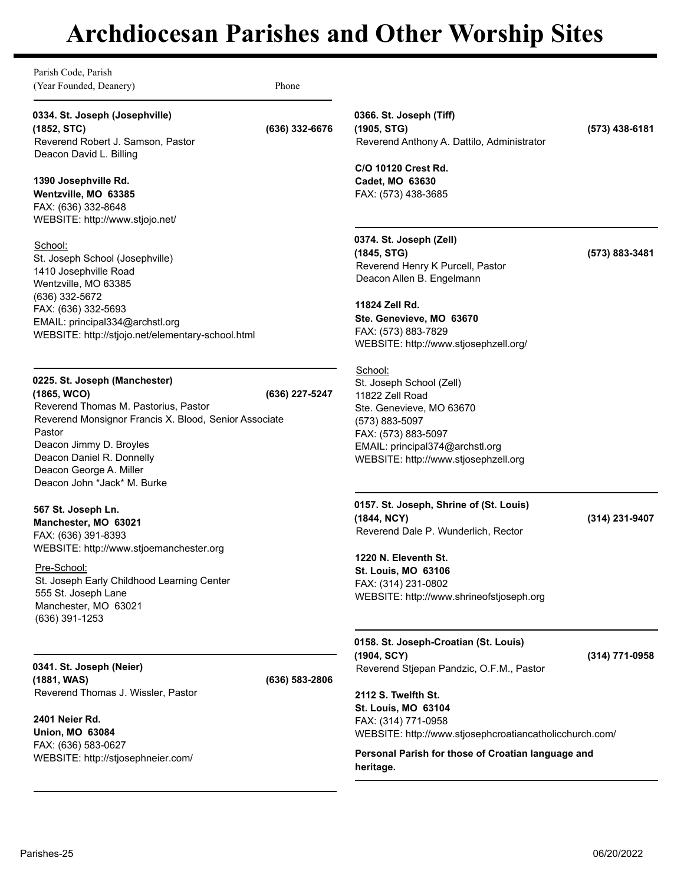# Archdiocesan Parishes and Other Worship Sites

Parish Code, Parish
(Year Founded, Deanery) Phone

**0334. St. Joseph (Josephville)**
**(1852, STC)** **(636) 332-6676**
Reverend Robert J. Samson, Pastor
Deacon David L. Billing

**1390 Josephville Rd.**
**Wentzville, MO 63385**
FAX: (636) 332-8648
WEBSITE: http://www.stjojo.net/

School:
St. Joseph School (Josephville)
1410 Josephville Road
Wentzville, MO 63385
(636) 332-5672
FAX: (636) 332-5693
EMAIL: principal334@archstl.org
WEBSITE: http://stjojo.net/elementary-school.html

---

**0225. St. Joseph (Manchester)**
**(1865, WCO)** **(636) 227-5247**
Reverend Thomas M. Pastorius, Pastor
Reverend Monsignor Francis X. Blood, Senior Associate Pastor
Deacon Jimmy D. Broyles
Deacon Daniel R. Donnelly
Deacon George A. Miller
Deacon John *Jack* M. Burke

**567 St. Joseph Ln.**
**Manchester, MO 63021**
FAX: (636) 391-8393
WEBSITE: http://www.stjoemanchester.org

Pre-School:
St. Joseph Early Childhood Learning Center
555 St. Joseph Lane
Manchester, MO 63021
(636) 391-1253

---

**0341. St. Joseph (Neier)**
**(1881, WAS)** **(636) 583-2806**
Reverend Thomas J. Wissler, Pastor

**2401 Neier Rd.**
**Union, MO 63084**
FAX: (636) 583-0627
WEBSITE: http://stjosephneier.com/

---

**0366. St. Joseph (Tiff)**
**(1905, STG)** **(573) 438-6181**
Reverend Anthony A. Dattilo, Administrator

**C/O 10120 Crest Rd.**
**Cadet, MO 63630**
FAX: (573) 438-3685

---

**0374. St. Joseph (Zell)**
**(1845, STG)** **(573) 883-3481**
Reverend Henry K Purcell, Pastor
Deacon Allen B. Engelmann

**11824 Zell Rd.**
**Ste. Genevieve, MO 63670**
FAX: (573) 883-7829
WEBSITE: http://www.stjosephzell.org/

School:
St. Joseph School (Zell)
11822 Zell Road
Ste. Genevieve, MO 63670
(573) 883-5097
FAX: (573) 883-5097
EMAIL: principal374@archstl.org
WEBSITE: http://www.stjosephzell.org

---

**0157. St. Joseph, Shrine of (St. Louis)**
**(1844, NCY)** **(314) 231-9407**
Reverend Dale P. Wunderlich, Rector

**1220 N. Eleventh St.**
**St. Louis, MO 63106**
FAX: (314) 231-0802
WEBSITE: http://www.shrineofstjoseph.org

---

**0158. St. Joseph-Croatian (St. Louis)**
**(1904, SCY)** **(314) 771-0958**
Reverend Stjepan Pandzic, O.F.M., Pastor

**2112 S. Twelfth St.**
**St. Louis, MO 63104**
FAX: (314) 771-0958
WEBSITE: http://www.stjosephcroatiancatholicchurch.com/

**Personal Parish for those of Croatian language and heritage.**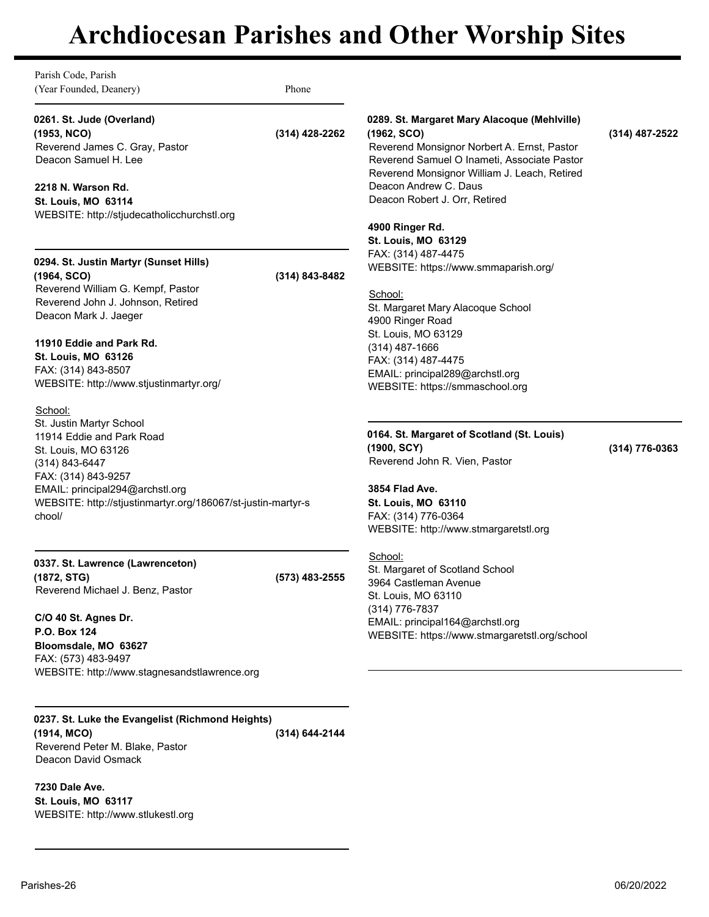# Archdiocesan Parishes and Other Worship Sites

Parish Code, Parish
(Year Founded, Deanery) — Phone

---

**0261. St. Jude (Overland)**
**(1953, NCO)** — **(314) 428-2262**
Reverend James C. Gray, Pastor
Deacon Samuel H. Lee

**2218 N. Warson Rd.**
**St. Louis, MO 63114**
WEBSITE: http://stjudecatholicchurchstl.org

---

**0294. St. Justin Martyr (Sunset Hills)**
**(1964, SCO)** — **(314) 843-8482**
Reverend William G. Kempf, Pastor
Reverend John J. Johnson, Retired
Deacon Mark J. Jaeger

**11910 Eddie and Park Rd.**
**St. Louis, MO 63126**
FAX: (314) 843-8507
WEBSITE: http://www.stjustinmartyr.org/

School:
St. Justin Martyr School
11914 Eddie and Park Road
St. Louis, MO 63126
(314) 843-6447
FAX: (314) 843-9257
EMAIL: principal294@archstl.org
WEBSITE: http://stjustinmartyr.org/186067/st-justin-martyr-school/

---

**0337. St. Lawrence (Lawrenceton)**
**(1872, STG)** — **(573) 483-2555**
Reverend Michael J. Benz, Pastor

**C/O 40 St. Agnes Dr.**
**P.O. Box 124**
**Bloomsdale, MO 63627**
FAX: (573) 483-9497
WEBSITE: http://www.stagnesandstlawrence.org

---

**0237. St. Luke the Evangelist (Richmond Heights)**
**(1914, MCO)** — **(314) 644-2144**
Reverend Peter M. Blake, Pastor
Deacon David Osmack

**7230 Dale Ave.**
**St. Louis, MO 63117**
WEBSITE: http://www.stlukestl.org

---

**0289. St. Margaret Mary Alacoque (Mehlville)**
**(1962, SCO)** — **(314) 487-2522**
Reverend Monsignor Norbert A. Ernst, Pastor
Reverend Samuel O Inameti, Associate Pastor
Reverend Monsignor William J. Leach, Retired
Deacon Andrew C. Daus
Deacon Robert J. Orr, Retired

**4900 Ringer Rd.**
**St. Louis, MO 63129**
FAX: (314) 487-4475
WEBSITE: https://www.smmaparish.org/

School:
St. Margaret Mary Alacoque School
4900 Ringer Road
St. Louis, MO 63129
(314) 487-1666
FAX: (314) 487-4475
EMAIL: principal289@archstl.org
WEBSITE: https://smmaschool.org

---

**0164. St. Margaret of Scotland (St. Louis)**
**(1900, SCY)** — **(314) 776-0363**
Reverend John R. Vien, Pastor

**3854 Flad Ave.**
**St. Louis, MO 63110**
FAX: (314) 776-0364
WEBSITE: http://www.stmargaretstl.org

School:
St. Margaret of Scotland School
3964 Castleman Avenue
St. Louis, MO 63110
(314) 776-7837
EMAIL: principal164@archstl.org
WEBSITE: https://www.stmargaretstl.org/school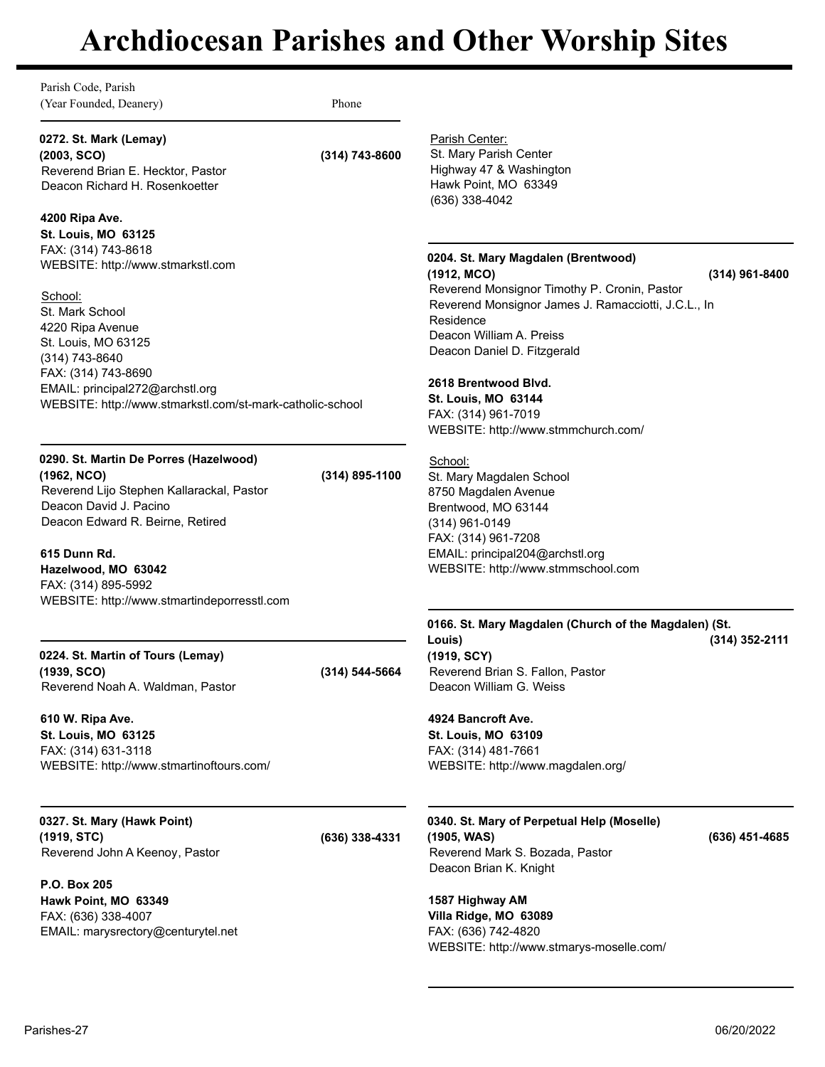# Archdiocesan Parishes and Other Worship Sites

Parish Code, Parish
(Year Founded, Deanery) Phone

---

**0272. St. Mark (Lemay)**
**(2003, SCO)** **(314) 743-8600**
Reverend Brian E. Hecktor, Pastor
Deacon Richard H. Rosenkoetter

**4200 Ripa Ave.**
**St. Louis, MO 63125**
FAX: (314) 743-8618
WEBSITE: http://www.stmarkstl.com

School:
St. Mark School
4220 Ripa Avenue
St. Louis, MO 63125
(314) 743-8640
FAX: (314) 743-8690
EMAIL: principal272@archstl.org
WEBSITE: http://www.stmarkstl.com/st-mark-catholic-school

---

**0290. St. Martin De Porres (Hazelwood)**
**(1962, NCO)** **(314) 895-1100**
Reverend Lijo Stephen Kallarackal, Pastor
Deacon David J. Pacino
Deacon Edward R. Beirne, Retired

**615 Dunn Rd.**
**Hazelwood, MO 63042**
FAX: (314) 895-5992
WEBSITE: http://www.stmartindeporresstl.com

---

**0224. St. Martin of Tours (Lemay)**
**(1939, SCO)** **(314) 544-5664**
Reverend Noah A. Waldman, Pastor

**610 W. Ripa Ave.**
**St. Louis, MO 63125**
FAX: (314) 631-3118
WEBSITE: http://www.stmartinoftours.com/

---

**0327. St. Mary (Hawk Point)**
**(1919, STC)** **(636) 338-4331**
Reverend John A Keenoy, Pastor

**P.O. Box 205**
**Hawk Point, MO 63349**
FAX: (636) 338-4007
EMAIL: marysrectory@centurytel.net

Parish Center:
St. Mary Parish Center
Highway 47 & Washington
Hawk Point, MO 63349
(636) 338-4042

---

**0204. St. Mary Magdalen (Brentwood)**
**(1912, MCO)** **(314) 961-8400**
Reverend Monsignor Timothy P. Cronin, Pastor
Reverend Monsignor James J. Ramacciotti, J.C.L., In Residence
Deacon William A. Preiss
Deacon Daniel D. Fitzgerald

**2618 Brentwood Blvd.**
**St. Louis, MO 63144**
FAX: (314) 961-7019
WEBSITE: http://www.stmmchurch.com/

School:
St. Mary Magdalen School
8750 Magdalen Avenue
Brentwood, MO 63144
(314) 961-0149
FAX: (314) 961-7208
EMAIL: principal204@archstl.org
WEBSITE: http://www.stmmschool.com

---

**0166. St. Mary Magdalen (Church of the Magdalen) (St. Louis)**
**(1919, SCY)** **(314) 352-2111**
Reverend Brian S. Fallon, Pastor
Deacon William G. Weiss

**4924 Bancroft Ave.**
**St. Louis, MO 63109**
FAX: (314) 481-7661
WEBSITE: http://www.magdalen.org/

---

**0340. St. Mary of Perpetual Help (Moselle)**
**(1905, WAS)** **(636) 451-4685**
Reverend Mark S. Bozada, Pastor
Deacon Brian K. Knight

**1587 Highway AM**
**Villa Ridge, MO 63089**
FAX: (636) 742-4820
WEBSITE: http://www.stmarys-moselle.com/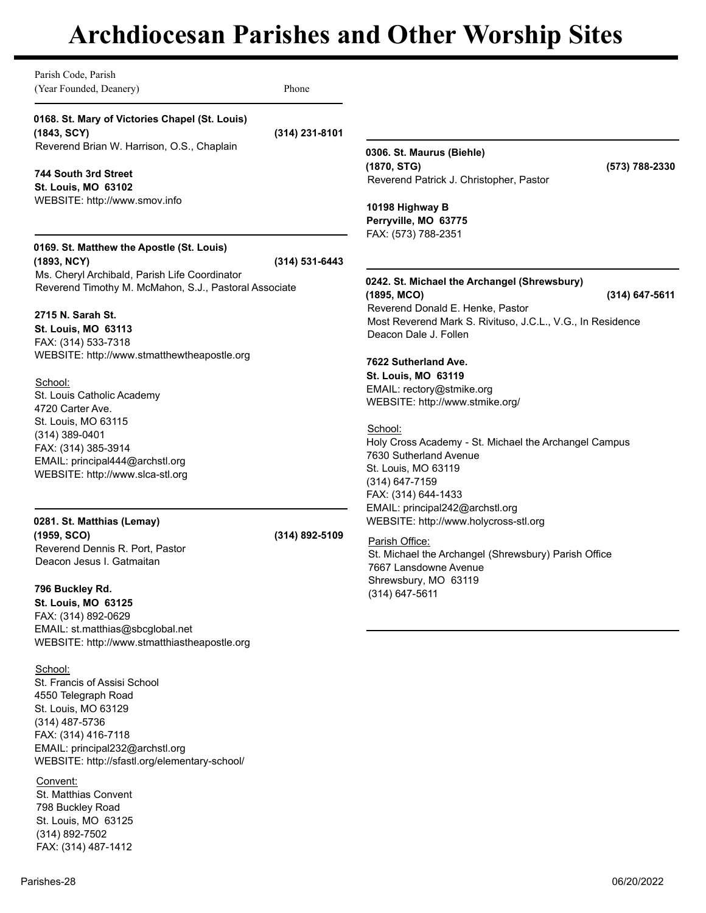# Archdiocesan Parishes and Other Worship Sites

Parish Code, Parish
(Year Founded, Deanery) Phone

**0168. St. Mary of Victories Chapel (St. Louis)**
**(1843, SCY) (314) 231-8101**
Reverend Brian W. Harrison, O.S., Chaplain

**744 South 3rd Street**
**St. Louis, MO 63102**
WEBSITE: http://www.smov.info

---

**0169. St. Matthew the Apostle (St. Louis)**
**(1893, NCY) (314) 531-6443**
Ms. Cheryl Archibald, Parish Life Coordinator
Reverend Timothy M. McMahon, S.J., Pastoral Associate

**2715 N. Sarah St.**
**St. Louis, MO 63113**
FAX: (314) 533-7318
WEBSITE: http://www.stmatthewtheapostle.org

School:
St. Louis Catholic Academy
4720 Carter Ave.
St. Louis, MO 63115
(314) 389-0401
FAX: (314) 385-3914
EMAIL: principal444@archstl.org
WEBSITE: http://www.slca-stl.org

---

**0281. St. Matthias (Lemay)**
**(1959, SCO) (314) 892-5109**
Reverend Dennis R. Port, Pastor
Deacon Jesus I. Gatmaitan

**796 Buckley Rd.**
**St. Louis, MO 63125**
FAX: (314) 892-0629
EMAIL: st.matthias@sbcglobal.net
WEBSITE: http://www.stmatthiastheapostle.org

School:
St. Francis of Assisi School
4550 Telegraph Road
St. Louis, MO 63129
(314) 487-5736
FAX: (314) 416-7118
EMAIL: principal232@archstl.org
WEBSITE: http://sfastl.org/elementary-school/

Convent:
St. Matthias Convent
798 Buckley Road
St. Louis, MO 63125
(314) 892-7502
FAX: (314) 487-1412

---

**0306. St. Maurus (Biehle)**
**(1870, STG) (573) 788-2330**
Reverend Patrick J. Christopher, Pastor

**10198 Highway B**
**Perryville, MO 63775**
FAX: (573) 788-2351

---

**0242. St. Michael the Archangel (Shrewsbury)**
**(1895, MCO) (314) 647-5611**
Reverend Donald E. Henke, Pastor
Most Reverend Mark S. Rivituso, J.C.L., V.G., In Residence
Deacon Dale J. Follen

**7622 Sutherland Ave.**
**St. Louis, MO 63119**
EMAIL: rectory@stmike.org
WEBSITE: http://www.stmike.org/

School:
Holy Cross Academy - St. Michael the Archangel Campus
7630 Sutherland Avenue
St. Louis, MO 63119
(314) 647-7159
FAX: (314) 644-1433
EMAIL: principal242@archstl.org
WEBSITE: http://www.holycross-stl.org

Parish Office:
St. Michael the Archangel (Shrewsbury) Parish Office
7667 Lansdowne Avenue
Shrewsbury, MO 63119
(314) 647-5611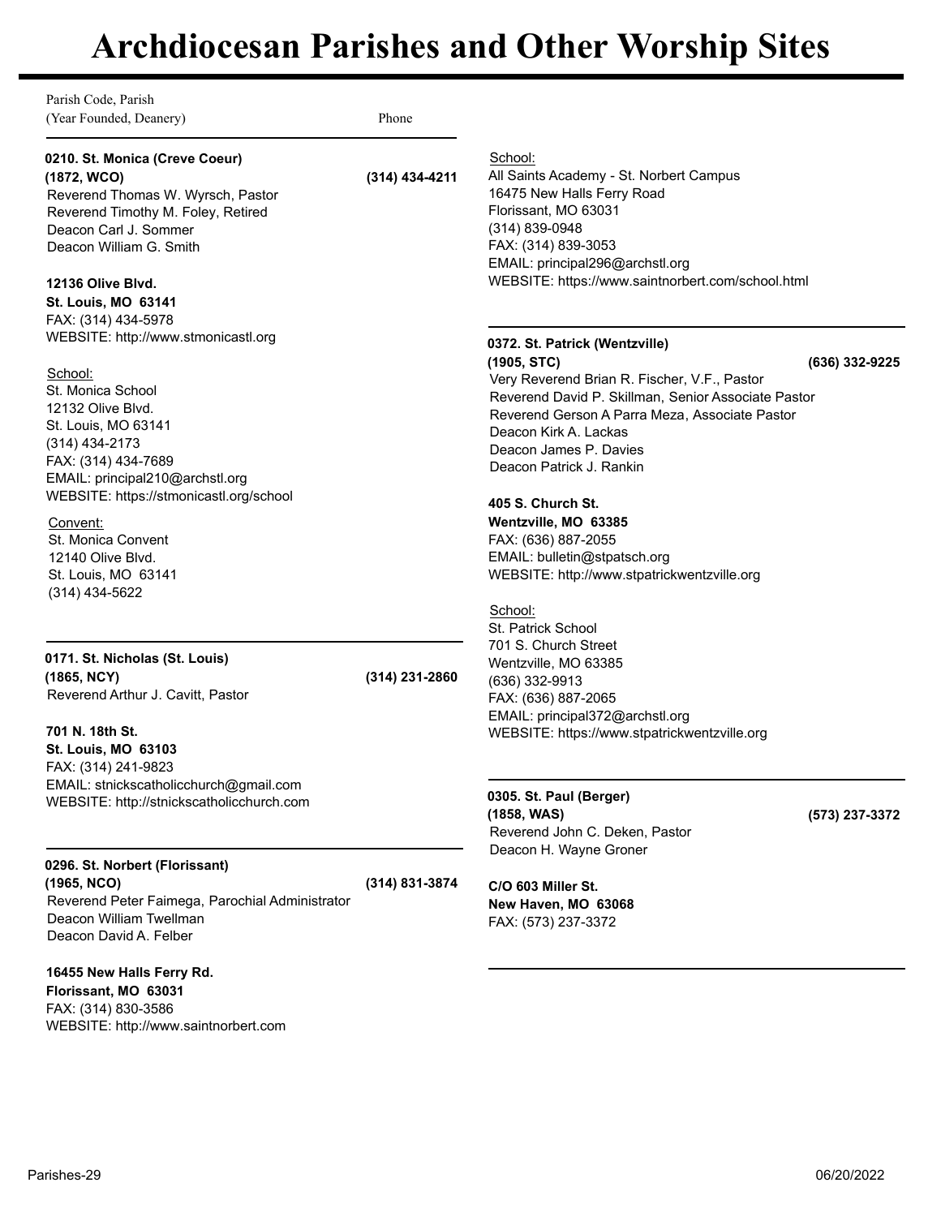# Archdiocesan Parishes and Other Worship Sites

Parish Code, Parish
(Year Founded, Deanery) Phone

**0210. St. Monica (Creve Coeur)**
**(1872, WCO)** **(314) 434-4211**
Reverend Thomas W. Wyrsch, Pastor
Reverend Timothy M. Foley, Retired
Deacon Carl J. Sommer
Deacon William G. Smith

**12136 Olive Blvd.**
**St. Louis, MO 63141**
FAX: (314) 434-5978
WEBSITE: http://www.stmonicastl.org

School:
St. Monica School
12132 Olive Blvd.
St. Louis, MO 63141
(314) 434-2173
FAX: (314) 434-7689
EMAIL: principal210@archstl.org
WEBSITE: https://stmonicastl.org/school

Convent:
St. Monica Convent
12140 Olive Blvd.
St. Louis, MO 63141
(314) 434-5622

---

**0171. St. Nicholas (St. Louis)**
**(1865, NCY)** **(314) 231-2860**
Reverend Arthur J. Cavitt, Pastor

**701 N. 18th St.**
**St. Louis, MO 63103**
FAX: (314) 241-9823
EMAIL: stnickscatholicchurch@gmail.com
WEBSITE: http://stnickscatholicchurch.com

---

**0296. St. Norbert (Florissant)**
**(1965, NCO)** **(314) 831-3874**
Reverend Peter Faimega, Parochial Administrator
Deacon William Twellman
Deacon David A. Felber

**16455 New Halls Ferry Rd.**
**Florissant, MO 63031**
FAX: (314) 830-3586
WEBSITE: http://www.saintnorbert.com

School:
All Saints Academy - St. Norbert Campus
16475 New Halls Ferry Road
Florissant, MO 63031
(314) 839-0948
FAX: (314) 839-3053
EMAIL: principal296@archstl.org
WEBSITE: https://www.saintnorbert.com/school.html

---

**0372. St. Patrick (Wentzville)**
**(1905, STC)** **(636) 332-9225**
Very Reverend Brian R. Fischer, V.F., Pastor
Reverend David P. Skillman, Senior Associate Pastor
Reverend Gerson A Parra Meza, Associate Pastor
Deacon Kirk A. Lackas
Deacon James P. Davies
Deacon Patrick J. Rankin

**405 S. Church St.**
**Wentzville, MO 63385**
FAX: (636) 887-2055
EMAIL: bulletin@stpatsch.org
WEBSITE: http://www.stpatrickwentzville.org

School:
St. Patrick School
701 S. Church Street
Wentzville, MO 63385
(636) 332-9913
FAX: (636) 887-2065
EMAIL: principal372@archstl.org
WEBSITE: https://www.stpatrickwentzville.org

---

**0305. St. Paul (Berger)**
**(1858, WAS)** **(573) 237-3372**
Reverend John C. Deken, Pastor
Deacon H. Wayne Groner

**C/O 603 Miller St.**
**New Haven, MO 63068**
FAX: (573) 237-3372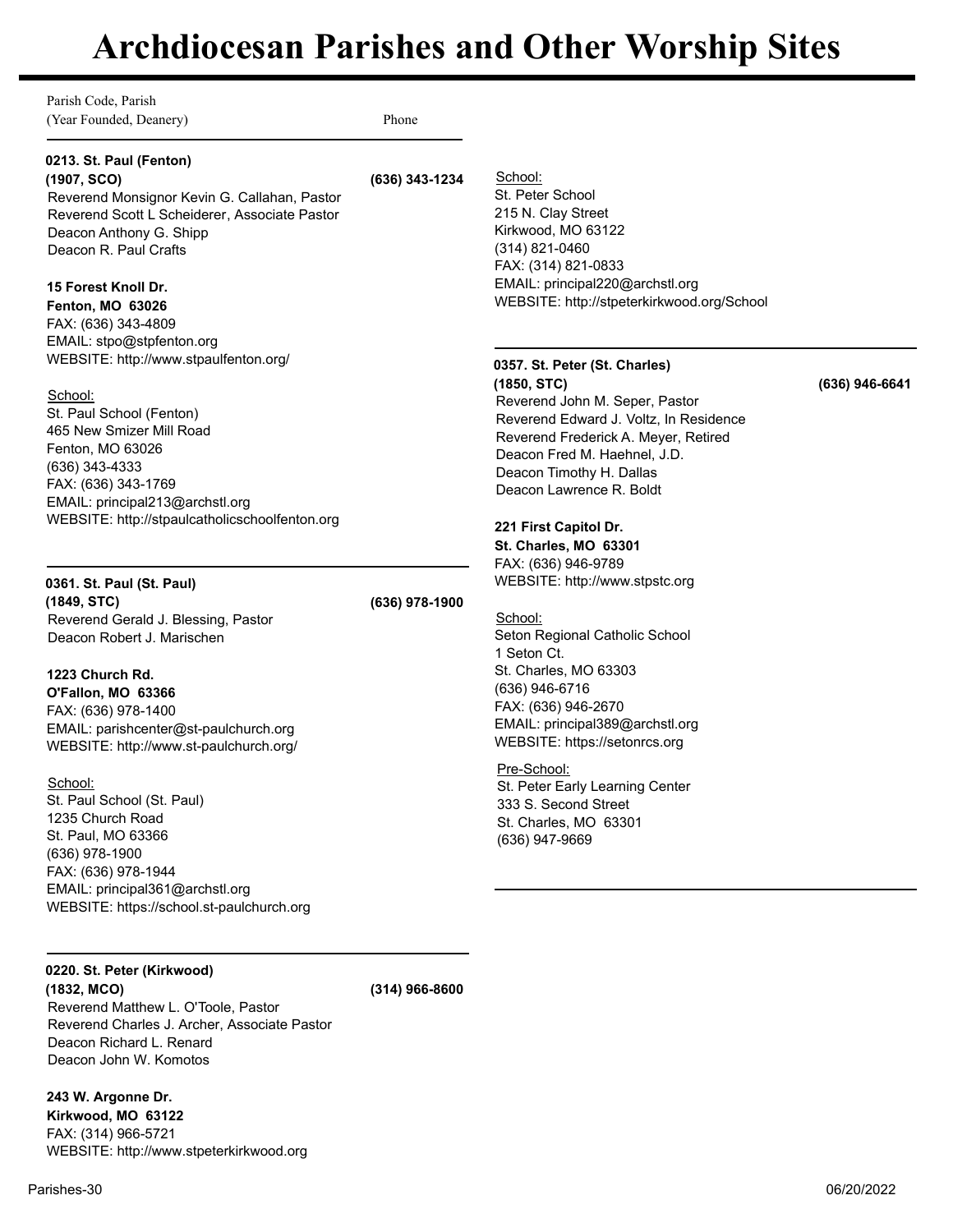# Archdiocesan Parishes and Other Worship Sites

Parish Code, Parish
(Year Founded, Deanery) Phone

**0213. St. Paul (Fenton)**
**(1907, SCO)** **(636) 343-1234**
Reverend Monsignor Kevin G. Callahan, Pastor
Reverend Scott L Scheiderer, Associate Pastor
Deacon Anthony G. Shipp
Deacon R. Paul Crafts

**15 Forest Knoll Dr.**
**Fenton, MO 63026**
FAX: (636) 343-4809
EMAIL: stpo@stpfenton.org
WEBSITE: http://www.stpaulfenton.org/

School:
St. Paul School (Fenton)
465 New Smizer Mill Road
Fenton, MO 63026
(636) 343-4333
FAX: (636) 343-1769
EMAIL: principal213@archstl.org
WEBSITE: http://stpaulcatholicschoolfenton.org

---

**0361. St. Paul (St. Paul)**
**(1849, STC)** **(636) 978-1900**
Reverend Gerald J. Blessing, Pastor
Deacon Robert J. Marischen

**1223 Church Rd.**
**O'Fallon, MO 63366**
FAX: (636) 978-1400
EMAIL: parishcenter@st-paulchurch.org
WEBSITE: http://www.st-paulchurch.org/

School:
St. Paul School (St. Paul)
1235 Church Road
St. Paul, MO 63366
(636) 978-1900
FAX: (636) 978-1944
EMAIL: principal361@archstl.org
WEBSITE: https://school.st-paulchurch.org

---

**0220. St. Peter (Kirkwood)**
**(1832, MCO)** **(314) 966-8600**
Reverend Matthew L. O'Toole, Pastor
Reverend Charles J. Archer, Associate Pastor
Deacon Richard L. Renard
Deacon John W. Komotos

**243 W. Argonne Dr.**
**Kirkwood, MO 63122**
FAX: (314) 966-5721
WEBSITE: http://www.stpeterkirkwood.org

School:
St. Peter School
215 N. Clay Street
Kirkwood, MO 63122
(314) 821-0460
FAX: (314) 821-0833
EMAIL: principal220@archstl.org
WEBSITE: http://stpeterkirkwood.org/School

---

**0357. St. Peter (St. Charles)**
**(1850, STC)** **(636) 946-6641**
Reverend John M. Seper, Pastor
Reverend Edward J. Voltz, In Residence
Reverend Frederick A. Meyer, Retired
Deacon Fred M. Haehnel, J.D.
Deacon Timothy H. Dallas
Deacon Lawrence R. Boldt

**221 First Capitol Dr.**
**St. Charles, MO 63301**
FAX: (636) 946-9789
WEBSITE: http://www.stpstc.org

School:
Seton Regional Catholic School
1 Seton Ct.
St. Charles, MO 63303
(636) 946-6716
FAX: (636) 946-2670
EMAIL: principal389@archstl.org
WEBSITE: https://setonrcs.org

Pre-School:
St. Peter Early Learning Center
333 S. Second Street
St. Charles, MO 63301
(636) 947-9669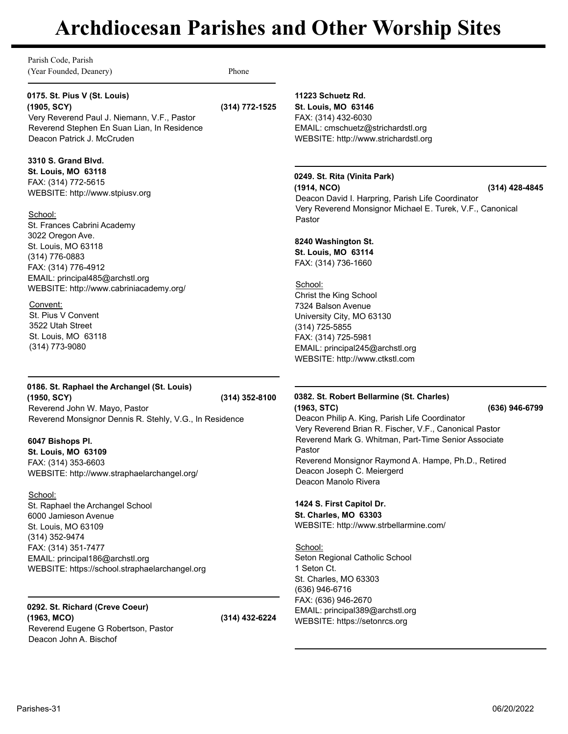# Archdiocesan Parishes and Other Worship Sites

Parish Code, Parish
(Year Founded, Deanery) Phone

**0175. St. Pius V (St. Louis)**
**(1905, SCY)** **(314) 772-1525**
Very Reverend Paul J. Niemann, V.F., Pastor
Reverend Stephen En Suan Lian, In Residence
Deacon Patrick J. McCruden

**3310 S. Grand Blvd.**
**St. Louis, MO 63118**
FAX: (314) 772-5615
WEBSITE: http://www.stpiusv.org

School:
St. Frances Cabrini Academy
3022 Oregon Ave.
St. Louis, MO 63118
(314) 776-0883
FAX: (314) 776-4912
EMAIL: principal485@archstl.org
WEBSITE: http://www.cabriniacademy.org/

Convent:
St. Pius V Convent
3522 Utah Street
St. Louis, MO 63118
(314) 773-9080

---

**0186. St. Raphael the Archangel (St. Louis)**
**(1950, SCY)** **(314) 352-8100**
Reverend John W. Mayo, Pastor
Reverend Monsignor Dennis R. Stehly, V.G., In Residence

**6047 Bishops Pl.**
**St. Louis, MO 63109**
FAX: (314) 353-6603
WEBSITE: http://www.straphaelarchangel.org/

School:
St. Raphael the Archangel School
6000 Jamieson Avenue
St. Louis, MO 63109
(314) 352-9474
FAX: (314) 351-7477
EMAIL: principal186@archstl.org
WEBSITE: https://school.straphaelarchangel.org

---

**0292. St. Richard (Creve Coeur)**
**(1963, MCO)** **(314) 432-6224**
Reverend Eugene G Robertson, Pastor
Deacon John A. Bischof

**11223 Schuetz Rd.**
**St. Louis, MO 63146**
FAX: (314) 432-6030
EMAIL: cmschuetz@strichardstl.org
WEBSITE: http://www.strichardstl.org

---

**0249. St. Rita (Vinita Park)**
**(1914, NCO)** **(314) 428-4845**
Deacon David I. Harpring, Parish Life Coordinator
Very Reverend Monsignor Michael E. Turek, V.F., Canonical Pastor

**8240 Washington St.**
**St. Louis, MO 63114**
FAX: (314) 736-1660

School:
Christ the King School
7324 Balson Avenue
University City, MO 63130
(314) 725-5855
FAX: (314) 725-5981
EMAIL: principal245@archstl.org
WEBSITE: http://www.ctkstl.com

---

**0382. St. Robert Bellarmine (St. Charles)**
**(1963, STC)** **(636) 946-6799**
Deacon Philip A. King, Parish Life Coordinator
Very Reverend Brian R. Fischer, V.F., Canonical Pastor
Reverend Mark G. Whitman, Part-Time Senior Associate Pastor
Reverend Monsignor Raymond A. Hampe, Ph.D., Retired
Deacon Joseph C. Meiergerd
Deacon Manolo Rivera

**1424 S. First Capitol Dr.**
**St. Charles, MO 63303**
WEBSITE: http://www.strbellarmine.com/

School:
Seton Regional Catholic School
1 Seton Ct.
St. Charles, MO 63303
(636) 946-6716
FAX: (636) 946-2670
EMAIL: principal389@archstl.org
WEBSITE: https://setonrcs.org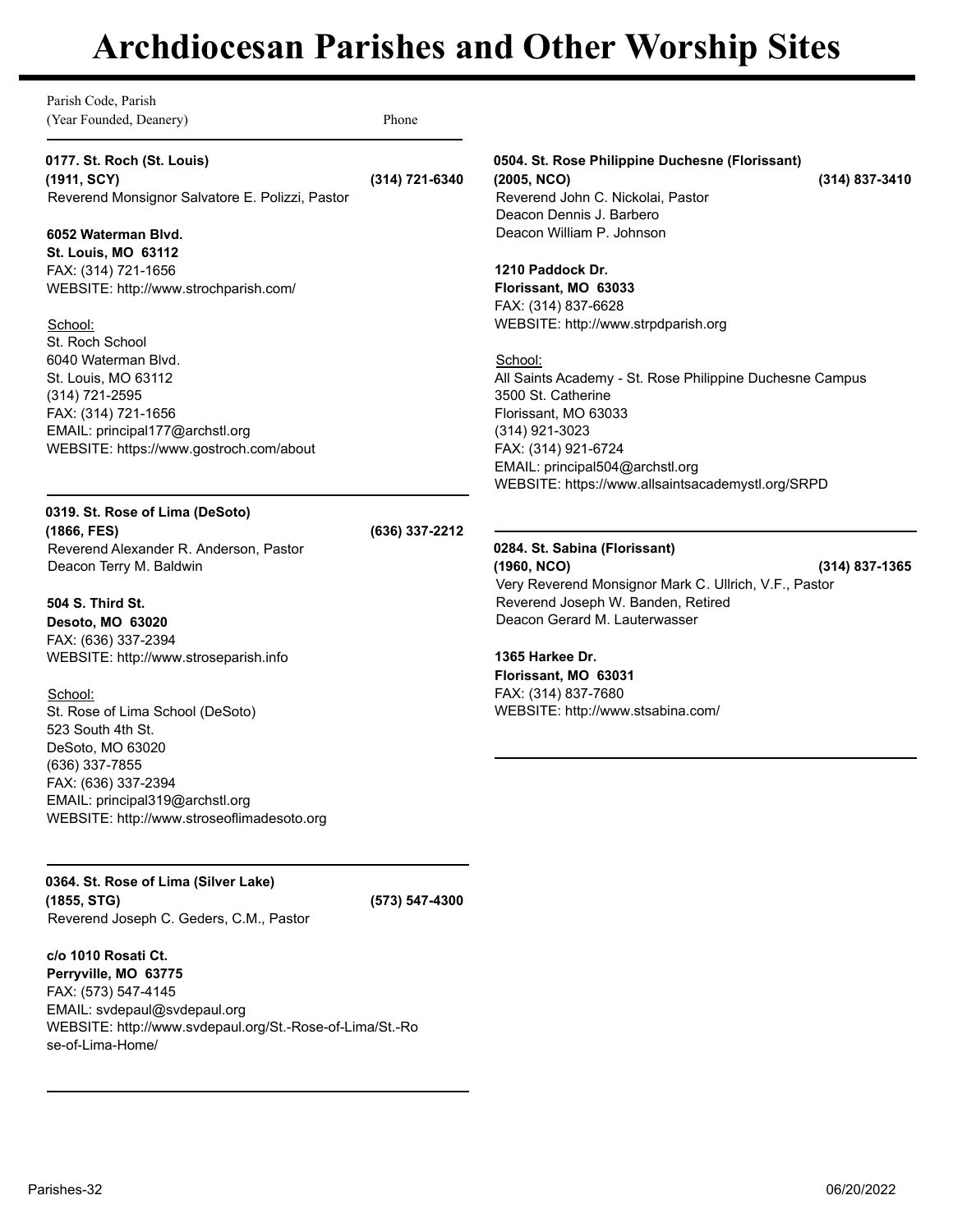# Archdiocesan Parishes and Other Worship Sites

Parish Code, Parish
(Year Founded, Deanery) — Phone

**0177. St. Roch (St. Louis)**
**(1911, SCY)** — **(314) 721-6340**
Reverend Monsignor Salvatore E. Polizzi, Pastor

**6052 Waterman Blvd.**
**St. Louis, MO 63112**
FAX: (314) 721-1656
WEBSITE: http://www.strochparish.com/

School:
St. Roch School
6040 Waterman Blvd.
St. Louis, MO 63112
(314) 721-2595
FAX: (314) 721-1656
EMAIL: principal177@archstl.org
WEBSITE: https://www.gostroch.com/about

---

**0319. St. Rose of Lima (DeSoto)**
**(1866, FES)** — **(636) 337-2212**
Reverend Alexander R. Anderson, Pastor
Deacon Terry M. Baldwin

**504 S. Third St.**
**Desoto, MO 63020**
FAX: (636) 337-2394
WEBSITE: http://www.stroseparish.info

School:
St. Rose of Lima School (DeSoto)
523 South 4th St.
DeSoto, MO 63020
(636) 337-7855
FAX: (636) 337-2394
EMAIL: principal319@archstl.org
WEBSITE: http://www.stroseoflimadesoto.org

---

**0364. St. Rose of Lima (Silver Lake)**
**(1855, STG)** — **(573) 547-4300**
Reverend Joseph C. Geders, C.M., Pastor

**c/o 1010 Rosati Ct.**
**Perryville, MO 63775**
FAX: (573) 547-4145
EMAIL: svdepaul@svdepaul.org
WEBSITE: http://www.svdepaul.org/St.-Rose-of-Lima/St.-Rose-of-Lima-Home/

---

**0504. St. Rose Philippine Duchesne (Florissant)**
**(2005, NCO)** — **(314) 837-3410**
Reverend John C. Nickolai, Pastor
Deacon Dennis J. Barbero
Deacon William P. Johnson

**1210 Paddock Dr.**
**Florissant, MO 63033**
FAX: (314) 837-6628
WEBSITE: http://www.strpdparish.org

School:
All Saints Academy - St. Rose Philippine Duchesne Campus
3500 St. Catherine
Florissant, MO 63033
(314) 921-3023
FAX: (314) 921-6724
EMAIL: principal504@archstl.org
WEBSITE: https://www.allsaintsacademystl.org/SRPD

---

**0284. St. Sabina (Florissant)**
**(1960, NCO)** — **(314) 837-1365**
Very Reverend Monsignor Mark C. Ullrich, V.F., Pastor
Reverend Joseph W. Banden, Retired
Deacon Gerard M. Lauterwasser

**1365 Harkee Dr.**
**Florissant, MO 63031**
FAX: (314) 837-7680
WEBSITE: http://www.stsabina.com/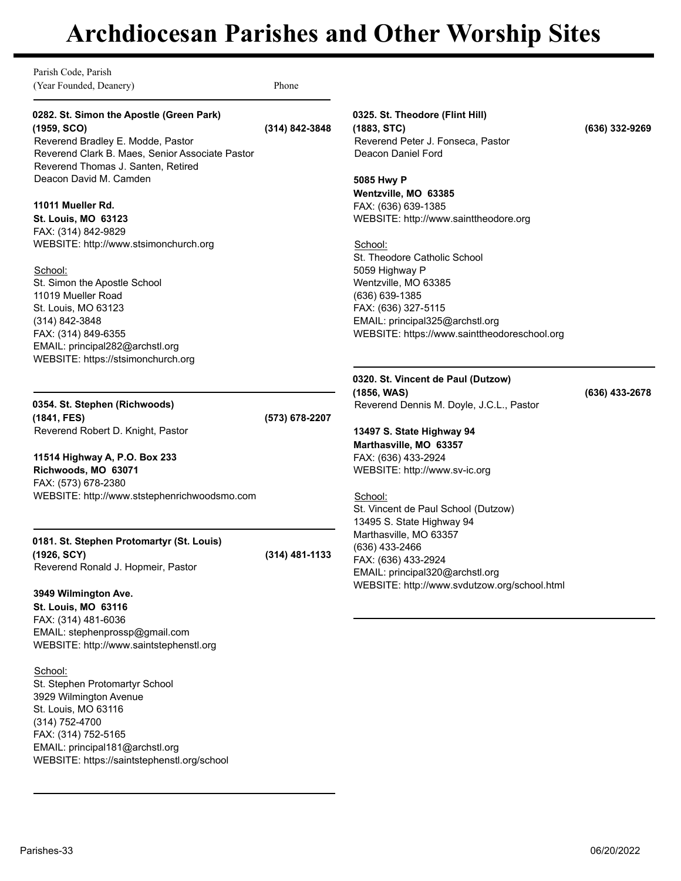# Archdiocesan Parishes and Other Worship Sites

Parish Code, Parish
(Year Founded, Deanery) Phone

---

**0282. St. Simon the Apostle (Green Park)**
**(1959, SCO)** **(314) 842-3848**
Reverend Bradley E. Modde, Pastor
Reverend Clark B. Maes, Senior Associate Pastor
Reverend Thomas J. Santen, Retired
Deacon David M. Camden

**11011 Mueller Rd.**
**St. Louis, MO 63123**
FAX: (314) 842-9829
WEBSITE: http://www.stsimonchurch.org

School:
St. Simon the Apostle School
11019 Mueller Road
St. Louis, MO 63123
(314) 842-3848
FAX: (314) 849-6355
EMAIL: principal282@archstl.org
WEBSITE: https://stsimonchurch.org

---

**0354. St. Stephen (Richwoods)**
**(1841, FES)** **(573) 678-2207**
Reverend Robert D. Knight, Pastor

**11514 Highway A, P.O. Box 233**
**Richwoods, MO 63071**
FAX: (573) 678-2380
WEBSITE: http://www.ststephenrichwoodsmo.com

---

**0181. St. Stephen Protomartyr (St. Louis)**
**(1926, SCY)** **(314) 481-1133**
Reverend Ronald J. Hopmeir, Pastor

**3949 Wilmington Ave.**
**St. Louis, MO 63116**
FAX: (314) 481-6036
EMAIL: stephenprossp@gmail.com
WEBSITE: http://www.saintstephenstl.org

School:
St. Stephen Protomartyr School
3929 Wilmington Avenue
St. Louis, MO 63116
(314) 752-4700
FAX: (314) 752-5165
EMAIL: principal181@archstl.org
WEBSITE: https://saintstephenstl.org/school

---

**0325. St. Theodore (Flint Hill)**
**(1883, STC)** **(636) 332-9269**
Reverend Peter J. Fonseca, Pastor
Deacon Daniel Ford

**5085 Hwy P**
**Wentzville, MO 63385**
FAX: (636) 639-1385
WEBSITE: http://www.sainttheodore.org

School:
St. Theodore Catholic School
5059 Highway P
Wentzville, MO 63385
(636) 639-1385
FAX: (636) 327-5115
EMAIL: principal325@archstl.org
WEBSITE: https://www.sainttheodoreschool.org

---

**0320. St. Vincent de Paul (Dutzow)**
**(1856, WAS)** **(636) 433-2678**
Reverend Dennis M. Doyle, J.C.L., Pastor

**13497 S. State Highway 94**
**Marthasville, MO 63357**
FAX: (636) 433-2924
WEBSITE: http://www.sv-ic.org

School:
St. Vincent de Paul School (Dutzow)
13495 S. State Highway 94
Marthasville, MO 63357
(636) 433-2466
FAX: (636) 433-2924
EMAIL: principal320@archstl.org
WEBSITE: http://www.svdutzow.org/school.html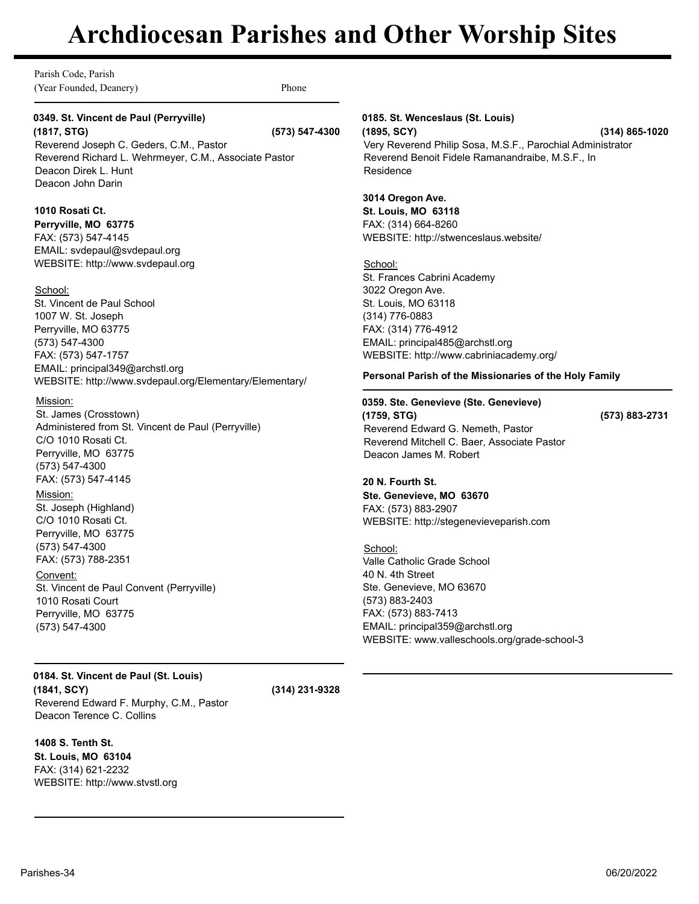# Archdiocesan Parishes and Other Worship Sites

Parish Code, Parish
(Year Founded, Deanery) Phone

**0349. St. Vincent de Paul (Perryville)**
**(1817, STG) (573) 547-4300**
Reverend Joseph C. Geders, C.M., Pastor
Reverend Richard L. Wehrmeyer, C.M., Associate Pastor
Deacon Direk L. Hunt
Deacon John Darin

**1010 Rosati Ct.**
**Perryville, MO 63775**
FAX: (573) 547-4145
EMAIL: svdepaul@svdepaul.org
WEBSITE: http://www.svdepaul.org

School:
St. Vincent de Paul School
1007 W. St. Joseph
Perryville, MO 63775
(573) 547-4300
FAX: (573) 547-1757
EMAIL: principal349@archstl.org
WEBSITE: http://www.svdepaul.org/Elementary/Elementary/

Mission:
St. James (Crosstown)
Administered from St. Vincent de Paul (Perryville)
C/O 1010 Rosati Ct.
Perryville, MO 63775
(573) 547-4300
FAX: (573) 547-4145

Mission:
St. Joseph (Highland)
C/O 1010 Rosati Ct.
Perryville, MO 63775
(573) 547-4300
FAX: (573) 788-2351

Convent:
St. Vincent de Paul Convent (Perryville)
1010 Rosati Court
Perryville, MO 63775
(573) 547-4300

---

**0184. St. Vincent de Paul (St. Louis)**
**(1841, SCY) (314) 231-9328**
Reverend Edward F. Murphy, C.M., Pastor
Deacon Terence C. Collins

**1408 S. Tenth St.**
**St. Louis, MO 63104**
FAX: (314) 621-2232
WEBSITE: http://www.stvstl.org

---

**0185. St. Wenceslaus (St. Louis)**
**(1895, SCY) (314) 865-1020**
Very Reverend Philip Sosa, M.S.F., Parochial Administrator
Reverend Benoit Fidele Ramanandraibe, M.S.F., In Residence

**3014 Oregon Ave.**
**St. Louis, MO 63118**
FAX: (314) 664-8260
WEBSITE: http://stwenceslaus.website/

School:
St. Frances Cabrini Academy
3022 Oregon Ave.
St. Louis, MO 63118
(314) 776-0883
FAX: (314) 776-4912
EMAIL: principal485@archstl.org
WEBSITE: http://www.cabriniacademy.org/

**Personal Parish of the Missionaries of the Holy Family**

---

**0359. Ste. Genevieve (Ste. Genevieve)**
**(1759, STG) (573) 883-2731**
Reverend Edward G. Nemeth, Pastor
Reverend Mitchell C. Baer, Associate Pastor
Deacon James M. Robert

**20 N. Fourth St.**
**Ste. Genevieve, MO 63670**
FAX: (573) 883-2907
WEBSITE: http://stegenevieveparish.com

School:
Valle Catholic Grade School
40 N. 4th Street
Ste. Genevieve, MO 63670
(573) 883-2403
FAX: (573) 883-7413
EMAIL: principal359@archstl.org
WEBSITE: www.valleschools.org/grade-school-3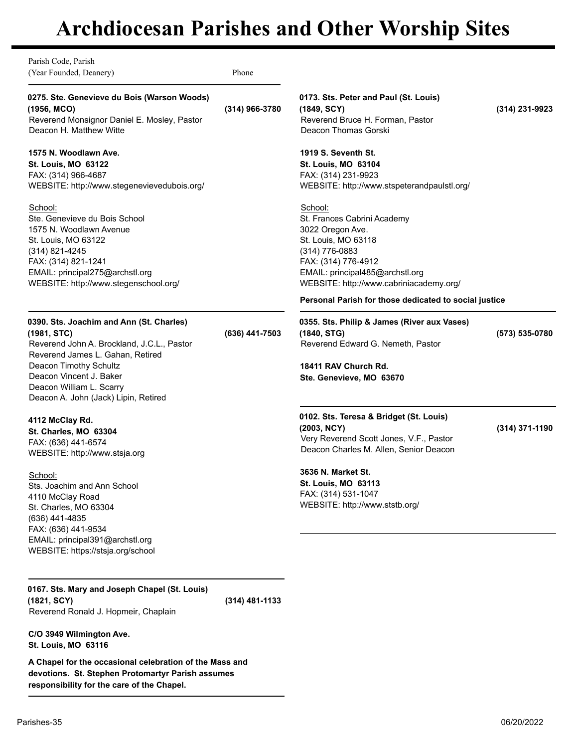# Archdiocesan Parishes and Other Worship Sites

Parish Code, Parish
(Year Founded, Deanery) Phone

**0275. Ste. Genevieve du Bois (Warson Woods)**
**(1956, MCO)** **(314) 966-3780**
Reverend Monsignor Daniel E. Mosley, Pastor
Deacon H. Matthew Witte

**1575 N. Woodlawn Ave.**
**St. Louis, MO 63122**
FAX: (314) 966-4687
WEBSITE: http://www.stegenevievedubois.org/

School:
Ste. Genevieve du Bois School
1575 N. Woodlawn Avenue
St. Louis, MO 63122
(314) 821-4245
FAX: (314) 821-1241
EMAIL: principal275@archstl.org
WEBSITE: http://www.stegenschool.org/

---

**0390. Sts. Joachim and Ann (St. Charles)**
**(1981, STC)** **(636) 441-7503**
Reverend John A. Brockland, J.C.L., Pastor
Reverend James L. Gahan, Retired
Deacon Timothy Schultz
Deacon Vincent J. Baker
Deacon William L. Scarry
Deacon A. John (Jack) Lipin, Retired

**4112 McClay Rd.**
**St. Charles, MO 63304**
FAX: (636) 441-6574
WEBSITE: http://www.stsja.org

School:
Sts. Joachim and Ann School
4110 McClay Road
St. Charles, MO 63304
(636) 441-4835
FAX: (636) 441-9534
EMAIL: principal391@archstl.org
WEBSITE: https://stsja.org/school

---

**0167. Sts. Mary and Joseph Chapel (St. Louis)**
**(1821, SCY)** **(314) 481-1133**
Reverend Ronald J. Hopmeir, Chaplain

**C/O 3949 Wilmington Ave.**
**St. Louis, MO 63116**

**A Chapel for the occasional celebration of the Mass and devotions. St. Stephen Protomartyr Parish assumes responsibility for the care of the Chapel.**

---

**0173. Sts. Peter and Paul (St. Louis)**
**(1849, SCY)** **(314) 231-9923**
Reverend Bruce H. Forman, Pastor
Deacon Thomas Gorski

**1919 S. Seventh St.**
**St. Louis, MO 63104**
FAX: (314) 231-9923
WEBSITE: http://www.stspeterandpaulstl.org/

School:
St. Frances Cabrini Academy
3022 Oregon Ave.
St. Louis, MO 63118
(314) 776-0883
FAX: (314) 776-4912
EMAIL: principal485@archstl.org
WEBSITE: http://www.cabriniacademy.org/

**Personal Parish for those dedicated to social justice**

---

**0355. Sts. Philip & James (River aux Vases)**
**(1840, STG)** **(573) 535-0780**
Reverend Edward G. Nemeth, Pastor

**18411 RAV Church Rd.**
**Ste. Genevieve, MO 63670**

---

**0102. Sts. Teresa & Bridget (St. Louis)**
**(2003, NCY)** **(314) 371-1190**
Very Reverend Scott Jones, V.F., Pastor
Deacon Charles M. Allen, Senior Deacon

**3636 N. Market St.**
**St. Louis, MO 63113**
FAX: (314) 531-1047
WEBSITE: http://www.ststb.org/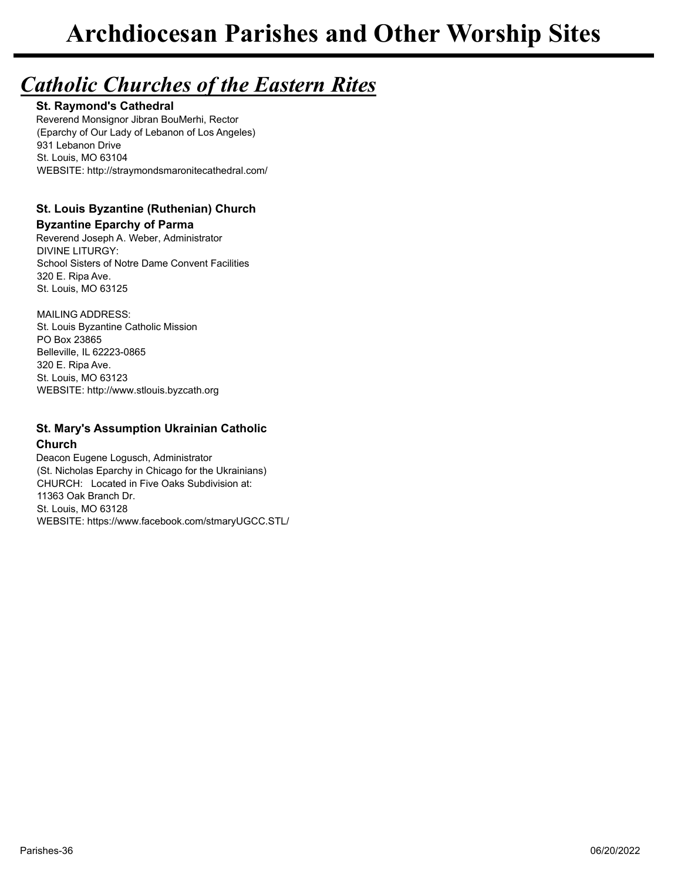# Archdiocesan Parishes and Other Worship Sites

## *Catholic Churches of the Eastern Rites*

**St. Raymond's Cathedral**
Reverend Monsignor Jibran BouMerhi, Rector
(Eparchy of Our Lady of Lebanon of Los Angeles)
931 Lebanon Drive
St. Louis, MO 63104
WEBSITE: http://straymondsmaronitecathedral.com/

**St. Louis Byzantine (Ruthenian) Church**
**Byzantine Eparchy of Parma**
Reverend Joseph A. Weber, Administrator
DIVINE LITURGY:
School Sisters of Notre Dame Convent Facilities
320 E. Ripa Ave.
St. Louis, MO 63125

MAILING ADDRESS:
St. Louis Byzantine Catholic Mission
PO Box 23865
Belleville, IL 62223-0865
320 E. Ripa Ave.
St. Louis, MO 63123
WEBSITE: http://www.stlouis.byzcath.org

**St. Mary's Assumption Ukrainian Catholic Church**
Deacon Eugene Logusch, Administrator
(St. Nicholas Eparchy in Chicago for the Ukrainians)
CHURCH: Located in Five Oaks Subdivision at:
11363 Oak Branch Dr.
St. Louis, MO 63128
WEBSITE: https://www.facebook.com/stmaryUGCC.STL/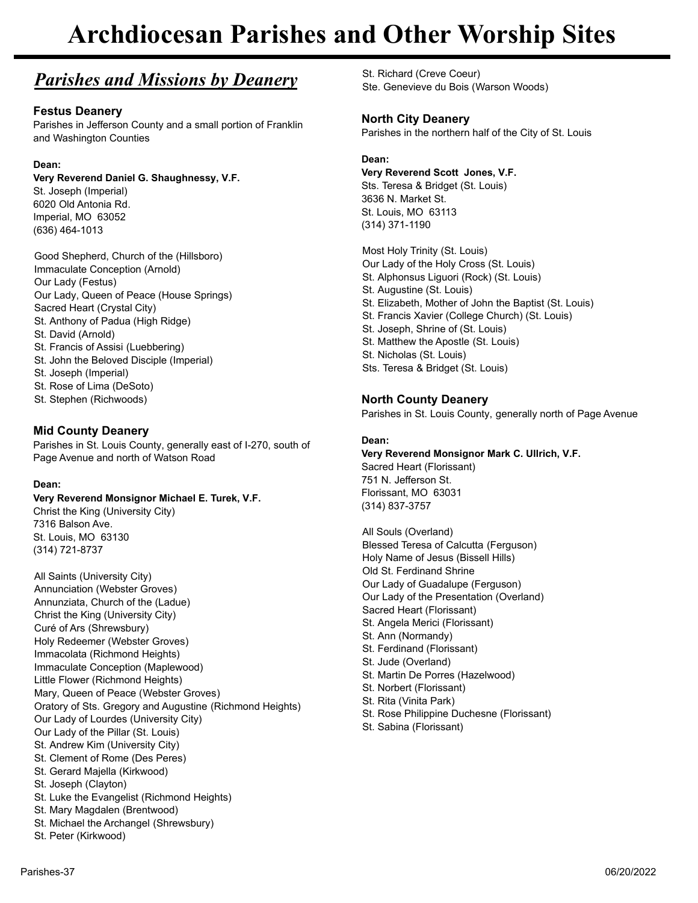# Archdiocesan Parishes and Other Worship Sites

## *Parishes and Missions by Deanery*

### Festus Deanery

Parishes in Jefferson County and a small portion of Franklin and Washington Counties

**Dean:**

**Very Reverend Daniel G. Shaughnessy, V.F.**
St. Joseph (Imperial)
6020 Old Antonia Rd.
Imperial, MO 63052
(636) 464-1013

Good Shepherd, Church of the (Hillsboro)
Immaculate Conception (Arnold)
Our Lady (Festus)
Our Lady, Queen of Peace (House Springs)
Sacred Heart (Crystal City)
St. Anthony of Padua (High Ridge)
St. David (Arnold)
St. Francis of Assisi (Luebbering)
St. John the Beloved Disciple (Imperial)
St. Joseph (Imperial)
St. Rose of Lima (DeSoto)
St. Stephen (Richwoods)

### Mid County Deanery

Parishes in St. Louis County, generally east of I-270, south of Page Avenue and north of Watson Road

**Dean:**

**Very Reverend Monsignor Michael E. Turek, V.F.**
Christ the King (University City)
7316 Balson Ave.
St. Louis, MO 63130
(314) 721-8737

All Saints (University City)
Annunciation (Webster Groves)
Annunziata, Church of the (Ladue)
Christ the King (University City)
Curé of Ars (Shrewsbury)
Holy Redeemer (Webster Groves)
Immacolata (Richmond Heights)
Immaculate Conception (Maplewood)
Little Flower (Richmond Heights)
Mary, Queen of Peace (Webster Groves)
Oratory of Sts. Gregory and Augustine (Richmond Heights)
Our Lady of Lourdes (University City)
Our Lady of the Pillar (St. Louis)
St. Andrew Kim (University City)
St. Clement of Rome (Des Peres)
St. Gerard Majella (Kirkwood)
St. Joseph (Clayton)
St. Luke the Evangelist (Richmond Heights)
St. Mary Magdalen (Brentwood)
St. Michael the Archangel (Shrewsbury)
St. Peter (Kirkwood)
St. Richard (Creve Coeur)
Ste. Genevieve du Bois (Warson Woods)

### North City Deanery

Parishes in the northern half of the City of St. Louis

**Dean:**

**Very Reverend Scott Jones, V.F.**
Sts. Teresa & Bridget (St. Louis)
3636 N. Market St.
St. Louis, MO 63113
(314) 371-1190

Most Holy Trinity (St. Louis)
Our Lady of the Holy Cross (St. Louis)
St. Alphonsus Liguori (Rock) (St. Louis)
St. Augustine (St. Louis)
St. Elizabeth, Mother of John the Baptist (St. Louis)
St. Francis Xavier (College Church) (St. Louis)
St. Joseph, Shrine of (St. Louis)
St. Matthew the Apostle (St. Louis)
St. Nicholas (St. Louis)
Sts. Teresa & Bridget (St. Louis)

### North County Deanery

Parishes in St. Louis County, generally north of Page Avenue

**Dean:**

**Very Reverend Monsignor Mark C. Ullrich, V.F.**
Sacred Heart (Florissant)
751 N. Jefferson St.
Florissant, MO 63031
(314) 837-3757

All Souls (Overland)
Blessed Teresa of Calcutta (Ferguson)
Holy Name of Jesus (Bissell Hills)
Old St. Ferdinand Shrine
Our Lady of Guadalupe (Ferguson)
Our Lady of the Presentation (Overland)
Sacred Heart (Florissant)
St. Angela Merici (Florissant)
St. Ann (Normandy)
St. Ferdinand (Florissant)
St. Jude (Overland)
St. Martin De Porres (Hazelwood)
St. Norbert (Florissant)
St. Rita (Vinita Park)
St. Rose Philippine Duchesne (Florissant)
St. Sabina (Florissant)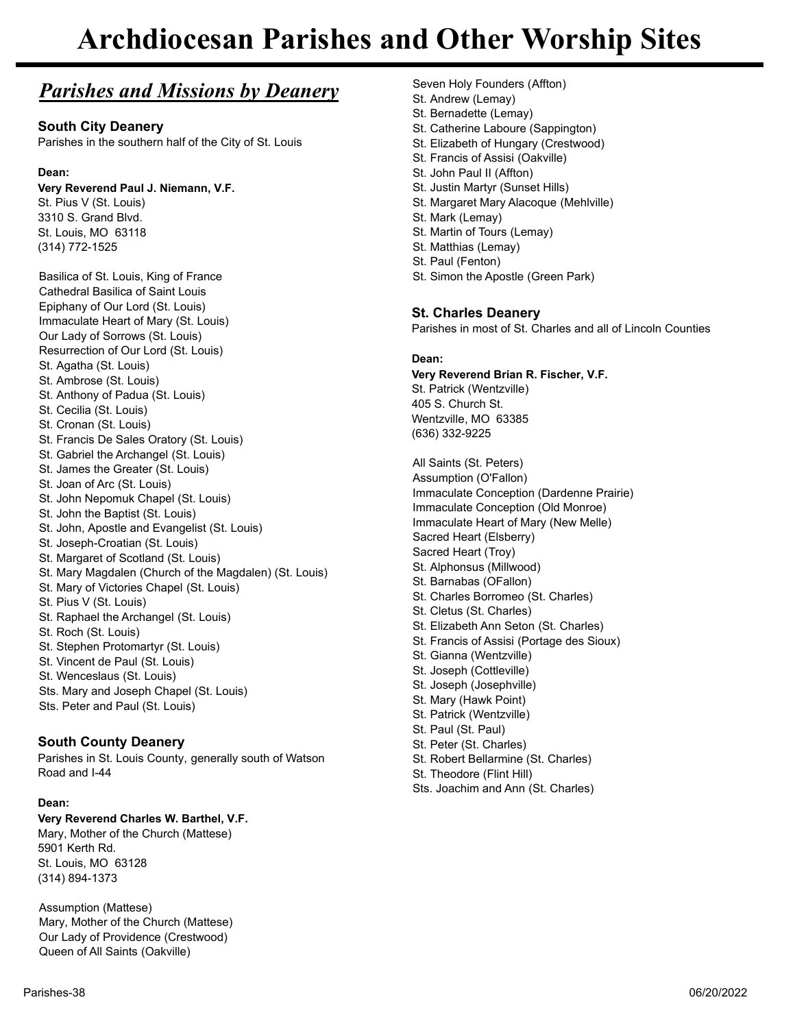# Archdiocesan Parishes and Other Worship Sites

## *Parishes and Missions by Deanery*

### South City Deanery

Parishes in the southern half of the City of St. Louis

**Dean:**

**Very Reverend Paul J. Niemann, V.F.**
St. Pius V (St. Louis)
3310 S. Grand Blvd.
St. Louis, MO 63118
(314) 772-1525

Basilica of St. Louis, King of France
Cathedral Basilica of Saint Louis
Epiphany of Our Lord (St. Louis)
Immaculate Heart of Mary (St. Louis)
Our Lady of Sorrows (St. Louis)
Resurrection of Our Lord (St. Louis)
St. Agatha (St. Louis)
St. Ambrose (St. Louis)
St. Anthony of Padua (St. Louis)
St. Cecilia (St. Louis)
St. Cronan (St. Louis)
St. Francis De Sales Oratory (St. Louis)
St. Gabriel the Archangel (St. Louis)
St. James the Greater (St. Louis)
St. Joan of Arc (St. Louis)
St. John Nepomuk Chapel (St. Louis)
St. John the Baptist (St. Louis)
St. John, Apostle and Evangelist (St. Louis)
St. Joseph-Croatian (St. Louis)
St. Margaret of Scotland (St. Louis)
St. Mary Magdalen (Church of the Magdalen) (St. Louis)
St. Mary of Victories Chapel (St. Louis)
St. Pius V (St. Louis)
St. Raphael the Archangel (St. Louis)
St. Roch (St. Louis)
St. Stephen Protomartyr (St. Louis)
St. Vincent de Paul (St. Louis)
St. Wenceslaus (St. Louis)
Sts. Mary and Joseph Chapel (St. Louis)
Sts. Peter and Paul (St. Louis)

### South County Deanery

Parishes in St. Louis County, generally south of Watson Road and I-44

**Dean:**

**Very Reverend Charles W. Barthel, V.F.**
Mary, Mother of the Church (Mattese)
5901 Kerth Rd.
St. Louis, MO 63128
(314) 894-1373

Assumption (Mattese)
Mary, Mother of the Church (Mattese)
Our Lady of Providence (Crestwood)
Queen of All Saints (Oakville)
Seven Holy Founders (Affton)
St. Andrew (Lemay)
St. Bernadette (Lemay)
St. Catherine Laboure (Sappington)
St. Elizabeth of Hungary (Crestwood)
St. Francis of Assisi (Oakville)
St. John Paul II (Affton)
St. Justin Martyr (Sunset Hills)
St. Margaret Mary Alacoque (Mehlville)
St. Mark (Lemay)
St. Martin of Tours (Lemay)
St. Matthias (Lemay)
St. Paul (Fenton)
St. Simon the Apostle (Green Park)

### St. Charles Deanery

Parishes in most of St. Charles and all of Lincoln Counties

**Dean:**

**Very Reverend Brian R. Fischer, V.F.**
St. Patrick (Wentzville)
405 S. Church St.
Wentzville, MO 63385
(636) 332-9225

All Saints (St. Peters)
Assumption (O'Fallon)
Immaculate Conception (Dardenne Prairie)
Immaculate Conception (Old Monroe)
Immaculate Heart of Mary (New Melle)
Sacred Heart (Elsberry)
Sacred Heart (Troy)
St. Alphonsus (Millwood)
St. Barnabas (OFallon)
St. Charles Borromeo (St. Charles)
St. Cletus (St. Charles)
St. Elizabeth Ann Seton (St. Charles)
St. Francis of Assisi (Portage des Sioux)
St. Gianna (Wentzville)
St. Joseph (Cottleville)
St. Joseph (Josephville)
St. Mary (Hawk Point)
St. Patrick (Wentzville)
St. Paul (St. Paul)
St. Peter (St. Charles)
St. Robert Bellarmine (St. Charles)
St. Theodore (Flint Hill)
Sts. Joachim and Ann (St. Charles)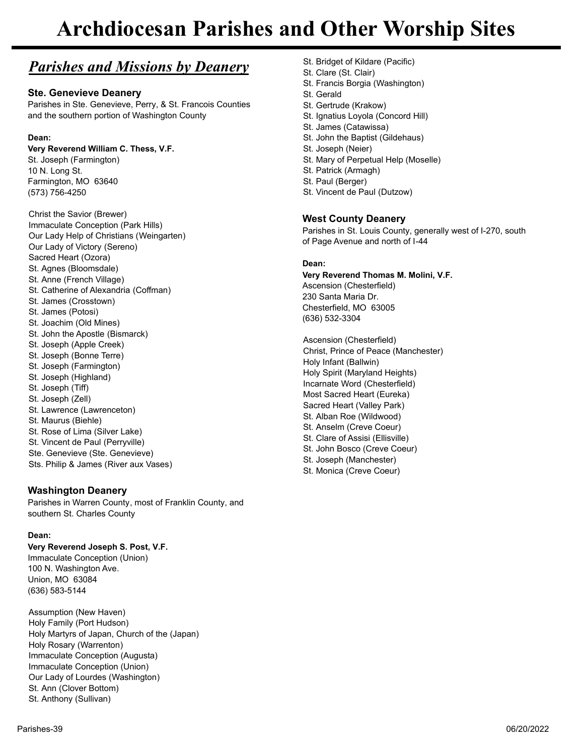# Archdiocesan Parishes and Other Worship Sites

## *Parishes and Missions by Deanery*

### Ste. Genevieve Deanery

Parishes in Ste. Genevieve, Perry, & St. Francois Counties and the southern portion of Washington County

**Dean:**

**Very Reverend William C. Thess, V.F.**
St. Joseph (Farmington)
10 N. Long St.
Farmington, MO 63640
(573) 756-4250

- Christ the Savior (Brewer)
- Immaculate Conception (Park Hills)
- Our Lady Help of Christians (Weingarten)
- Our Lady of Victory (Sereno)
- Sacred Heart (Ozora)
- St. Agnes (Bloomsdale)
- St. Anne (French Village)
- St. Catherine of Alexandria (Coffman)
- St. James (Crosstown)
- St. James (Potosi)
- St. Joachim (Old Mines)
- St. John the Apostle (Bismarck)
- St. Joseph (Apple Creek)
- St. Joseph (Bonne Terre)
- St. Joseph (Farmington)
- St. Joseph (Highland)
- St. Joseph (Tiff)
- St. Joseph (Zell)
- St. Lawrence (Lawrenceton)
- St. Maurus (Biehle)
- St. Rose of Lima (Silver Lake)
- St. Vincent de Paul (Perryville)
- Ste. Genevieve (Ste. Genevieve)
- Sts. Philip & James (River aux Vases)

### Washington Deanery

Parishes in Warren County, most of Franklin County, and southern St. Charles County

**Dean:**

**Very Reverend Joseph S. Post, V.F.**
Immaculate Conception (Union)
100 N. Washington Ave.
Union, MO 63084
(636) 583-5144

- Assumption (New Haven)
- Holy Family (Port Hudson)
- Holy Martyrs of Japan, Church of the (Japan)
- Holy Rosary (Warrenton)
- Immaculate Conception (Augusta)
- Immaculate Conception (Union)
- Our Lady of Lourdes (Washington)
- St. Ann (Clover Bottom)
- St. Anthony (Sullivan)
- St. Bridget of Kildare (Pacific)
- St. Clare (St. Clair)
- St. Francis Borgia (Washington)
- St. Gerald
- St. Gertrude (Krakow)
- St. Ignatius Loyola (Concord Hill)
- St. James (Catawissa)
- St. John the Baptist (Gildehaus)
- St. Joseph (Neier)
- St. Mary of Perpetual Help (Moselle)
- St. Patrick (Armagh)
- St. Paul (Berger)
- St. Vincent de Paul (Dutzow)

### West County Deanery

Parishes in St. Louis County, generally west of I-270, south of Page Avenue and north of I-44

**Dean:**

**Very Reverend Thomas M. Molini, V.F.**
Ascension (Chesterfield)
230 Santa Maria Dr.
Chesterfield, MO 63005
(636) 532-3304

- Ascension (Chesterfield)
- Christ, Prince of Peace (Manchester)
- Holy Infant (Ballwin)
- Holy Spirit (Maryland Heights)
- Incarnate Word (Chesterfield)
- Most Sacred Heart (Eureka)
- Sacred Heart (Valley Park)
- St. Alban Roe (Wildwood)
- St. Anselm (Creve Coeur)
- St. Clare of Assisi (Ellisville)
- St. John Bosco (Creve Coeur)
- St. Joseph (Manchester)
- St. Monica (Creve Coeur)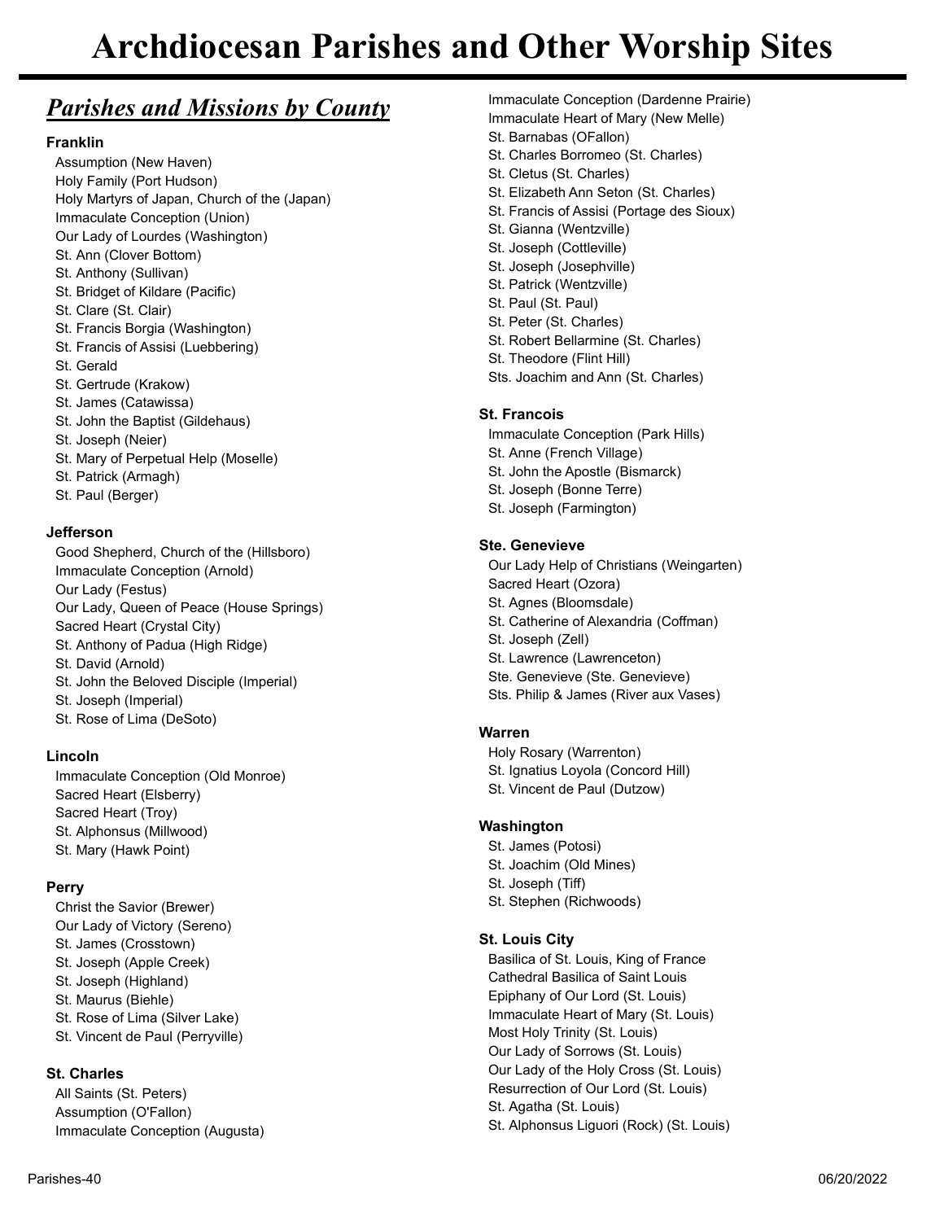# Archdiocesan Parishes and Other Worship Sites

## *Parishes and Missions by County*

### Franklin

- Assumption (New Haven)
- Holy Family (Port Hudson)
- Holy Martyrs of Japan, Church of the (Japan)
- Immaculate Conception (Union)
- Our Lady of Lourdes (Washington)
- St. Ann (Clover Bottom)
- St. Anthony (Sullivan)
- St. Bridget of Kildare (Pacific)
- St. Clare (St. Clair)
- St. Francis Borgia (Washington)
- St. Francis of Assisi (Luebbering)
- St. Gerald
- St. Gertrude (Krakow)
- St. James (Catawissa)
- St. John the Baptist (Gildehaus)
- St. Joseph (Neier)
- St. Mary of Perpetual Help (Moselle)
- St. Patrick (Armagh)
- St. Paul (Berger)

### Jefferson

- Good Shepherd, Church of the (Hillsboro)
- Immaculate Conception (Arnold)
- Our Lady (Festus)
- Our Lady, Queen of Peace (House Springs)
- Sacred Heart (Crystal City)
- St. Anthony of Padua (High Ridge)
- St. David (Arnold)
- St. John the Beloved Disciple (Imperial)
- St. Joseph (Imperial)
- St. Rose of Lima (DeSoto)

### Lincoln

- Immaculate Conception (Old Monroe)
- Sacred Heart (Elsberry)
- Sacred Heart (Troy)
- St. Alphonsus (Millwood)
- St. Mary (Hawk Point)

### Perry

- Christ the Savior (Brewer)
- Our Lady of Victory (Sereno)
- St. James (Crosstown)
- St. Joseph (Apple Creek)
- St. Joseph (Highland)
- St. Maurus (Biehle)
- St. Rose of Lima (Silver Lake)
- St. Vincent de Paul (Perryville)

### St. Charles

- All Saints (St. Peters)
- Assumption (O'Fallon)
- Immaculate Conception (Augusta)
- Immaculate Conception (Dardenne Prairie)
- Immaculate Heart of Mary (New Melle)
- St. Barnabas (OFallon)
- St. Charles Borromeo (St. Charles)
- St. Cletus (St. Charles)
- St. Elizabeth Ann Seton (St. Charles)
- St. Francis of Assisi (Portage des Sioux)
- St. Gianna (Wentzville)
- St. Joseph (Cottleville)
- St. Joseph (Josephville)
- St. Patrick (Wentzville)
- St. Paul (St. Paul)
- St. Peter (St. Charles)
- St. Robert Bellarmine (St. Charles)
- St. Theodore (Flint Hill)
- Sts. Joachim and Ann (St. Charles)

### St. Francois

- Immaculate Conception (Park Hills)
- St. Anne (French Village)
- St. John the Apostle (Bismarck)
- St. Joseph (Bonne Terre)
- St. Joseph (Farmington)

### Ste. Genevieve

- Our Lady Help of Christians (Weingarten)
- Sacred Heart (Ozora)
- St. Agnes (Bloomsdale)
- St. Catherine of Alexandria (Coffman)
- St. Joseph (Zell)
- St. Lawrence (Lawrenceton)
- Ste. Genevieve (Ste. Genevieve)
- Sts. Philip & James (River aux Vases)

### Warren

- Holy Rosary (Warrenton)
- St. Ignatius Loyola (Concord Hill)
- St. Vincent de Paul (Dutzow)

### Washington

- St. James (Potosi)
- St. Joachim (Old Mines)
- St. Joseph (Tiff)
- St. Stephen (Richwoods)

### St. Louis City

- Basilica of St. Louis, King of France
- Cathedral Basilica of Saint Louis
- Epiphany of Our Lord (St. Louis)
- Immaculate Heart of Mary (St. Louis)
- Most Holy Trinity (St. Louis)
- Our Lady of Sorrows (St. Louis)
- Our Lady of the Holy Cross (St. Louis)
- Resurrection of Our Lord (St. Louis)
- St. Agatha (St. Louis)
- St. Alphonsus Liguori (Rock) (St. Louis)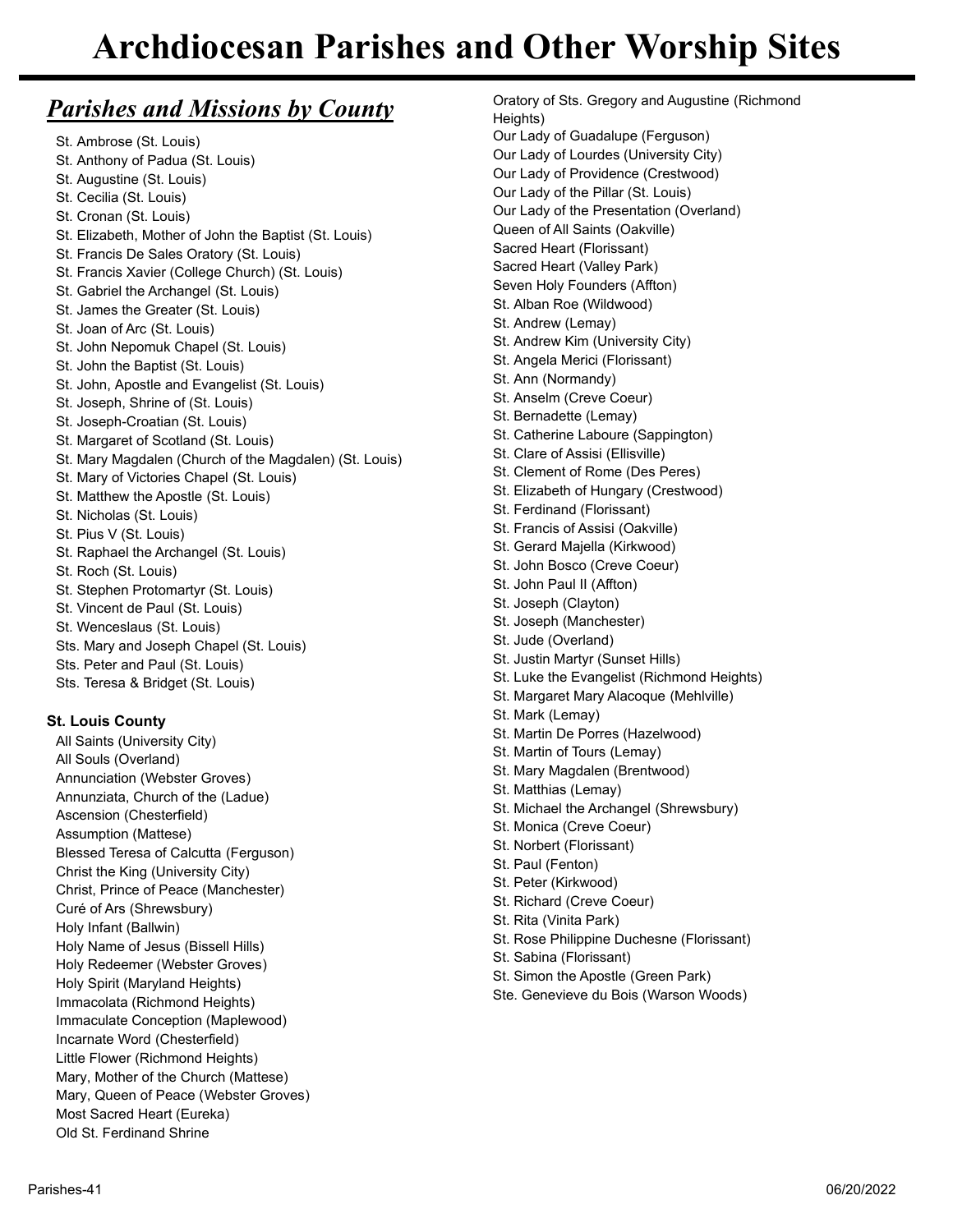# Archdiocesan Parishes and Other Worship Sites

## *Parishes and Missions by County*

- St. Ambrose (St. Louis)
- St. Anthony of Padua (St. Louis)
- St. Augustine (St. Louis)
- St. Cecilia (St. Louis)
- St. Cronan (St. Louis)
- St. Elizabeth, Mother of John the Baptist (St. Louis)
- St. Francis De Sales Oratory (St. Louis)
- St. Francis Xavier (College Church) (St. Louis)
- St. Gabriel the Archangel (St. Louis)
- St. James the Greater (St. Louis)
- St. Joan of Arc (St. Louis)
- St. John Nepomuk Chapel (St. Louis)
- St. John the Baptist (St. Louis)
- St. John, Apostle and Evangelist (St. Louis)
- St. Joseph, Shrine of (St. Louis)
- St. Joseph-Croatian (St. Louis)
- St. Margaret of Scotland (St. Louis)
- St. Mary Magdalen (Church of the Magdalen) (St. Louis)
- St. Mary of Victories Chapel (St. Louis)
- St. Matthew the Apostle (St. Louis)
- St. Nicholas (St. Louis)
- St. Pius V (St. Louis)
- St. Raphael the Archangel (St. Louis)
- St. Roch (St. Louis)
- St. Stephen Protomartyr (St. Louis)
- St. Vincent de Paul (St. Louis)
- St. Wenceslaus (St. Louis)
- Sts. Mary and Joseph Chapel (St. Louis)
- Sts. Peter and Paul (St. Louis)
- Sts. Teresa & Bridget (St. Louis)

**St. Louis County**

- All Saints (University City)
- All Souls (Overland)
- Annunciation (Webster Groves)
- Annunziata, Church of the (Ladue)
- Ascension (Chesterfield)
- Assumption (Mattese)
- Blessed Teresa of Calcutta (Ferguson)
- Christ the King (University City)
- Christ, Prince of Peace (Manchester)
- Curé of Ars (Shrewsbury)
- Holy Infant (Ballwin)
- Holy Name of Jesus (Bissell Hills)
- Holy Redeemer (Webster Groves)
- Holy Spirit (Maryland Heights)
- Immacolata (Richmond Heights)
- Immaculate Conception (Maplewood)
- Incarnate Word (Chesterfield)
- Little Flower (Richmond Heights)
- Mary, Mother of the Church (Mattese)
- Mary, Queen of Peace (Webster Groves)
- Most Sacred Heart (Eureka)
- Old St. Ferdinand Shrine
- Oratory of Sts. Gregory and Augustine (Richmond Heights)
- Our Lady of Guadalupe (Ferguson)
- Our Lady of Lourdes (University City)
- Our Lady of Providence (Crestwood)
- Our Lady of the Pillar (St. Louis)
- Our Lady of the Presentation (Overland)
- Queen of All Saints (Oakville)
- Sacred Heart (Florissant)
- Sacred Heart (Valley Park)
- Seven Holy Founders (Affton)
- St. Alban Roe (Wildwood)
- St. Andrew (Lemay)
- St. Andrew Kim (University City)
- St. Angela Merici (Florissant)
- St. Ann (Normandy)
- St. Anselm (Creve Coeur)
- St. Bernadette (Lemay)
- St. Catherine Laboure (Sappington)
- St. Clare of Assisi (Ellisville)
- St. Clement of Rome (Des Peres)
- St. Elizabeth of Hungary (Crestwood)
- St. Ferdinand (Florissant)
- St. Francis of Assisi (Oakville)
- St. Gerard Majella (Kirkwood)
- St. John Bosco (Creve Coeur)
- St. John Paul II (Affton)
- St. Joseph (Clayton)
- St. Joseph (Manchester)
- St. Jude (Overland)
- St. Justin Martyr (Sunset Hills)
- St. Luke the Evangelist (Richmond Heights)
- St. Margaret Mary Alacoque (Mehlville)
- St. Mark (Lemay)
- St. Martin De Porres (Hazelwood)
- St. Martin of Tours (Lemay)
- St. Mary Magdalen (Brentwood)
- St. Matthias (Lemay)
- St. Michael the Archangel (Shrewsbury)
- St. Monica (Creve Coeur)
- St. Norbert (Florissant)
- St. Paul (Fenton)
- St. Peter (Kirkwood)
- St. Richard (Creve Coeur)
- St. Rita (Vinita Park)
- St. Rose Philippine Duchesne (Florissant)
- St. Sabina (Florissant)
- St. Simon the Apostle (Green Park)
- Ste. Genevieve du Bois (Warson Woods)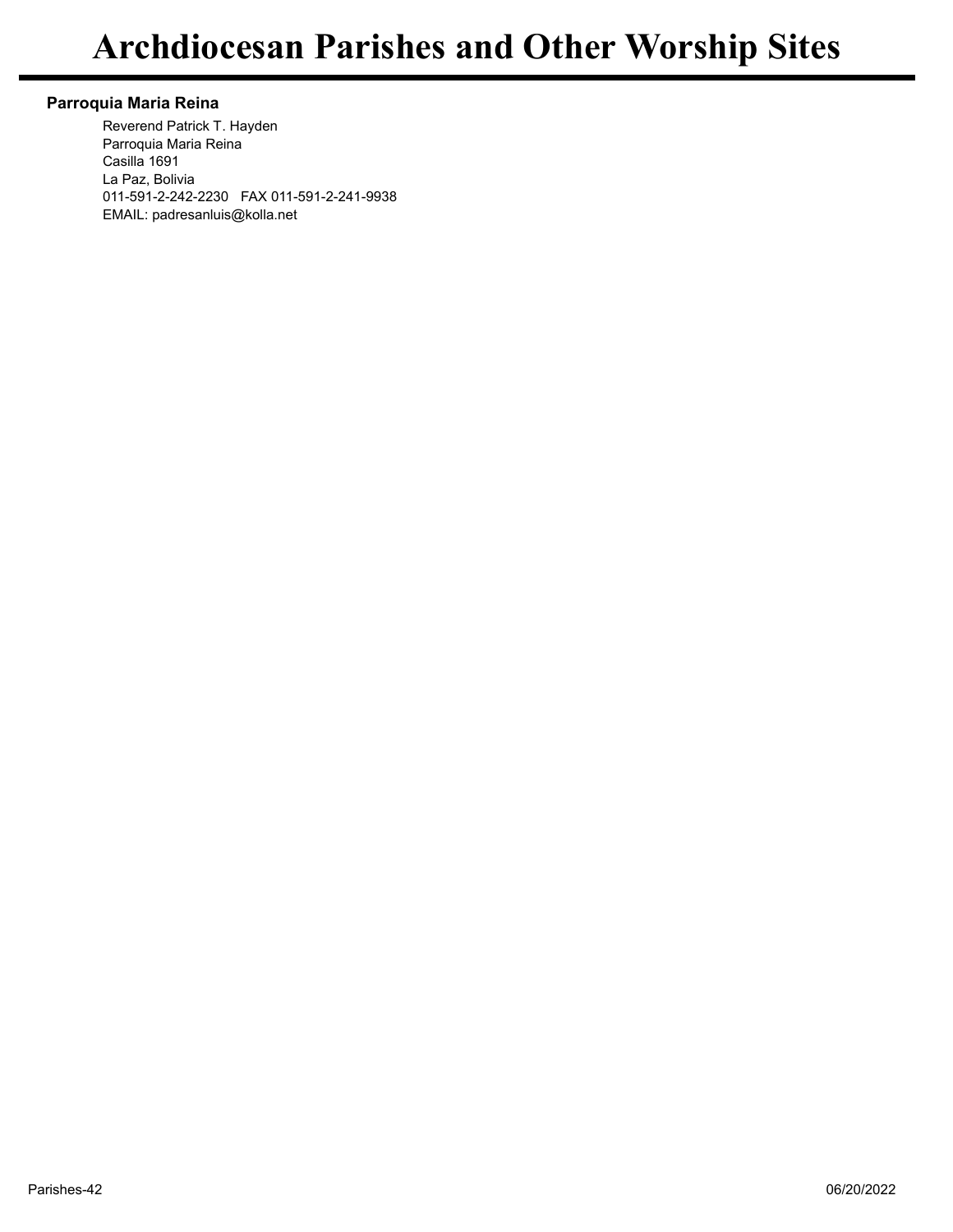# Archdiocesan Parishes and Other Worship Sites

**Parroquia Maria Reina**

Reverend Patrick T. Hayden
Parroquia Maria Reina
Casilla 1691
La Paz, Bolivia
011-591-2-242-2230 FAX 011-591-2-241-9938
EMAIL: padresanluis@kolla.net